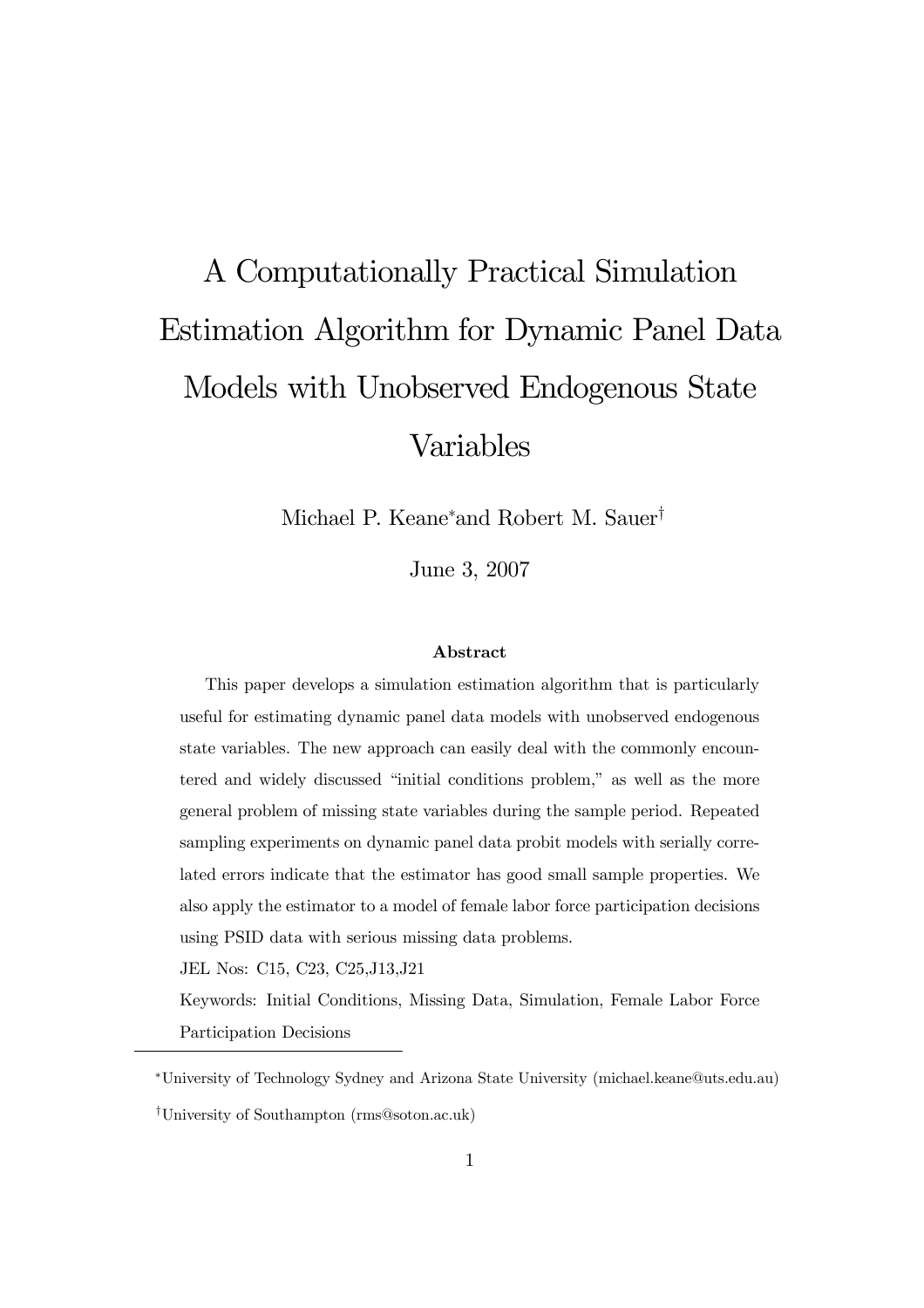# A Computationally Practical Simulation Estimation Algorithm for Dynamic Panel Data Models with Unobserved Endogenous State Variables

Michael P. Keane[*] and Robert M. Sauer[†]

June 3, 2007

### Abstract

This paper develops a simulation estimation algorithm that is particularly useful for estimating dynamic panel data models with unobserved endogenous state variables. The new approach can easily deal with the commonly encountered and widely discussed "initial conditions problem," as well as the more general problem of missing state variables during the sample period. Repeated sampling experiments on dynamic panel data probit models with serially correlated errors indicate that the estimator has good small sample properties. We also apply the estimator to a model of female labor force participation decisions using PSID data with serious missing data problems.

JEL Nos: C15, C23, C25,J13,J21

Keywords: Initial Conditions, Missing Data, Simulation, Female Labor Force Participation Decisions

---

[*] University of Technology Sydney and Arizona State University (michael.keane@uts.edu.au)

[†] University of Southampton (rms@soton.ac.uk)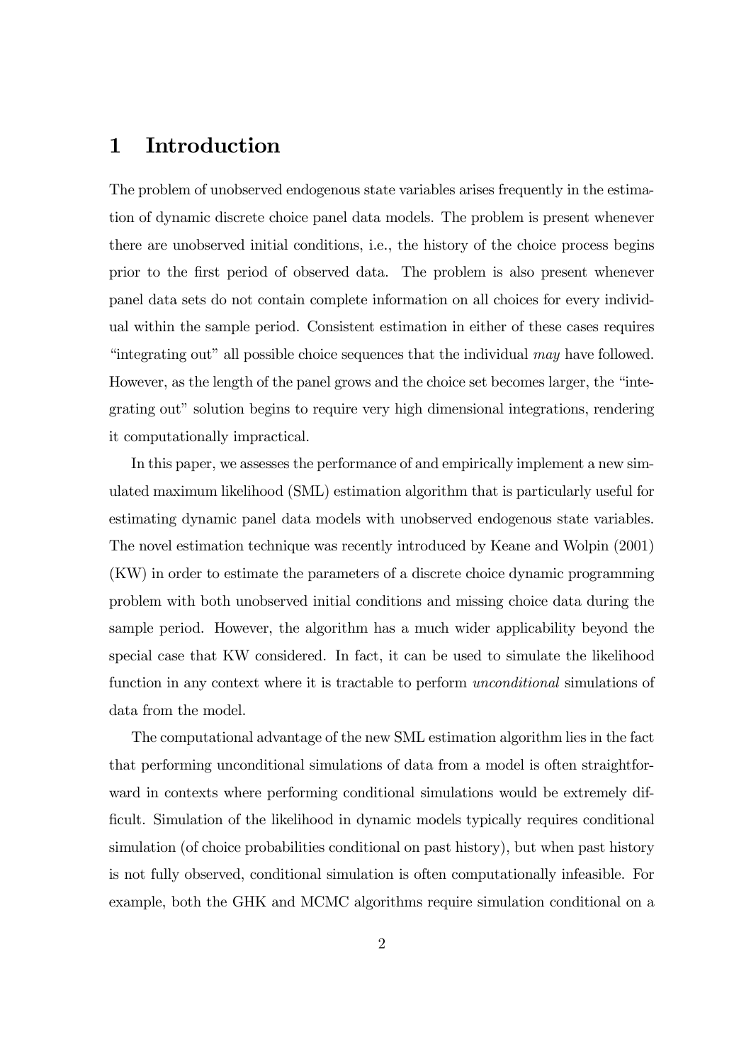# 1 Introduction

The problem of unobserved endogenous state variables arises frequently in the estimation of dynamic discrete choice panel data models. The problem is present whenever there are unobserved initial conditions, i.e., the history of the choice process begins prior to the first period of observed data. The problem is also present whenever panel data sets do not contain complete information on all choices for every individual within the sample period. Consistent estimation in either of these cases requires "integrating out" all possible choice sequences that the individual *may* have followed. However, as the length of the panel grows and the choice set becomes larger, the "integrating out" solution begins to require very high dimensional integrations, rendering it computationally impractical.

In this paper, we assesses the performance of and empirically implement a new simulated maximum likelihood (SML) estimation algorithm that is particularly useful for estimating dynamic panel data models with unobserved endogenous state variables. The novel estimation technique was recently introduced by Keane and Wolpin (2001) (KW) in order to estimate the parameters of a discrete choice dynamic programming problem with both unobserved initial conditions and missing choice data during the sample period. However, the algorithm has a much wider applicability beyond the special case that KW considered. In fact, it can be used to simulate the likelihood function in any context where it is tractable to perform *unconditional* simulations of data from the model.

The computational advantage of the new SML estimation algorithm lies in the fact that performing unconditional simulations of data from a model is often straightforward in contexts where performing conditional simulations would be extremely difficult. Simulation of the likelihood in dynamic models typically requires conditional simulation (of choice probabilities conditional on past history), but when past history is not fully observed, conditional simulation is often computationally infeasible. For example, both the GHK and MCMC algorithms require simulation conditional on a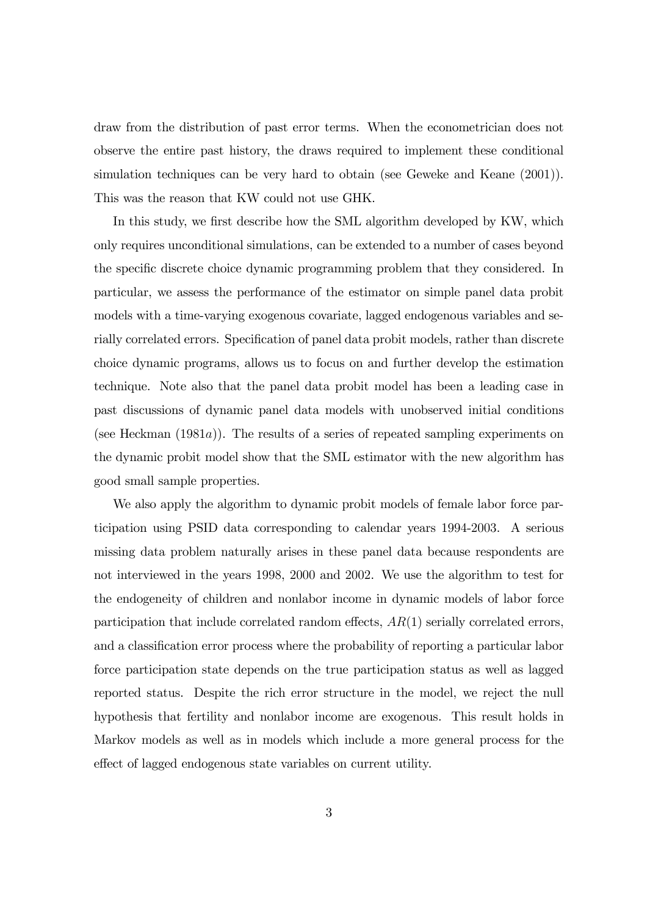draw from the distribution of past error terms. When the econometrician does not observe the entire past history, the draws required to implement these conditional simulation techniques can be very hard to obtain (see Geweke and Keane (2001)). This was the reason that KW could not use GHK.

In this study, we first describe how the SML algorithm developed by KW, which only requires unconditional simulations, can be extended to a number of cases beyond the specific discrete choice dynamic programming problem that they considered. In particular, we assess the performance of the estimator on simple panel data probit models with a time-varying exogenous covariate, lagged endogenous variables and serially correlated errors. Specification of panel data probit models, rather than discrete choice dynamic programs, allows us to focus on and further develop the estimation technique. Note also that the panel data probit model has been a leading case in past discussions of dynamic panel data models with unobserved initial conditions (see Heckman (1981*a*)). The results of a series of repeated sampling experiments on the dynamic probit model show that the SML estimator with the new algorithm has good small sample properties.

We also apply the algorithm to dynamic probit models of female labor force participation using PSID data corresponding to calendar years 1994-2003. A serious missing data problem naturally arises in these panel data because respondents are not interviewed in the years 1998, 2000 and 2002. We use the algorithm to test for the endogeneity of children and nonlabor income in dynamic models of labor force participation that include correlated random effects, $AR(1)$ serially correlated errors, and a classification error process where the probability of reporting a particular labor force participation state depends on the true participation status as well as lagged reported status. Despite the rich error structure in the model, we reject the null hypothesis that fertility and nonlabor income are exogenous. This result holds in Markov models as well as in models which include a more general process for the effect of lagged endogenous state variables on current utility.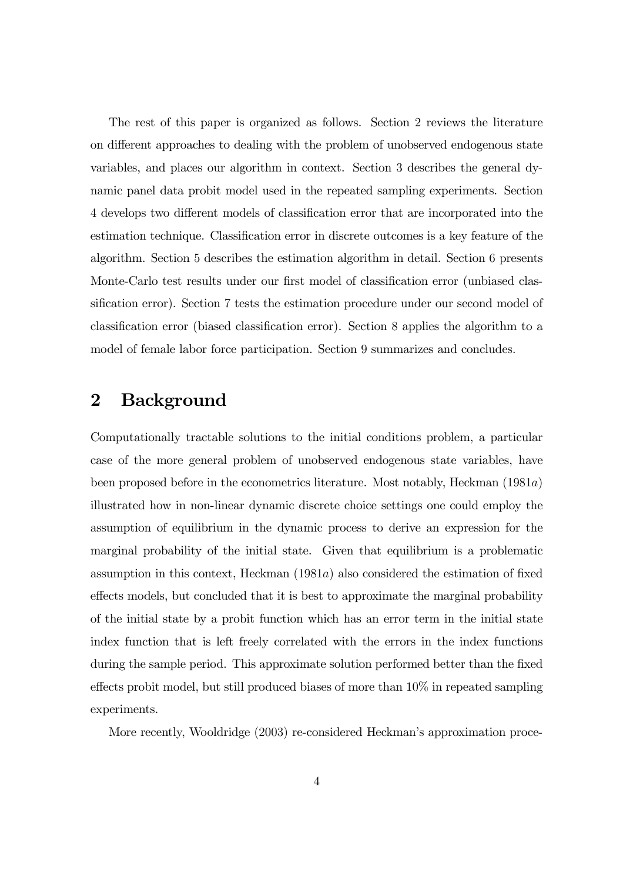The rest of this paper is organized as follows. Section 2 reviews the literature on different approaches to dealing with the problem of unobserved endogenous state variables, and places our algorithm in context. Section 3 describes the general dynamic panel data probit model used in the repeated sampling experiments. Section 4 develops two different models of classification error that are incorporated into the estimation technique. Classification error in discrete outcomes is a key feature of the algorithm. Section 5 describes the estimation algorithm in detail. Section 6 presents Monte-Carlo test results under our first model of classification error (unbiased classification error). Section 7 tests the estimation procedure under our second model of classification error (biased classification error). Section 8 applies the algorithm to a model of female labor force participation. Section 9 summarizes and concludes.

## 2 Background

Computationally tractable solutions to the initial conditions problem, a particular case of the more general problem of unobserved endogenous state variables, have been proposed before in the econometrics literature. Most notably, Heckman (1981*a*) illustrated how in non-linear dynamic discrete choice settings one could employ the assumption of equilibrium in the dynamic process to derive an expression for the marginal probability of the initial state. Given that equilibrium is a problematic assumption in this context, Heckman (1981*a*) also considered the estimation of fixed effects models, but concluded that it is best to approximate the marginal probability of the initial state by a probit function which has an error term in the initial state index function that is left freely correlated with the errors in the index functions during the sample period. This approximate solution performed better than the fixed effects probit model, but still produced biases of more than 10% in repeated sampling experiments.

More recently, Wooldridge (2003) re-considered Heckman's approximation proce-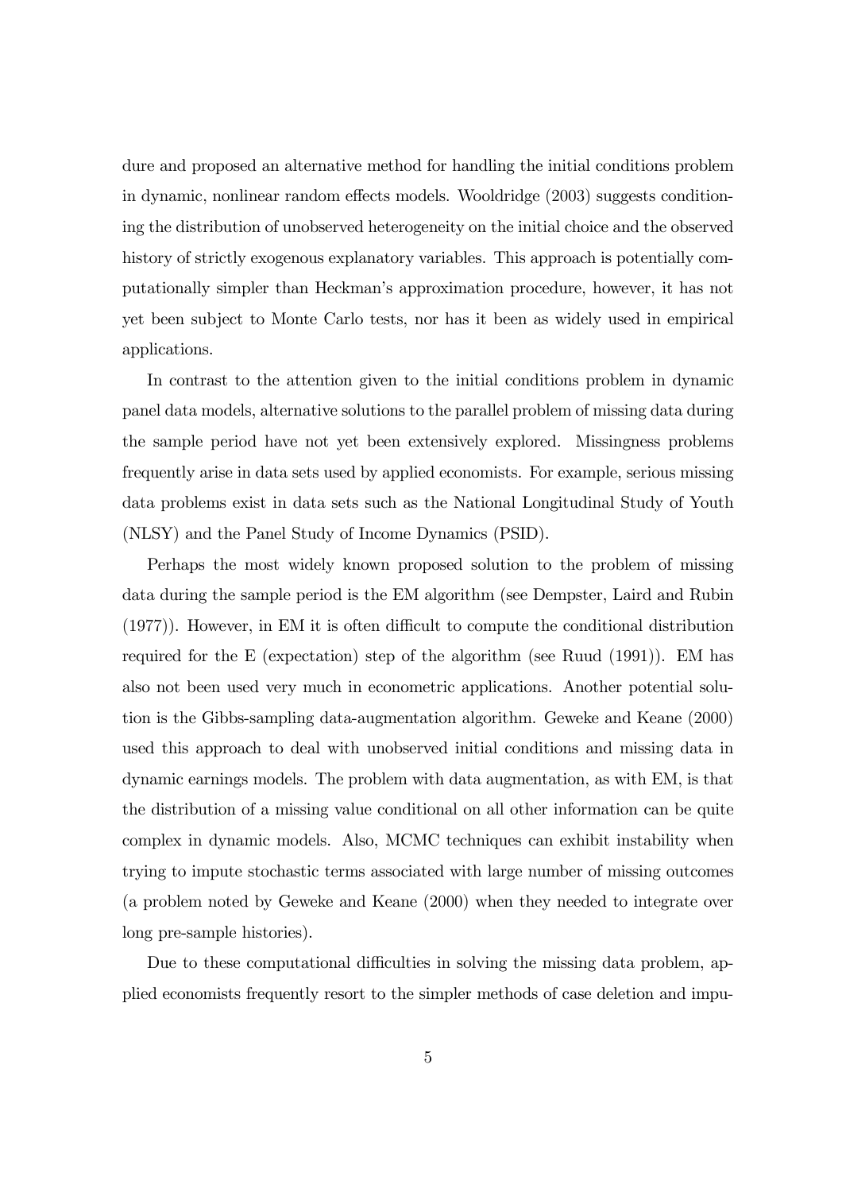dure and proposed an alternative method for handling the initial conditions problem in dynamic, nonlinear random effects models. Wooldridge (2003) suggests conditioning the distribution of unobserved heterogeneity on the initial choice and the observed history of strictly exogenous explanatory variables. This approach is potentially computationally simpler than Heckman's approximation procedure, however, it has not yet been subject to Monte Carlo tests, nor has it been as widely used in empirical applications.

In contrast to the attention given to the initial conditions problem in dynamic panel data models, alternative solutions to the parallel problem of missing data during the sample period have not yet been extensively explored. Missingness problems frequently arise in data sets used by applied economists. For example, serious missing data problems exist in data sets such as the National Longitudinal Study of Youth (NLSY) and the Panel Study of Income Dynamics (PSID).

Perhaps the most widely known proposed solution to the problem of missing data during the sample period is the EM algorithm (see Dempster, Laird and Rubin (1977)). However, in EM it is often difficult to compute the conditional distribution required for the E (expectation) step of the algorithm (see Ruud (1991)). EM has also not been used very much in econometric applications. Another potential solution is the Gibbs-sampling data-augmentation algorithm. Geweke and Keane (2000) used this approach to deal with unobserved initial conditions and missing data in dynamic earnings models. The problem with data augmentation, as with EM, is that the distribution of a missing value conditional on all other information can be quite complex in dynamic models. Also, MCMC techniques can exhibit instability when trying to impute stochastic terms associated with large number of missing outcomes (a problem noted by Geweke and Keane (2000) when they needed to integrate over long pre-sample histories).

Due to these computational difficulties in solving the missing data problem, applied economists frequently resort to the simpler methods of case deletion and impu-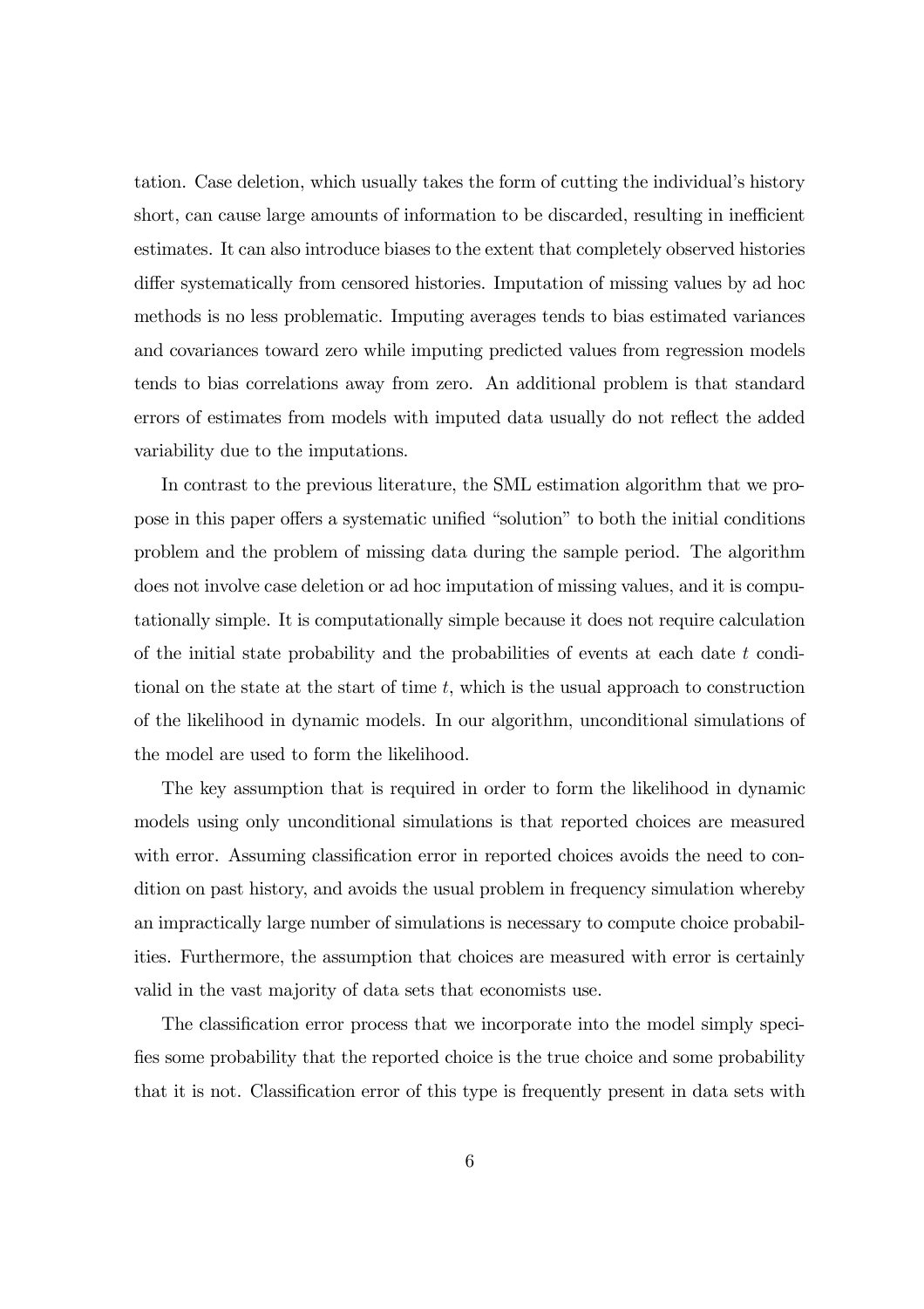tation. Case deletion, which usually takes the form of cutting the individual's history short, can cause large amounts of information to be discarded, resulting in inefficient estimates. It can also introduce biases to the extent that completely observed histories differ systematically from censored histories. Imputation of missing values by ad hoc methods is no less problematic. Imputing averages tends to bias estimated variances and covariances toward zero while imputing predicted values from regression models tends to bias correlations away from zero. An additional problem is that standard errors of estimates from models with imputed data usually do not reflect the added variability due to the imputations.

In contrast to the previous literature, the SML estimation algorithm that we propose in this paper offers a systematic unified "solution" to both the initial conditions problem and the problem of missing data during the sample period. The algorithm does not involve case deletion or ad hoc imputation of missing values, and it is computationally simple. It is computationally simple because it does not require calculation of the initial state probability and the probabilities of events at each date $t$ conditional on the state at the start of time $t$, which is the usual approach to construction of the likelihood in dynamic models. In our algorithm, unconditional simulations of the model are used to form the likelihood.

The key assumption that is required in order to form the likelihood in dynamic models using only unconditional simulations is that reported choices are measured with error. Assuming classification error in reported choices avoids the need to condition on past history, and avoids the usual problem in frequency simulation whereby an impractically large number of simulations is necessary to compute choice probabilities. Furthermore, the assumption that choices are measured with error is certainly valid in the vast majority of data sets that economists use.

The classification error process that we incorporate into the model simply specifies some probability that the reported choice is the true choice and some probability that it is not. Classification error of this type is frequently present in data sets with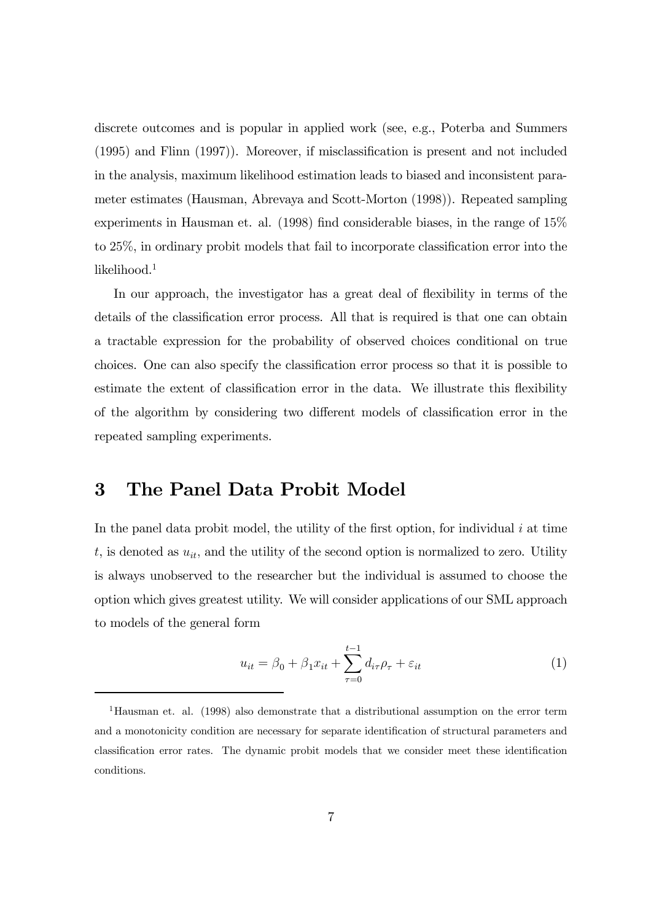discrete outcomes and is popular in applied work (see, e.g., Poterba and Summers (1995) and Flinn (1997)). Moreover, if misclassification is present and not included in the analysis, maximum likelihood estimation leads to biased and inconsistent parameter estimates (Hausman, Abrevaya and Scott-Morton (1998)). Repeated sampling experiments in Hausman et. al. (1998) find considerable biases, in the range of 15% to 25%, in ordinary probit models that fail to incorporate classification error into the likelihood.[1]

In our approach, the investigator has a great deal of flexibility in terms of the details of the classification error process. All that is required is that one can obtain a tractable expression for the probability of observed choices conditional on true choices. One can also specify the classification error process so that it is possible to estimate the extent of classification error in the data. We illustrate this flexibility of the algorithm by considering two different models of classification error in the repeated sampling experiments.

# 3 The Panel Data Probit Model

In the panel data probit model, the utility of the first option, for individual $i$ at time $t$, is denoted as $u_{it}$, and the utility of the second option is normalized to zero. Utility is always unobserved to the researcher but the individual is assumed to choose the option which gives greatest utility. We will consider applications of our SML approach to models of the general form

$$u_{it} = \beta_0 + \beta_1 x_{it} + \sum_{\tau=0}^{t-1} d_{i\tau}\rho_{\tau} + \varepsilon_{it} \tag{1}$$

[1] Hausman et. al. (1998) also demonstrate that a distributional assumption on the error term and a monotonicity condition are necessary for separate identification of structural parameters and classification error rates. The dynamic probit models that we consider meet these identification conditions.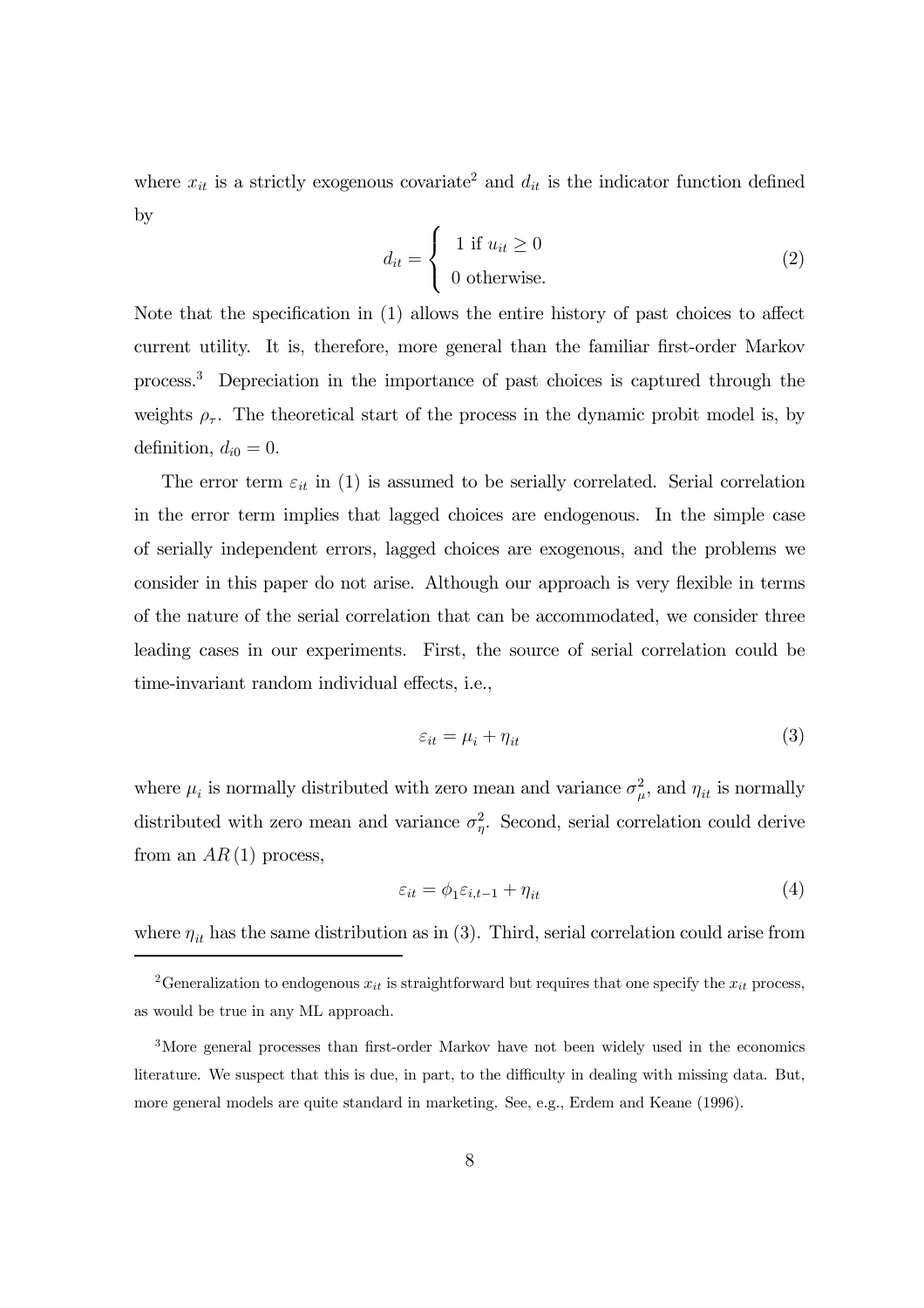where $x_{it}$ is a strictly exogenous covariate[2] and $d_{it}$ is the indicator function defined by

$$d_{it} = \begin{cases} 1 \text{ if } u_{it} \geq 0 \\ 0 \text{ otherwise.} \end{cases} \tag{2}$$

Note that the specification in (1) allows the entire history of past choices to affect current utility. It is, therefore, more general than the familiar first-order Markov process.[3] Depreciation in the importance of past choices is captured through the weights $\rho_\tau$. The theoretical start of the process in the dynamic probit model is, by definition, $d_{i0} = 0$.

The error term $\varepsilon_{it}$ in (1) is assumed to be serially correlated. Serial correlation in the error term implies that lagged choices are endogenous. In the simple case of serially independent errors, lagged choices are exogenous, and the problems we consider in this paper do not arise. Although our approach is very flexible in terms of the nature of the serial correlation that can be accommodated, we consider three leading cases in our experiments. First, the source of serial correlation could be time-invariant random individual effects, i.e.,

$$\varepsilon_{it} = \mu_i + \eta_{it} \tag{3}$$

where $\mu_i$ is normally distributed with zero mean and variance $\sigma_\mu^2$, and $\eta_{it}$ is normally distributed with zero mean and variance $\sigma_\eta^2$. Second, serial correlation could derive from an $AR(1)$ process,

$$\varepsilon_{it} = \phi_1 \varepsilon_{i,t-1} + \eta_{it} \tag{4}$$

where $\eta_{it}$ has the same distribution as in (3). Third, serial correlation could arise from

[2] Generalization to endogenous $x_{it}$ is straightforward but requires that one specify the $x_{it}$ process, as would be true in any ML approach.

[3] More general processes than first-order Markov have not been widely used in the economics literature. We suspect that this is due, in part, to the difficulty in dealing with missing data. But, more general models are quite standard in marketing. See, e.g., Erdem and Keane (1996).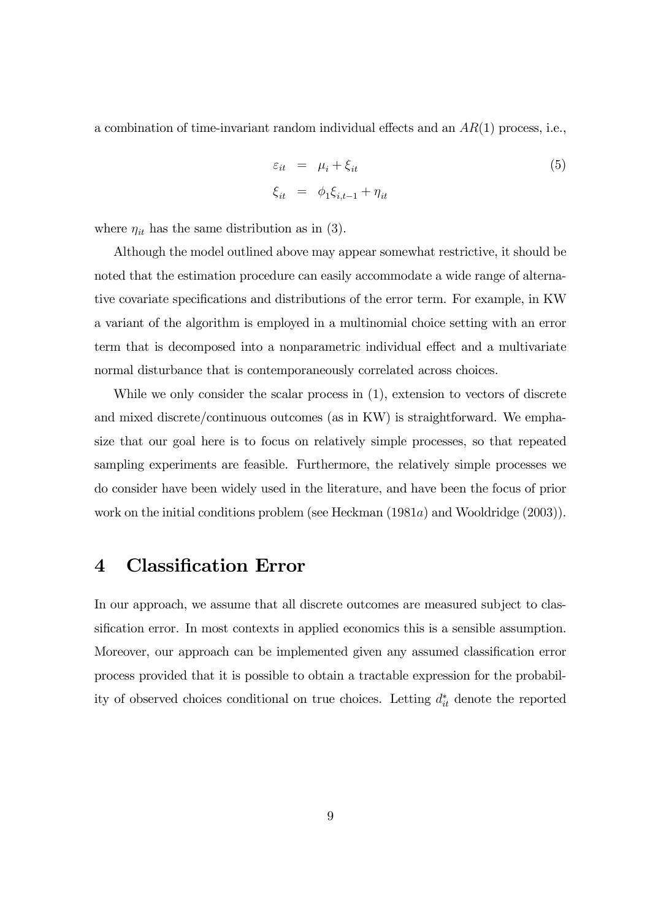a combination of time-invariant random individual effects and an $AR(1)$ process, i.e.,

$$\begin{aligned} \varepsilon_{it} &= \mu_i + \xi_{it} \\ \xi_{it} &= \phi_1 \xi_{i,t-1} + \eta_{it} \end{aligned} \tag{5}$$

where $\eta_{it}$ has the same distribution as in (3).

Although the model outlined above may appear somewhat restrictive, it should be noted that the estimation procedure can easily accommodate a wide range of alternative covariate specifications and distributions of the error term. For example, in KW a variant of the algorithm is employed in a multinomial choice setting with an error term that is decomposed into a nonparametric individual effect and a multivariate normal disturbance that is contemporaneously correlated across choices.

While we only consider the scalar process in (1), extension to vectors of discrete and mixed discrete/continuous outcomes (as in KW) is straightforward. We emphasize that our goal here is to focus on relatively simple processes, so that repeated sampling experiments are feasible. Furthermore, the relatively simple processes we do consider have been widely used in the literature, and have been the focus of prior work on the initial conditions problem (see Heckman (1981*a*) and Wooldridge (2003)).

# 4 Classification Error

In our approach, we assume that all discrete outcomes are measured subject to classification error. In most contexts in applied economics this is a sensible assumption. Moreover, our approach can be implemented given any assumed classification error process provided that it is possible to obtain a tractable expression for the probability of observed choices conditional on true choices. Letting $d_{it}^*$ denote the reported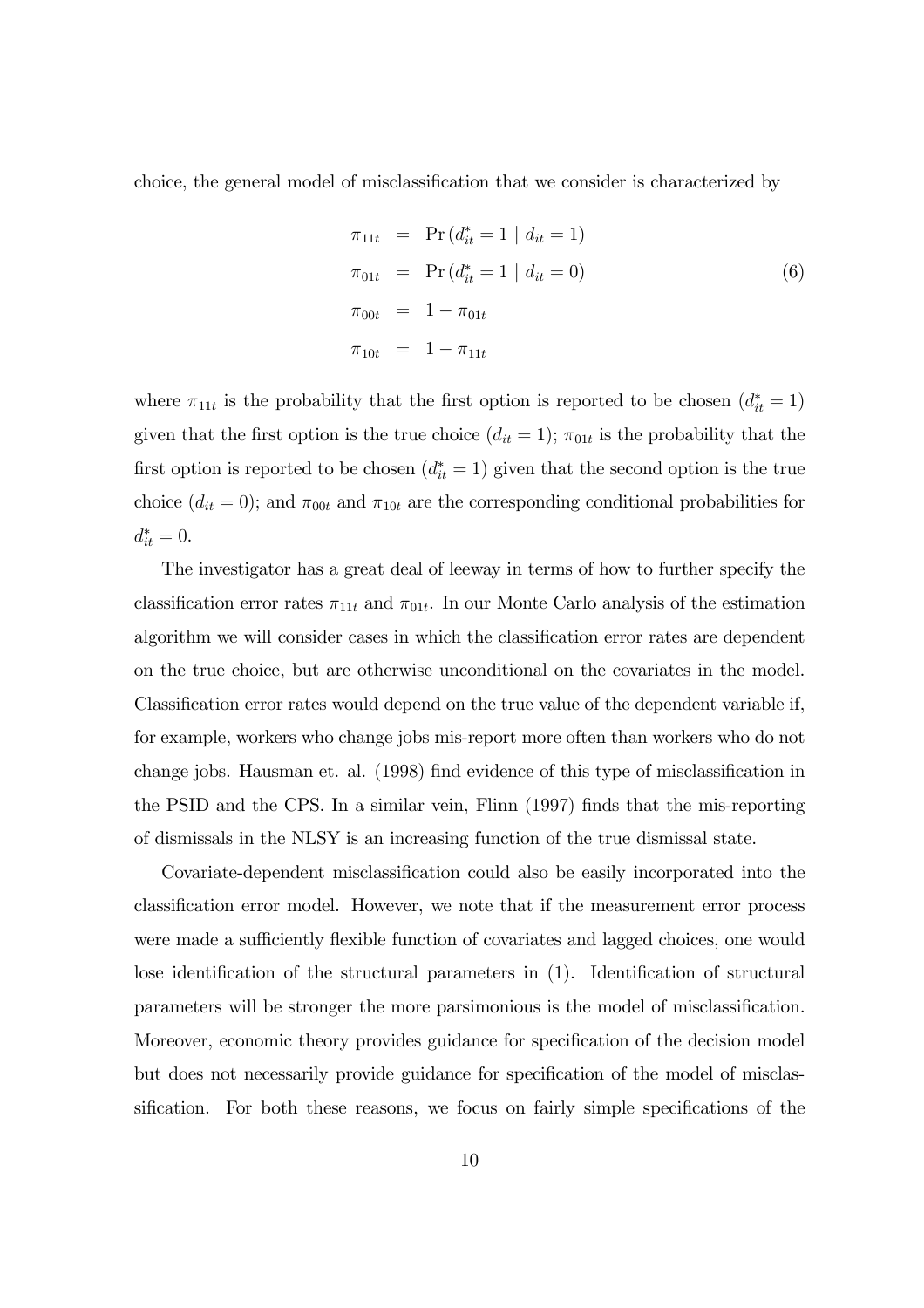choice, the general model of misclassification that we consider is characterized by

$$
\begin{aligned}
\pi_{11t} &= \Pr\left(d_{it}^{*}=1 \mid d_{it}=1\right) \\
\pi_{01t} &= \Pr\left(d_{it}^{*}=1 \mid d_{it}=0\right) \\
\pi_{00t} &= 1-\pi_{01t} \\
\pi_{10t} &= 1-\pi_{11t}
\end{aligned} \tag{6}
$$

where $\pi_{11t}$ is the probability that the first option is reported to be chosen ($d_{it}^{*}=1$) given that the first option is the true choice ($d_{it}=1$); $\pi_{01t}$ is the probability that the first option is reported to be chosen ($d_{it}^{*}=1$) given that the second option is the true choice ($d_{it}=0$); and $\pi_{00t}$ and $\pi_{10t}$ are the corresponding conditional probabilities for $d_{it}^{*}=0$.

The investigator has a great deal of leeway in terms of how to further specify the classification error rates $\pi_{11t}$ and $\pi_{01t}$. In our Monte Carlo analysis of the estimation algorithm we will consider cases in which the classification error rates are dependent on the true choice, but are otherwise unconditional on the covariates in the model. Classification error rates would depend on the true value of the dependent variable if, for example, workers who change jobs mis-report more often than workers who do not change jobs. Hausman et. al. (1998) find evidence of this type of misclassification in the PSID and the CPS. In a similar vein, Flinn (1997) finds that the mis-reporting of dismissals in the NLSY is an increasing function of the true dismissal state.

Covariate-dependent misclassification could also be easily incorporated into the classification error model. However, we note that if the measurement error process were made a sufficiently flexible function of covariates and lagged choices, one would lose identification of the structural parameters in (1). Identification of structural parameters will be stronger the more parsimonious is the model of misclassification. Moreover, economic theory provides guidance for specification of the decision model but does not necessarily provide guidance for specification of the model of misclassification. For both these reasons, we focus on fairly simple specifications of the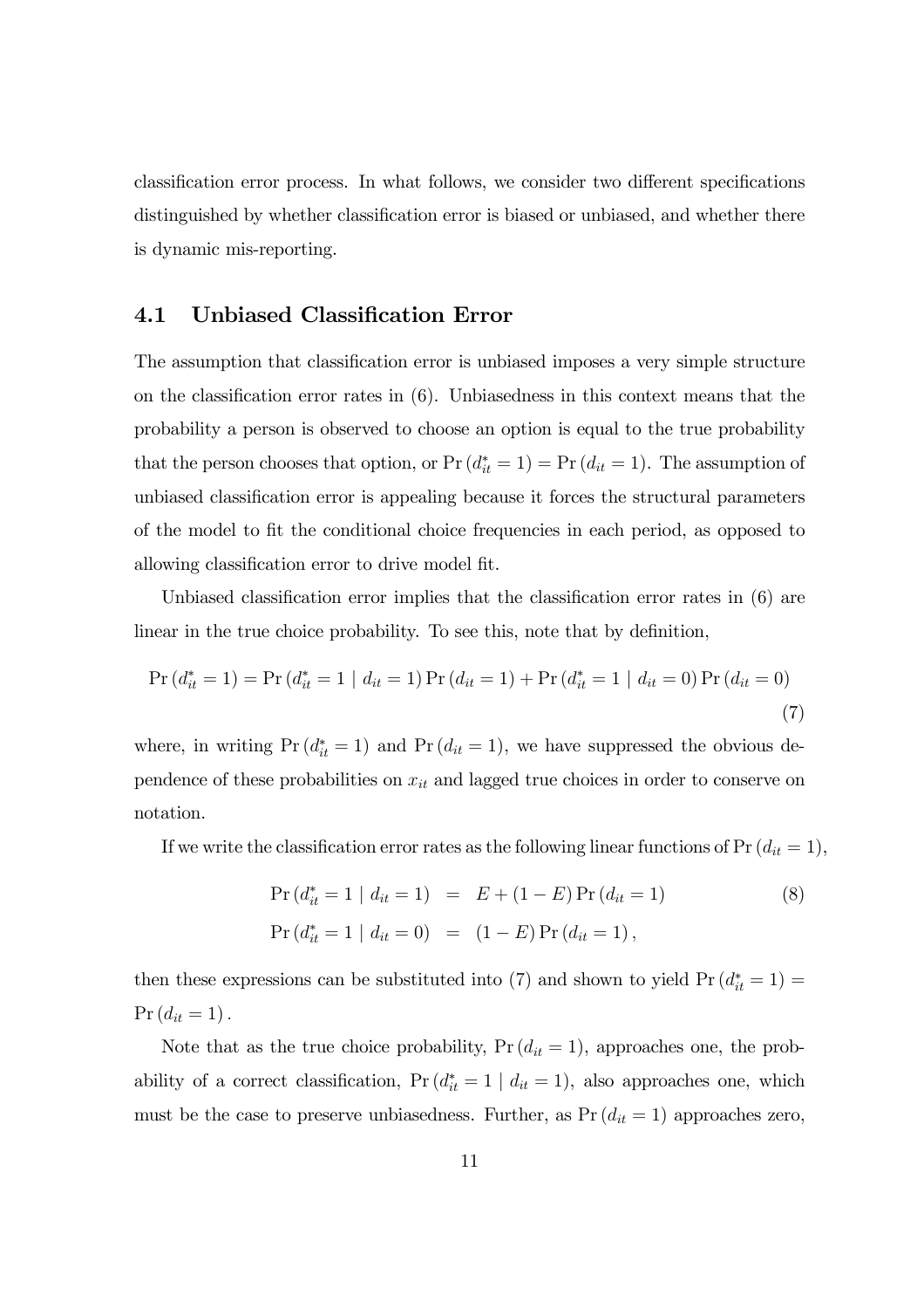classification error process. In what follows, we consider two different specifications distinguished by whether classification error is biased or unbiased, and whether there is dynamic mis-reporting.

## 4.1 Unbiased Classification Error

The assumption that classification error is unbiased imposes a very simple structure on the classification error rates in (6). Unbiasedness in this context means that the probability a person is observed to choose an option is equal to the true probability that the person chooses that option, or $\Pr(d_{it}^* = 1) = \Pr(d_{it} = 1)$. The assumption of unbiased classification error is appealing because it forces the structural parameters of the model to fit the conditional choice frequencies in each period, as opposed to allowing classification error to drive model fit.

Unbiased classification error implies that the classification error rates in (6) are linear in the true choice probability. To see this, note that by definition,

$$\Pr(d_{it}^* = 1) = \Pr(d_{it}^* = 1 \mid d_{it} = 1)\Pr(d_{it} = 1) + \Pr(d_{it}^* = 1 \mid d_{it} = 0)\Pr(d_{it} = 0) \tag{7}$$

where, in writing $\Pr(d_{it}^* = 1)$ and $\Pr(d_{it} = 1)$, we have suppressed the obvious dependence of these probabilities on $x_{it}$ and lagged true choices in order to conserve on notation.

If we write the classification error rates as the following linear functions of $\Pr(d_{it} = 1)$,

$$\begin{aligned} \Pr(d_{it}^* = 1 \mid d_{it} = 1) &= E + (1 - E)\Pr(d_{it} = 1) \\ \Pr(d_{it}^* = 1 \mid d_{it} = 0) &= (1 - E)\Pr(d_{it} = 1), \end{aligned} \tag{8}$$

then these expressions can be substituted into (7) and shown to yield $\Pr(d_{it}^* = 1) = \Pr(d_{it} = 1)$.

Note that as the true choice probability, $\Pr(d_{it} = 1)$, approaches one, the probability of a correct classification, $\Pr(d_{it}^* = 1 \mid d_{it} = 1)$, also approaches one, which must be the case to preserve unbiasedness. Further, as $\Pr(d_{it} = 1)$ approaches zero,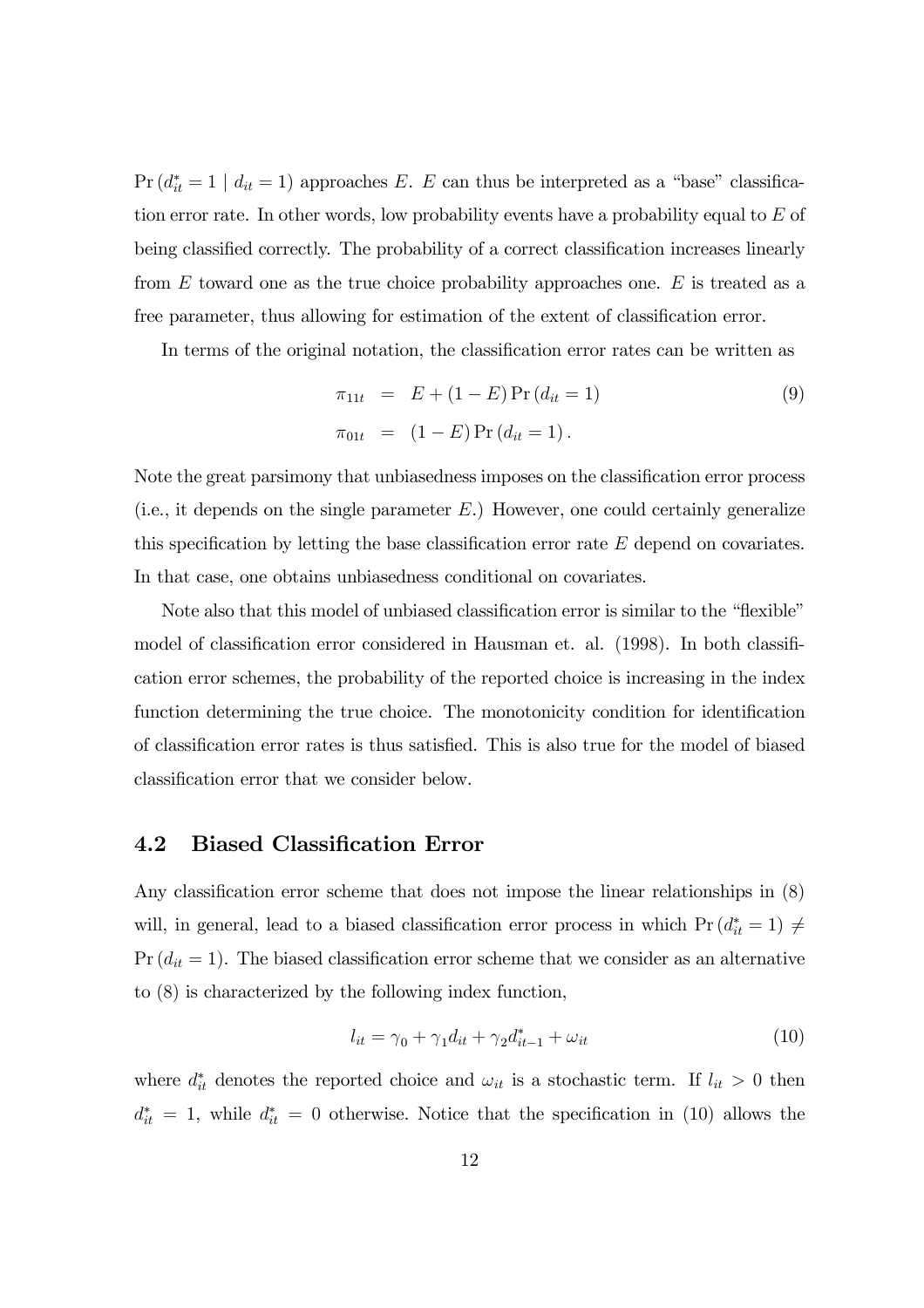$\Pr(d_{it}^* = 1 \mid d_{it} = 1)$ approaches $E$. $E$ can thus be interpreted as a "base" classification error rate. In other words, low probability events have a probability equal to $E$ of being classified correctly. The probability of a correct classification increases linearly from $E$ toward one as the true choice probability approaches one. $E$ is treated as a free parameter, thus allowing for estimation of the extent of classification error.

In terms of the original notation, the classification error rates can be written as

$$
\begin{aligned}
\pi_{11t} &= E + (1 - E)\Pr(d_{it} = 1) \\
\pi_{01t} &= (1 - E)\Pr(d_{it} = 1).
\end{aligned}
\tag{9}
$$

Note the great parsimony that unbiasedness imposes on the classification error process (i.e., it depends on the single parameter $E$.) However, one could certainly generalize this specification by letting the base classification error rate $E$ depend on covariates. In that case, one obtains unbiasedness conditional on covariates.

Note also that this model of unbiased classification error is similar to the "flexible" model of classification error considered in Hausman et. al. (1998). In both classification error schemes, the probability of the reported choice is increasing in the index function determining the true choice. The monotonicity condition for identification of classification error rates is thus satisfied. This is also true for the model of biased classification error that we consider below.

## 4.2 Biased Classification Error

Any classification error scheme that does not impose the linear relationships in (8) will, in general, lead to a biased classification error process in which $\Pr(d_{it}^* = 1) \neq \Pr(d_{it} = 1)$. The biased classification error scheme that we consider as an alternative to (8) is characterized by the following index function,

$$
l_{it} = \gamma_0 + \gamma_1 d_{it} + \gamma_2 d_{it-1}^* + \omega_{it} \tag{10}
$$

where $d_{it}^*$ denotes the reported choice and $\omega_{it}$ is a stochastic term. If $l_{it} > 0$ then $d_{it}^* = 1$, while $d_{it}^* = 0$ otherwise. Notice that the specification in (10) allows the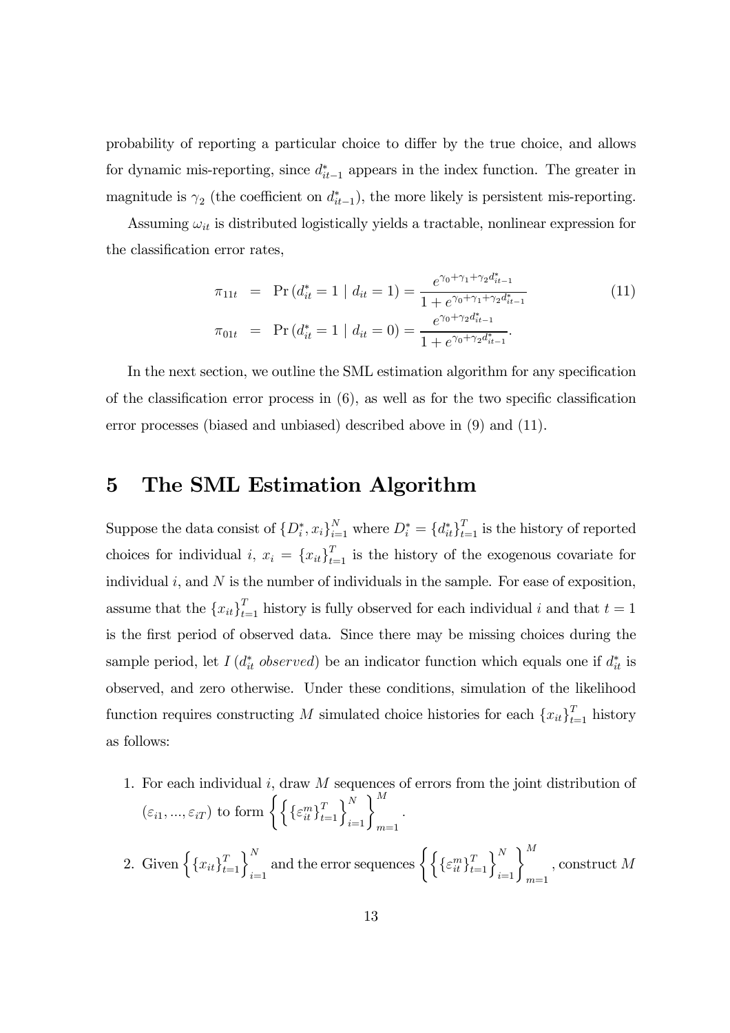probability of reporting a particular choice to differ by the true choice, and allows for dynamic mis-reporting, since $d^*_{it-1}$ appears in the index function. The greater in magnitude is $\gamma_2$ (the coefficient on $d^*_{it-1}$), the more likely is persistent mis-reporting.

Assuming $\omega_{it}$ is distributed logistically yields a tractable, nonlinear expression for the classification error rates,

$$
\begin{aligned}
\pi_{11t} &= \Pr\left(d^*_{it} = 1 \mid d_{it} = 1\right) = \frac{e^{\gamma_0+\gamma_1+\gamma_2 d^*_{it-1}}}{1+e^{\gamma_0+\gamma_1+\gamma_2 d^*_{it-1}}} \\
\pi_{01t} &= \Pr\left(d^*_{it} = 1 \mid d_{it} = 0\right) = \frac{e^{\gamma_0+\gamma_2 d^*_{it-1}}}{1+e^{\gamma_0+\gamma_2 d^*_{it-1}}}.
\end{aligned}
\tag{11}
$$

In the next section, we outline the SML estimation algorithm for any specification of the classification error process in (6), as well as for the two specific classification error processes (biased and unbiased) described above in (9) and (11).

# 5 The SML Estimation Algorithm

Suppose the data consist of $\{D^*_i, x_i\}_{i=1}^N$ where $D^*_i = \{d^*_{it}\}_{t=1}^T$ is the history of reported choices for individual $i$, $x_i = \{x_{it}\}_{t=1}^T$ is the history of the exogenous covariate for individual $i$, and $N$ is the number of individuals in the sample. For ease of exposition, assume that the $\{x_{it}\}_{t=1}^T$ history is fully observed for each individual $i$ and that $t = 1$ is the first period of observed data. Since there may be missing choices during the sample period, let $I\left(d^*_{it}\ \textit{observed}\right)$ be an indicator function which equals one if $d^*_{it}$ is observed, and zero otherwise. Under these conditions, simulation of the likelihood function requires constructing $M$ simulated choice histories for each $\{x_{it}\}_{t=1}^T$ history as follows:

1. For each individual $i$, draw $M$ sequences of errors from the joint distribution of $(\varepsilon_{i1}, ..., \varepsilon_{iT})$ to form $\left\{\left\{\{\varepsilon^m_{it}\}_{t=1}^T\right\}_{i=1}^N\right\}_{m=1}^M$.
2. Given $\left\{\{x_{it}\}_{t=1}^T\right\}_{i=1}^N$ and the error sequences $\left\{\left\{\{\varepsilon^m_{it}\}_{t=1}^T\right\}_{i=1}^N\right\}_{m=1}^M$, construct $M$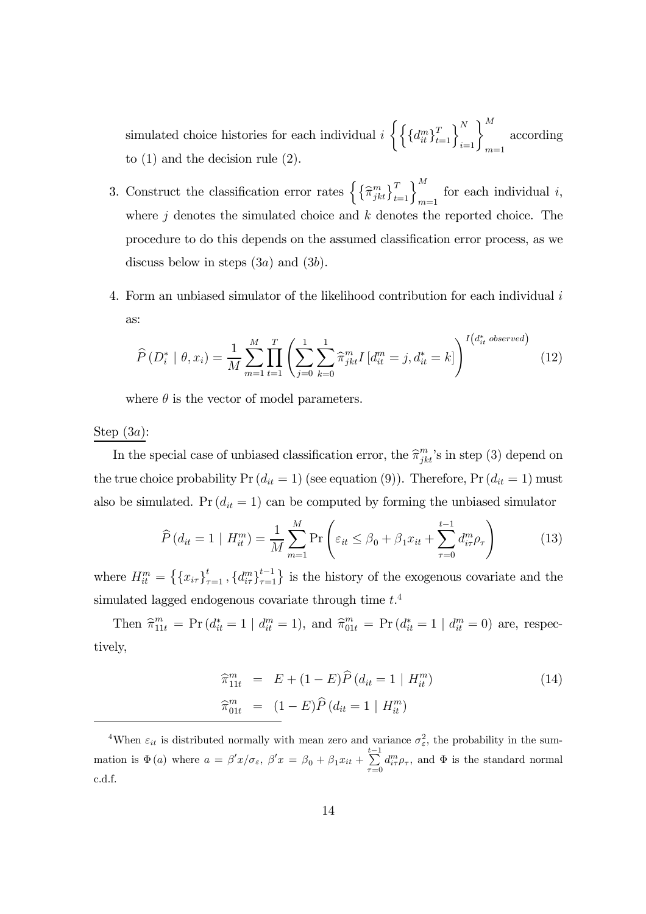simulated choice histories for each individual $i$ $\left\{\left\{\{d_{it}^m\}_{t=1}^T\right\}_{i=1}^N\right\}_{m=1}^M$ according to (1) and the decision rule (2).

3. Construct the classification error rates $\left\{\{\widehat{\pi}_{jkt}^m\}_{t=1}^T\right\}_{m=1}^M$ for each individual $i$, where $j$ denotes the simulated choice and $k$ denotes the reported choice. The procedure to do this depends on the assumed classification error process, as we discuss below in steps $(3a)$ and $(3b)$.

4. Form an unbiased simulator of the likelihood contribution for each individual $i$ as:

$$\widehat{P}\left(D_i^* \mid \theta, x_i\right) = \frac{1}{M}\sum_{m=1}^M \prod_{t=1}^T \left(\sum_{j=0}^1 \sum_{k=0}^1 \widehat{\pi}_{jkt}^m I\left[d_{it}^m = j, d_{it}^* = k\right]\right)^{I\left(d_{it}^*\ observed\right)} \tag{12}$$

where $\theta$ is the vector of model parameters.

Step $(3a)$:

In the special case of unbiased classification error, the $\widehat{\pi}_{jkt}^m$'s in step (3) depend on the true choice probability $\Pr\left(d_{it}=1\right)$ (see equation (9)). Therefore, $\Pr\left(d_{it}=1\right)$ must also be simulated. $\Pr\left(d_{it}=1\right)$ can be computed by forming the unbiased simulator

$$\widehat{P}\left(d_{it}=1 \mid H_{it}^m\right) = \frac{1}{M}\sum_{m=1}^M \Pr\left(\varepsilon_{it} \leq \beta_0 + \beta_1 x_{it} + \sum_{\tau=0}^{t-1} d_{i\tau}^m \rho_\tau\right) \tag{13}$$

where $H_{it}^m = \left\{\{x_{i\tau}\}_{\tau=1}^t, \{d_{i\tau}^m\}_{\tau=1}^{t-1}\right\}$ is the history of the exogenous covariate and the simulated lagged endogenous covariate through time $t$.[4]

Then $\widehat{\pi}_{11t}^m = \Pr\left(d_{it}^* = 1 \mid d_{it}^m = 1\right)$, and $\widehat{\pi}_{01t}^m = \Pr\left(d_{it}^* = 1 \mid d_{it}^m = 0\right)$ are, respectively,

$$\begin{aligned} \widehat{\pi}_{11t}^m &= E + (1-E)\widehat{P}\left(d_{it}=1 \mid H_{it}^m\right) \\ \widehat{\pi}_{01t}^m &= (1-E)\widehat{P}\left(d_{it}=1 \mid H_{it}^m\right) \end{aligned} \tag{14}$$

[4]When $\varepsilon_{it}$ is distributed normally with mean zero and variance $\sigma_\varepsilon^2$, the probability in the summation is $\Phi\left(a\right)$ where $a = \beta' x/\sigma_\varepsilon$, $\beta' x = \beta_0 + \beta_1 x_{it} + \sum_{\tau=0}^{t-1} d_{i\tau}^m \rho_\tau$, and $\Phi$ is the standard normal c.d.f.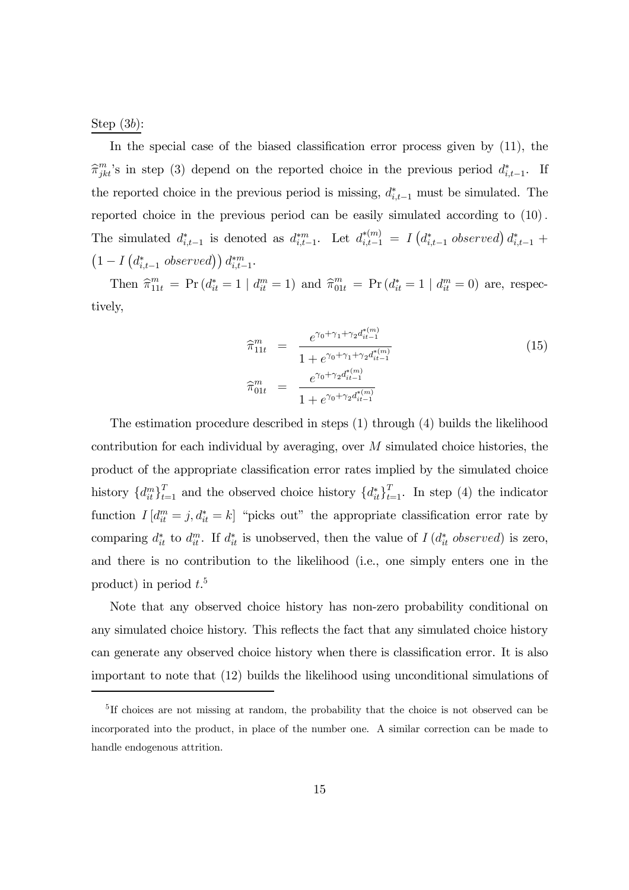<u>Step (3*b*)</u>:

In the special case of the biased classification error process given by (11), the $\widehat{\pi}^m_{jkt}$'s in step (3) depend on the reported choice in the previous period $d^*_{i,t-1}$. If the reported choice in the previous period is missing, $d^*_{i,t-1}$ must be simulated. The reported choice in the previous period can be easily simulated according to (10). The simulated $d^*_{i,t-1}$ is denoted as $d^{*m}_{i,t-1}$. Let $d^{*(m)}_{i,t-1} = I\left(d^*_{i,t-1}\ observed\right) d^*_{i,t-1} + \left(1 - I\left(d^*_{i,t-1}\ observed\right)\right) d^{*m}_{i,t-1}$.

Then $\widehat{\pi}^m_{11t} = \Pr\left(d^*_{it} = 1 \mid d^m_{it} = 1\right)$ and $\widehat{\pi}^m_{01t} = \Pr\left(d^*_{it} = 1 \mid d^m_{it} = 0\right)$ are, respectively,

$$
\begin{aligned}
\widehat{\pi}^m_{11t} &= \frac{e^{\gamma_0 + \gamma_1 + \gamma_2 d^{*(m)}_{it-1}}}{1 + e^{\gamma_0 + \gamma_1 + \gamma_2 d^{*(m)}_{it-1}}} \\
\widehat{\pi}^m_{01t} &= \frac{e^{\gamma_0 + \gamma_2 d^{*(m)}_{it-1}}}{1 + e^{\gamma_0 + \gamma_2 d^{*(m)}_{it-1}}}
\end{aligned}
\tag{15}
$$

The estimation procedure described in steps (1) through (4) builds the likelihood contribution for each individual by averaging, over $M$ simulated choice histories, the product of the appropriate classification error rates implied by the simulated choice history $\{d^m_{it}\}^T_{t=1}$ and the observed choice history $\{d^*_{it}\}^T_{t=1}$. In step (4) the indicator function $I\left[d^m_{it} = j, d^*_{it} = k\right]$ "picks out" the appropriate classification error rate by comparing $d^*_{it}$ to $d^m_{it}$. If $d^*_{it}$ is unobserved, then the value of $I\left(d^*_{it}\ observed\right)$ is zero, and there is no contribution to the likelihood (i.e., one simply enters one in the product) in period $t$.[5]

Note that any observed choice history has non-zero probability conditional on any simulated choice history. This reflects the fact that any simulated choice history can generate any observed choice history when there is classification error. It is also important to note that (12) builds the likelihood using unconditional simulations of

---

[5] If choices are not missing at random, the probability that the choice is not observed can be incorporated into the product, in place of the number one. A similar correction can be made to handle endogenous attrition.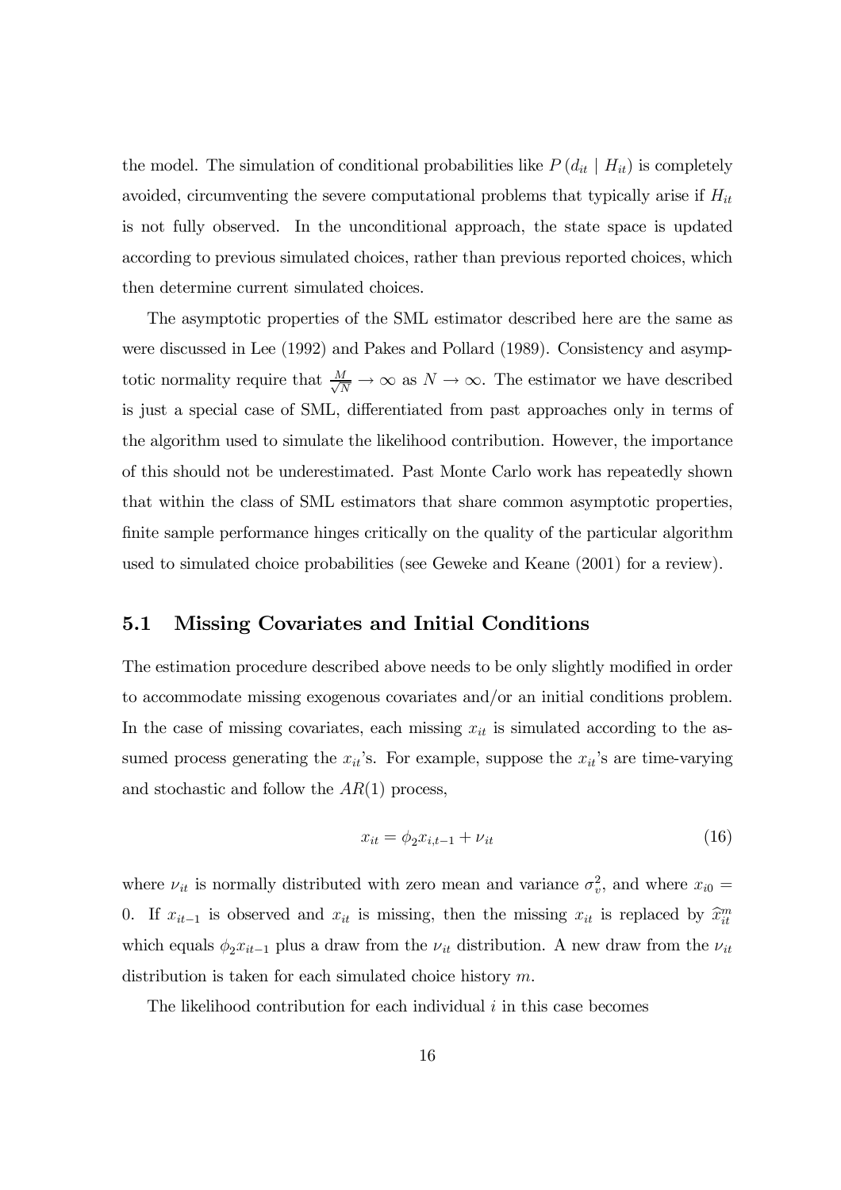the model. The simulation of conditional probabilities like $P(d_{it} \mid H_{it})$ is completely avoided, circumventing the severe computational problems that typically arise if $H_{it}$ is not fully observed. In the unconditional approach, the state space is updated according to previous simulated choices, rather than previous reported choices, which then determine current simulated choices.

The asymptotic properties of the SML estimator described here are the same as were discussed in Lee (1992) and Pakes and Pollard (1989). Consistency and asymptotic normality require that $\frac{M}{\sqrt{N}} \rightarrow \infty$ as $N \rightarrow \infty$. The estimator we have described is just a special case of SML, differentiated from past approaches only in terms of the algorithm used to simulate the likelihood contribution. However, the importance of this should not be underestimated. Past Monte Carlo work has repeatedly shown that within the class of SML estimators that share common asymptotic properties, finite sample performance hinges critically on the quality of the particular algorithm used to simulated choice probabilities (see Geweke and Keane (2001) for a review).

## 5.1 Missing Covariates and Initial Conditions

The estimation procedure described above needs to be only slightly modified in order to accommodate missing exogenous covariates and/or an initial conditions problem. In the case of missing covariates, each missing $x_{it}$ is simulated according to the assumed process generating the $x_{it}$'s. For example, suppose the $x_{it}$'s are time-varying and stochastic and follow the $AR(1)$ process,

$$x_{it} = \phi_2 x_{i,t-1} + \nu_{it} \tag{16}$$

where $\nu_{it}$ is normally distributed with zero mean and variance $\sigma_v^2$, and where $x_{i0} = 0$. If $x_{it-1}$ is observed and $x_{it}$ is missing, then the missing $x_{it}$ is replaced by $\widehat{x}_{it}^m$ which equals $\phi_2 x_{it-1}$ plus a draw from the $\nu_{it}$ distribution. A new draw from the $\nu_{it}$ distribution is taken for each simulated choice history $m$.

The likelihood contribution for each individual $i$ in this case becomes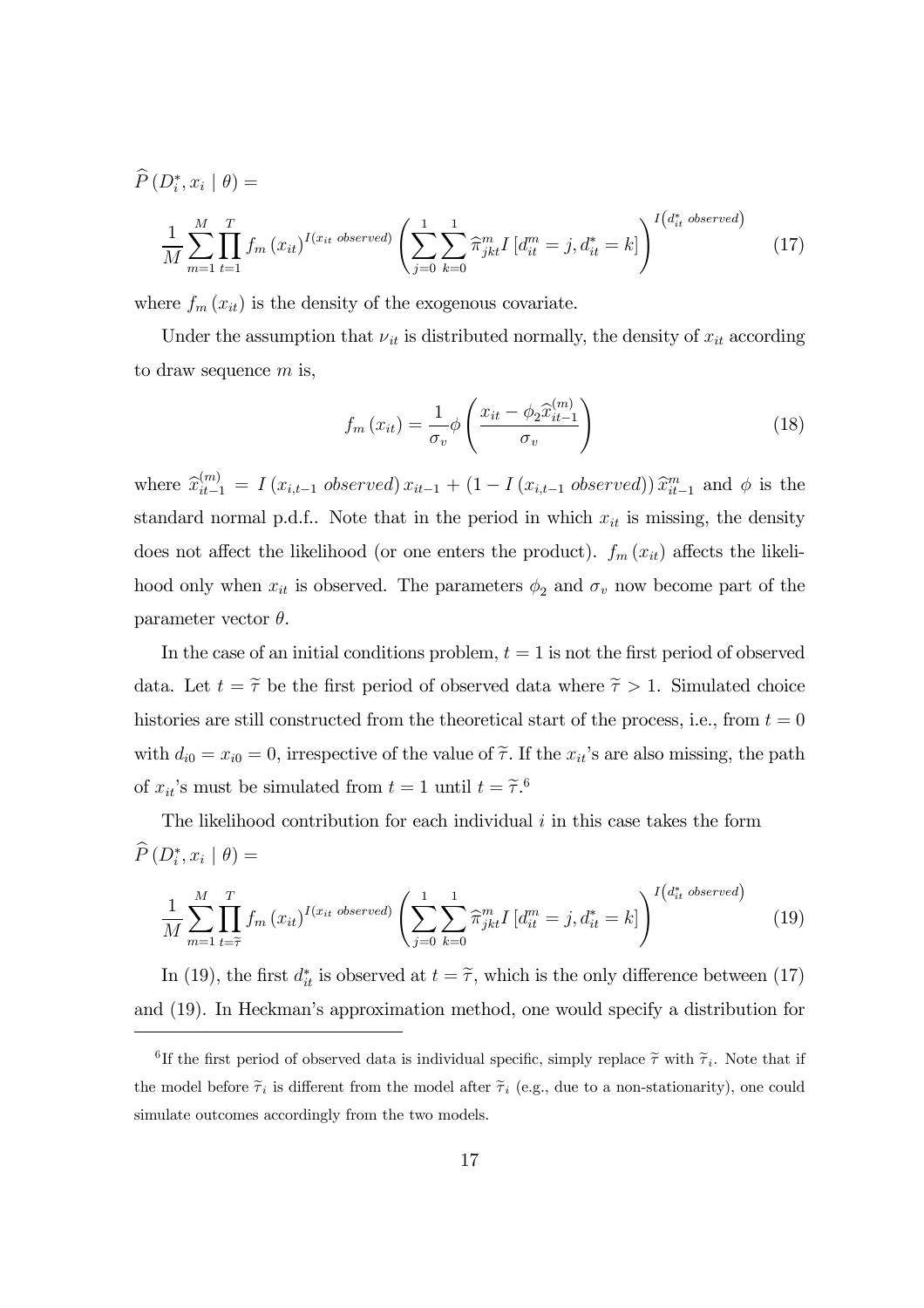$$\widehat{P}\left(D_i^*, x_i \mid \theta\right) =$$

$$\frac{1}{M}\sum_{m=1}^{M}\prod_{t=1}^{T} f_m\left(x_{it}\right)^{I\left(x_{it}\ observed\right)}\left(\sum_{j=0}^{1}\sum_{k=0}^{1}\widehat{\pi}_{jkt}^{m} I\left[d_{it}^{m}=j, d_{it}^{*}=k\right]\right)^{I\left(d_{it}^{*}\ observed\right)} \tag{17}$$

where $f_m\left(x_{it}\right)$ is the density of the exogenous covariate.

Under the assumption that $\nu_{it}$ is distributed normally, the density of $x_{it}$ according to draw sequence $m$ is,

$$f_m\left(x_{it}\right) = \frac{1}{\sigma_v}\phi\left(\frac{x_{it} - \phi_2 \widehat{x}_{it-1}^{(m)}}{\sigma_v}\right) \tag{18}$$

where $\widehat{x}_{it-1}^{(m)} = I\left(x_{i,t-1}\ observed\right) x_{it-1} + \left(1 - I\left(x_{i,t-1}\ observed\right)\right)\widehat{x}_{it-1}^{m}$ and $\phi$ is the standard normal p.d.f.. Note that in the period in which $x_{it}$ is missing, the density does not affect the likelihood (or one enters the product). $f_m\left(x_{it}\right)$ affects the likelihood only when $x_{it}$ is observed. The parameters $\phi_2$ and $\sigma_v$ now become part of the parameter vector $\theta$.

In the case of an initial conditions problem, $t = 1$ is not the first period of observed data. Let $t = \widetilde{\tau}$ be the first period of observed data where $\widetilde{\tau} > 1$. Simulated choice histories are still constructed from the theoretical start of the process, i.e., from $t = 0$ with $d_{i0} = x_{i0} = 0$, irrespective of the value of $\widetilde{\tau}$. If the $x_{it}$'s are also missing, the path of $x_{it}$'s must be simulated from $t = 1$ until $t = \widetilde{\tau}$.[6]

The likelihood contribution for each individual $i$ in this case takes the form

$$\widehat{P}\left(D_i^*, x_i \mid \theta\right) =$$

$$\frac{1}{M}\sum_{m=1}^{M}\prod_{t=\widetilde{\tau}}^{T} f_m\left(x_{it}\right)^{I\left(x_{it}\ observed\right)}\left(\sum_{j=0}^{1}\sum_{k=0}^{1}\widehat{\pi}_{jkt}^{m} I\left[d_{it}^{m}=j, d_{it}^{*}=k\right]\right)^{I\left(d_{it}^{*}\ observed\right)} \tag{19}$$

In (19), the first $d_{it}^{*}$ is observed at $t = \widetilde{\tau}$, which is the only difference between (17) and (19). In Heckman's approximation method, one would specify a distribution for

[6] If the first period of observed data is individual specific, simply replace $\widetilde{\tau}$ with $\widetilde{\tau}_i$. Note that if the model before $\widetilde{\tau}_i$ is different from the model after $\widetilde{\tau}_i$ (e.g., due to a non-stationarity), one could simulate outcomes accordingly from the two models.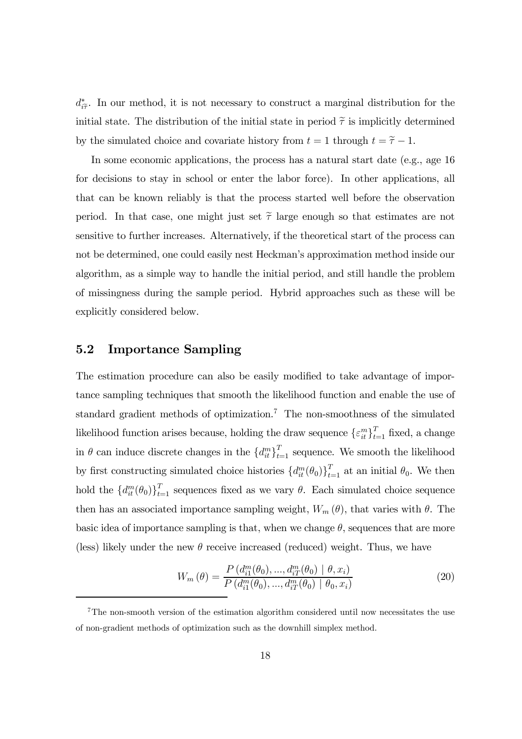$d^*_{i\widetilde{\tau}}$. In our method, it is not necessary to construct a marginal distribution for the initial state. The distribution of the initial state in period $\widetilde{\tau}$ is implicitly determined by the simulated choice and covariate history from $t = 1$ through $t = \widetilde{\tau} - 1$.

In some economic applications, the process has a natural start date (e.g., age 16 for decisions to stay in school or enter the labor force). In other applications, all that can be known reliably is that the process started well before the observation period. In that case, one might just set $\widetilde{\tau}$ large enough so that estimates are not sensitive to further increases. Alternatively, if the theoretical start of the process can not be determined, one could easily nest Heckman's approximation method inside our algorithm, as a simple way to handle the initial period, and still handle the problem of missingness during the sample period. Hybrid approaches such as these will be explicitly considered below.

## 5.2 Importance Sampling

The estimation procedure can also be easily modified to take advantage of importance sampling techniques that smooth the likelihood function and enable the use of standard gradient methods of optimization.[7] The non-smoothness of the simulated likelihood function arises because, holding the draw sequence $\{\varepsilon^m_{it}\}^T_{t=1}$ fixed, a change in $\theta$ can induce discrete changes in the $\{d^m_{it}\}^T_{t=1}$ sequence. We smooth the likelihood by first constructing simulated choice histories $\{d^m_{it}(\theta_0)\}^T_{t=1}$ at an initial $\theta_0$. We then hold the $\{d^m_{it}(\theta_0)\}^T_{t=1}$ sequences fixed as we vary $\theta$. Each simulated choice sequence then has an associated importance sampling weight, $W_m(\theta)$, that varies with $\theta$. The basic idea of importance sampling is that, when we change $\theta$, sequences that are more (less) likely under the new $\theta$ receive increased (reduced) weight. Thus, we have

$$W_m(\theta) = \frac{P\left(d^m_{i1}(\theta_0), ..., d^m_{iT}(\theta_0) \mid \theta, x_i\right)}{P\left(d^m_{i1}(\theta_0), ..., d^m_{iT}(\theta_0) \mid \theta_0, x_i\right)} \tag{20}$$

[7] The non-smooth version of the estimation algorithm considered until now necessitates the use of non-gradient methods of optimization such as the downhill simplex method.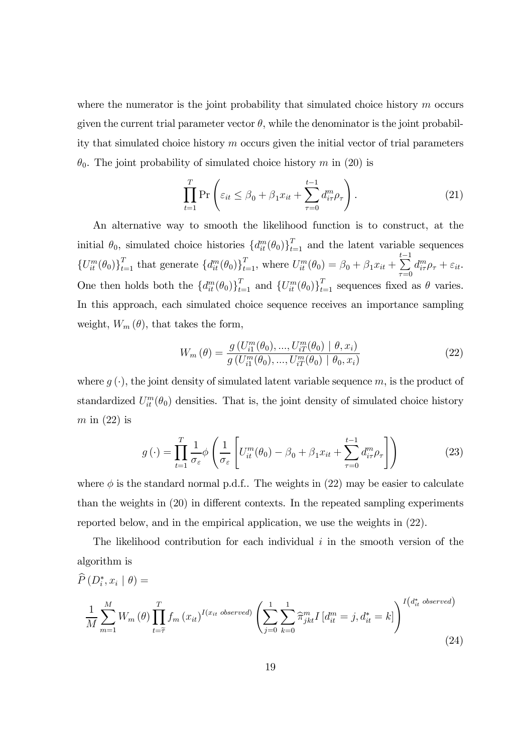where the numerator is the joint probability that simulated choice history $m$ occurs given the current trial parameter vector $\theta$, while the denominator is the joint probability that simulated choice history $m$ occurs given the initial vector of trial parameters $\theta_0$. The joint probability of simulated choice history $m$ in (20) is

$$\prod_{t=1}^{T} \Pr\left(\varepsilon_{it} \leq \beta_0 + \beta_1 x_{it} + \sum_{\tau=0}^{t-1} d_{i\tau}^m \rho_\tau\right). \tag{21}$$

An alternative way to smooth the likelihood function is to construct, at the initial $\theta_0$, simulated choice histories $\{d_{it}^m(\theta_0)\}_{t=1}^T$ and the latent variable sequences $\{U_{it}^m(\theta_0)\}_{t=1}^T$ that generate $\{d_{it}^m(\theta_0)\}_{t=1}^T$, where $U_{it}^m(\theta_0) = \beta_0 + \beta_1 x_{it} + \sum_{\tau=0}^{t-1} d_{i\tau}^m \rho_\tau + \varepsilon_{it}$. One then holds both the $\{d_{it}^m(\theta_0)\}_{t=1}^T$ and $\{U_{it}^m(\theta_0)\}_{t=1}^T$ sequences fixed as $\theta$ varies. In this approach, each simulated choice sequence receives an importance sampling weight, $W_m(\theta)$, that takes the form,

$$W_m(\theta) = \frac{g\left(U_{i1}^m(\theta_0), ..., U_{iT}^m(\theta_0) \mid \theta, x_i\right)}{g\left(U_{i1}^m(\theta_0), ..., U_{iT}^m(\theta_0) \mid \theta_0, x_i\right)} \tag{22}$$

where $g(\cdot)$, the joint density of simulated latent variable sequence $m$, is the product of standardized $U_{it}^m(\theta_0)$ densities. That is, the joint density of simulated choice history $m$ in (22) is

$$g(\cdot) = \prod_{t=1}^{T} \frac{1}{\sigma_\varepsilon} \phi\left(\frac{1}{\sigma_\varepsilon}\left[U_{it}^m(\theta_0) - \beta_0 + \beta_1 x_{it} + \sum_{\tau=0}^{t-1} d_{i\tau}^m \rho_\tau\right]\right) \tag{23}$$

where $\phi$ is the standard normal p.d.f.. The weights in (22) may be easier to calculate than the weights in (20) in different contexts. In the repeated sampling experiments reported below, and in the empirical application, we use the weights in (22).

The likelihood contribution for each individual $i$ in the smooth version of the algorithm is

$$\widehat{P}(D_i^*, x_i \mid \theta) =$$

$$\frac{1}{M} \sum_{m=1}^{M} W_m(\theta) \prod_{t=\tilde{\tau}}^{T} f_m(x_{it})^{I(x_{it} \text{ observed})} \left(\sum_{j=0}^{1} \sum_{k=0}^{1} \widehat{\pi}_{jkt}^m I\left[d_{it}^m = j, d_{it}^* = k\right]\right)^{I\left(d_{it}^* \text{ observed}\right)} \tag{24}$$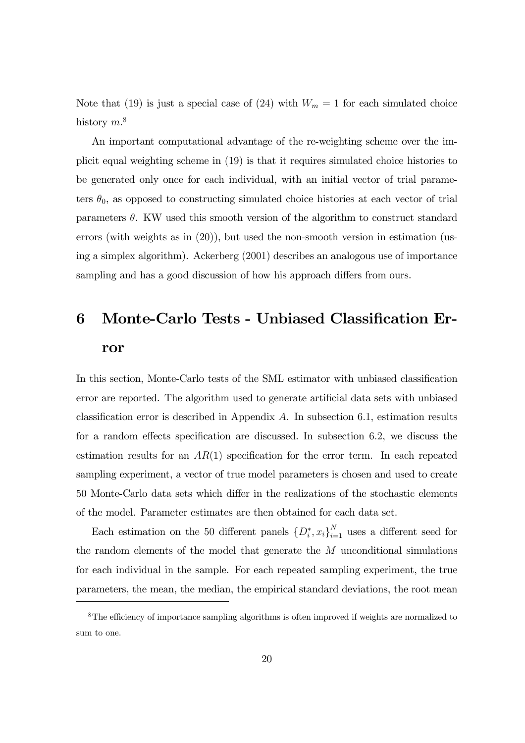Note that (19) is just a special case of (24) with $W_m = 1$ for each simulated choice history $m$.[8]

An important computational advantage of the re-weighting scheme over the implicit equal weighting scheme in (19) is that it requires simulated choice histories to be generated only once for each individual, with an initial vector of trial parameters $\theta_0$, as opposed to constructing simulated choice histories at each vector of trial parameters $\theta$. KW used this smooth version of the algorithm to construct standard errors (with weights as in (20)), but used the non-smooth version in estimation (using a simplex algorithm). Ackerberg (2001) describes an analogous use of importance sampling and has a good discussion of how his approach differs from ours.

# 6 Monte-Carlo Tests - Unbiased Classification Error

In this section, Monte-Carlo tests of the SML estimator with unbiased classification error are reported. The algorithm used to generate artificial data sets with unbiased classification error is described in Appendix $A$. In subsection 6.1, estimation results for a random effects specification are discussed. In subsection 6.2, we discuss the estimation results for an $AR(1)$ specification for the error term. In each repeated sampling experiment, a vector of true model parameters is chosen and used to create 50 Monte-Carlo data sets which differ in the realizations of the stochastic elements of the model. Parameter estimates are then obtained for each data set.

Each estimation on the 50 different panels $\{D_i^*, x_i\}_{i=1}^N$ uses a different seed for the random elements of the model that generate the $M$ unconditional simulations for each individual in the sample. For each repeated sampling experiment, the true parameters, the mean, the median, the empirical standard deviations, the root mean

[8] The efficiency of importance sampling algorithms is often improved if weights are normalized to sum to one.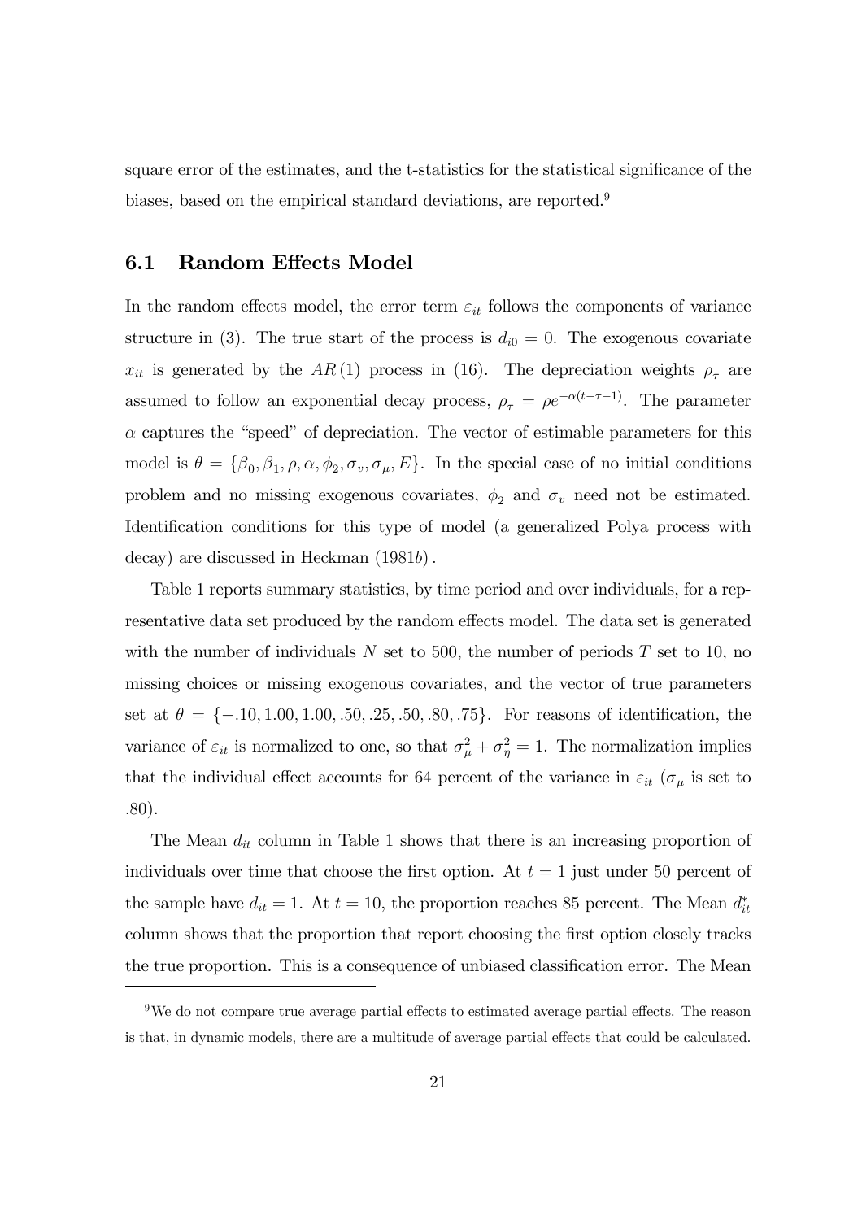square error of the estimates, and the t-statistics for the statistical significance of the biases, based on the empirical standard deviations, are reported.[9]

## 6.1 Random Effects Model

In the random effects model, the error term $\varepsilon_{it}$ follows the components of variance structure in (3). The true start of the process is $d_{i0} = 0$. The exogenous covariate $x_{it}$ is generated by the $AR(1)$ process in (16). The depreciation weights $\rho_\tau$ are assumed to follow an exponential decay process, $\rho_\tau = \rho e^{-\alpha(t-\tau-1)}$. The parameter $\alpha$ captures the "speed" of depreciation. The vector of estimable parameters for this model is $\theta = \{\beta_0, \beta_1, \rho, \alpha, \phi_2, \sigma_v, \sigma_\mu, E\}$. In the special case of no initial conditions problem and no missing exogenous covariates, $\phi_2$ and $\sigma_v$ need not be estimated. Identification conditions for this type of model (a generalized Polya process with decay) are discussed in Heckman (1981*b*).

Table 1 reports summary statistics, by time period and over individuals, for a representative data set produced by the random effects model. The data set is generated with the number of individuals $N$ set to 500, the number of periods $T$ set to 10, no missing choices or missing exogenous covariates, and the vector of true parameters set at $\theta = \{-.10, 1.00, 1.00, .50, .25, .50, .80, .75\}$. For reasons of identification, the variance of $\varepsilon_{it}$ is normalized to one, so that $\sigma_\mu^2 + \sigma_\eta^2 = 1$. The normalization implies that the individual effect accounts for 64 percent of the variance in $\varepsilon_{it}$ ($\sigma_\mu$ is set to .80).

The Mean $d_{it}$ column in Table 1 shows that there is an increasing proportion of individuals over time that choose the first option. At $t = 1$ just under 50 percent of the sample have $d_{it} = 1$. At $t = 10$, the proportion reaches 85 percent. The Mean $d_{it}^*$ column shows that the proportion that report choosing the first option closely tracks the true proportion. This is a consequence of unbiased classification error. The Mean

[9] We do not compare true average partial effects to estimated average partial effects. The reason is that, in dynamic models, there are a multitude of average partial effects that could be calculated.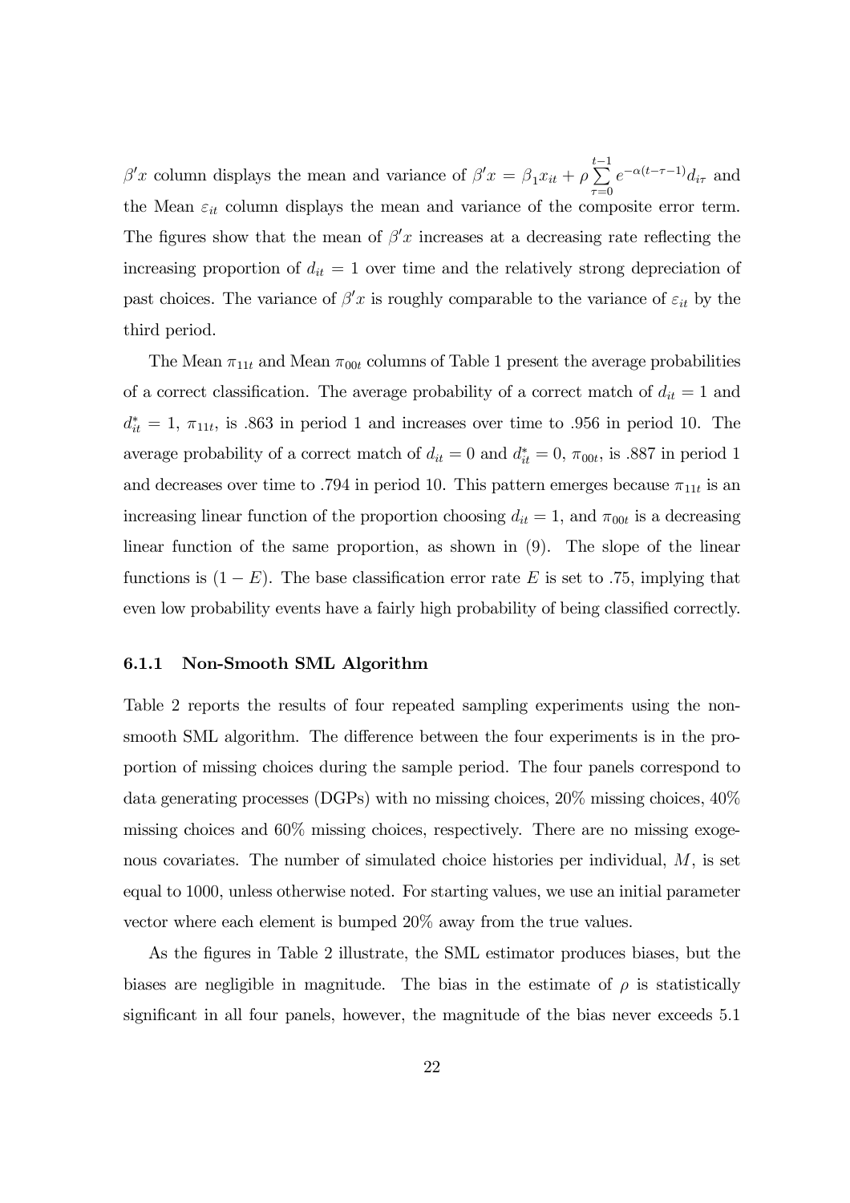$\beta' x$ column displays the mean and variance of $\beta' x = \beta_1 x_{it} + \rho \sum_{\tau=0}^{t-1} e^{-\alpha(t-\tau-1)} d_{i\tau}$ and the Mean $\varepsilon_{it}$ column displays the mean and variance of the composite error term. The figures show that the mean of $\beta' x$ increases at a decreasing rate reflecting the increasing proportion of $d_{it} = 1$ over time and the relatively strong depreciation of past choices. The variance of $\beta' x$ is roughly comparable to the variance of $\varepsilon_{it}$ by the third period.

The Mean $\pi_{11t}$ and Mean $\pi_{00t}$ columns of Table 1 present the average probabilities of a correct classification. The average probability of a correct match of $d_{it} = 1$ and $d_{it}^* = 1$, $\pi_{11t}$, is .863 in period 1 and increases over time to .956 in period 10. The average probability of a correct match of $d_{it} = 0$ and $d_{it}^* = 0$, $\pi_{00t}$, is .887 in period 1 and decreases over time to .794 in period 10. This pattern emerges because $\pi_{11t}$ is an increasing linear function of the proportion choosing $d_{it} = 1$, and $\pi_{00t}$ is a decreasing linear function of the same proportion, as shown in (9). The slope of the linear functions is $(1 - E)$. The base classification error rate $E$ is set to .75, implying that even low probability events have a fairly high probability of being classified correctly.

### 6.1.1 Non-Smooth SML Algorithm

Table 2 reports the results of four repeated sampling experiments using the non-smooth SML algorithm. The difference between the four experiments is in the proportion of missing choices during the sample period. The four panels correspond to data generating processes (DGPs) with no missing choices, 20% missing choices, 40% missing choices and 60% missing choices, respectively. There are no missing exogenous covariates. The number of simulated choice histories per individual, $M$, is set equal to 1000, unless otherwise noted. For starting values, we use an initial parameter vector where each element is bumped 20% away from the true values.

As the figures in Table 2 illustrate, the SML estimator produces biases, but the biases are negligible in magnitude. The bias in the estimate of $\rho$ is statistically significant in all four panels, however, the magnitude of the bias never exceeds 5.1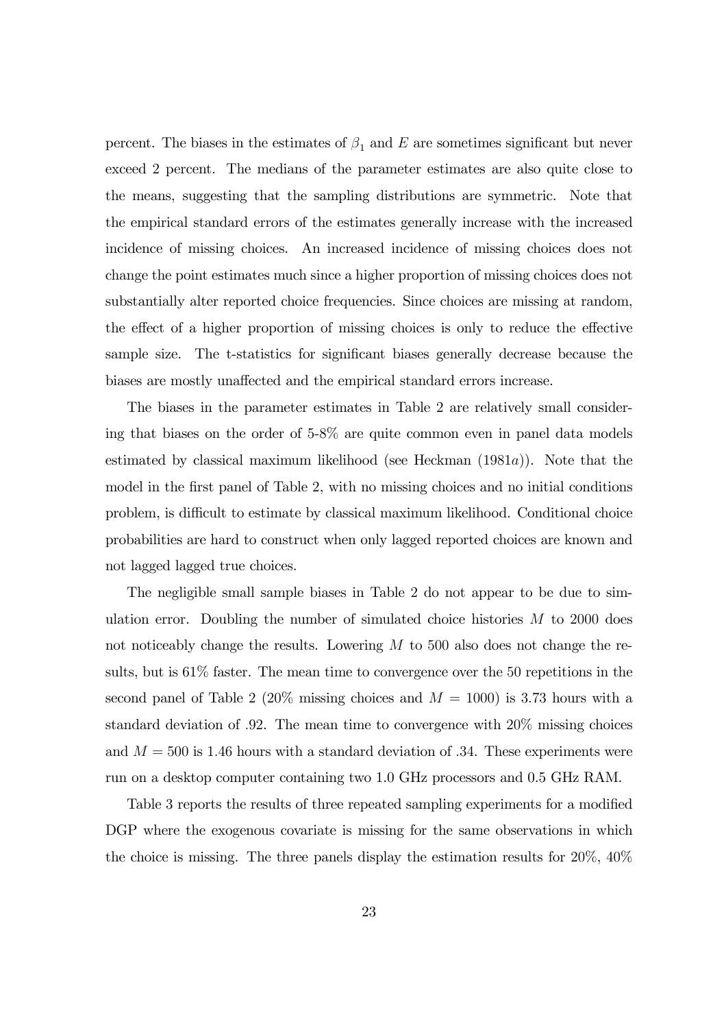percent. The biases in the estimates of $\beta_1$ and $E$ are sometimes significant but never exceed 2 percent. The medians of the parameter estimates are also quite close to the means, suggesting that the sampling distributions are symmetric. Note that the empirical standard errors of the estimates generally increase with the increased incidence of missing choices. An increased incidence of missing choices does not change the point estimates much since a higher proportion of missing choices does not substantially alter reported choice frequencies. Since choices are missing at random, the effect of a higher proportion of missing choices is only to reduce the effective sample size. The t-statistics for significant biases generally decrease because the biases are mostly unaffected and the empirical standard errors increase.

The biases in the parameter estimates in Table 2 are relatively small considering that biases on the order of 5-8% are quite common even in panel data models estimated by classical maximum likelihood (see Heckman (1981*a*)). Note that the model in the first panel of Table 2, with no missing choices and no initial conditions problem, is difficult to estimate by classical maximum likelihood. Conditional choice probabilities are hard to construct when only lagged reported choices are known and not lagged lagged true choices.

The negligible small sample biases in Table 2 do not appear to be due to simulation error. Doubling the number of simulated choice histories $M$ to 2000 does not noticeably change the results. Lowering $M$ to 500 also does not change the results, but is 61% faster. The mean time to convergence over the 50 repetitions in the second panel of Table 2 (20% missing choices and $M = 1000$) is 3.73 hours with a standard deviation of .92. The mean time to convergence with 20% missing choices and $M = 500$ is 1.46 hours with a standard deviation of .34. These experiments were run on a desktop computer containing two 1.0 GHz processors and 0.5 GHz RAM.

Table 3 reports the results of three repeated sampling experiments for a modified DGP where the exogenous covariate is missing for the same observations in which the choice is missing. The three panels display the estimation results for 20%, 40%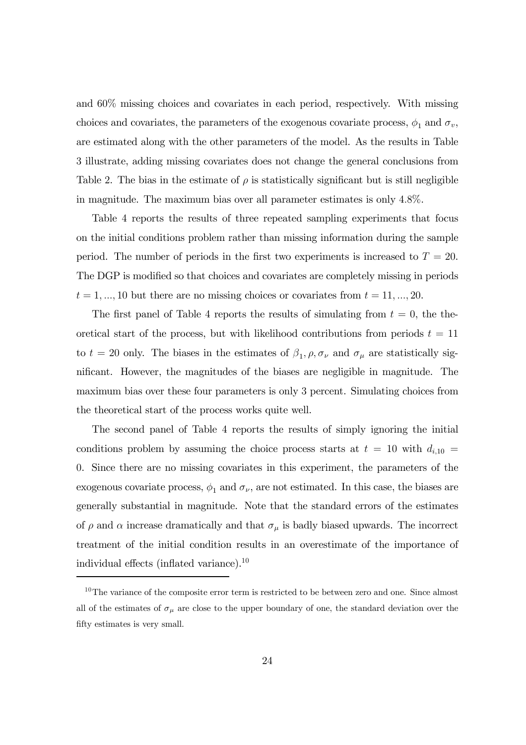and 60% missing choices and covariates in each period, respectively. With missing choices and covariates, the parameters of the exogenous covariate process, $\phi_1$ and $\sigma_v$, are estimated along with the other parameters of the model. As the results in Table 3 illustrate, adding missing covariates does not change the general conclusions from Table 2. The bias in the estimate of $\rho$ is statistically significant but is still negligible in magnitude. The maximum bias over all parameter estimates is only 4.8%.

Table 4 reports the results of three repeated sampling experiments that focus on the initial conditions problem rather than missing information during the sample period. The number of periods in the first two experiments is increased to $T = 20$. The DGP is modified so that choices and covariates are completely missing in periods $t = 1, ..., 10$ but there are no missing choices or covariates from $t = 11, ..., 20$.

The first panel of Table 4 reports the results of simulating from $t = 0$, the theoretical start of the process, but with likelihood contributions from periods $t = 11$ to $t = 20$ only. The biases in the estimates of $\beta_1, \rho, \sigma_\nu$ and $\sigma_\mu$ are statistically significant. However, the magnitudes of the biases are negligible in magnitude. The maximum bias over these four parameters is only 3 percent. Simulating choices from the theoretical start of the process works quite well.

The second panel of Table 4 reports the results of simply ignoring the initial conditions problem by assuming the choice process starts at $t = 10$ with $d_{i,10} = 0$. Since there are no missing covariates in this experiment, the parameters of the exogenous covariate process, $\phi_1$ and $\sigma_\nu$, are not estimated. In this case, the biases are generally substantial in magnitude. Note that the standard errors of the estimates of $\rho$ and $\alpha$ increase dramatically and that $\sigma_\mu$ is badly biased upwards. The incorrect treatment of the initial condition results in an overestimate of the importance of individual effects (inflated variance).[10]

[10] The variance of the composite error term is restricted to be between zero and one. Since almost all of the estimates of $\sigma_\mu$ are close to the upper boundary of one, the standard deviation over the fifty estimates is very small.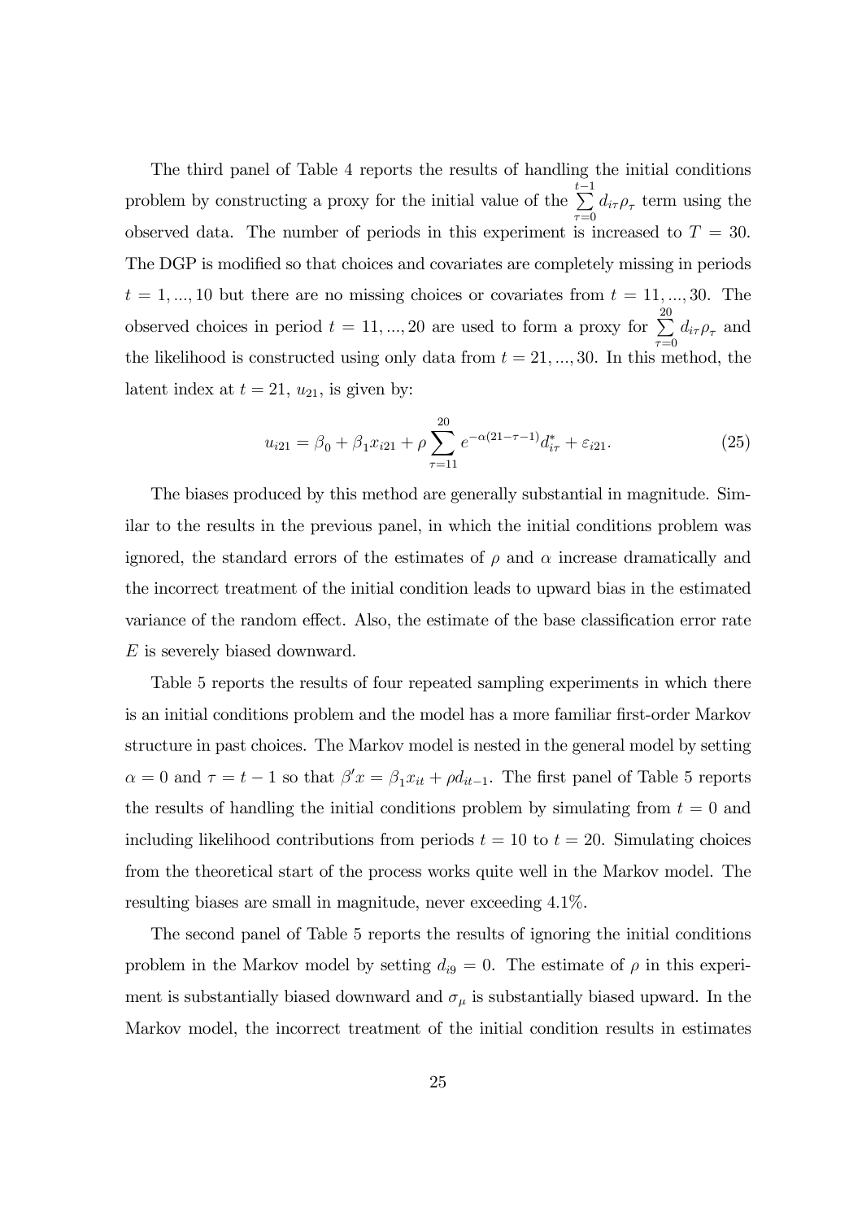The third panel of Table 4 reports the results of handling the initial conditions problem by constructing a proxy for the initial value of the $\sum_{\tau=0}^{t-1} d_{i\tau}\rho_{\tau}$ term using the observed data. The number of periods in this experiment is increased to $T = 30$. The DGP is modified so that choices and covariates are completely missing in periods $t = 1, ..., 10$ but there are no missing choices or covariates from $t = 11, ..., 30$. The observed choices in period $t = 11, ..., 20$ are used to form a proxy for $\sum_{\tau=0}^{20} d_{i\tau}\rho_{\tau}$ and the likelihood is constructed using only data from $t = 21, ..., 30$. In this method, the latent index at $t = 21$, $u_{21}$, is given by:

$$u_{i21} = \beta_0 + \beta_1 x_{i21} + \rho \sum_{\tau=11}^{20} e^{-\alpha(21-\tau-1)} d_{i\tau}^{*} + \varepsilon_{i21}. \tag{25}$$

The biases produced by this method are generally substantial in magnitude. Similar to the results in the previous panel, in which the initial conditions problem was ignored, the standard errors of the estimates of $\rho$ and $\alpha$ increase dramatically and the incorrect treatment of the initial condition leads to upward bias in the estimated variance of the random effect. Also, the estimate of the base classification error rate $E$ is severely biased downward.

Table 5 reports the results of four repeated sampling experiments in which there is an initial conditions problem and the model has a more familiar first-order Markov structure in past choices. The Markov model is nested in the general model by setting $\alpha = 0$ and $\tau = t - 1$ so that $\beta' x = \beta_1 x_{it} + \rho d_{it-1}$. The first panel of Table 5 reports the results of handling the initial conditions problem by simulating from $t = 0$ and including likelihood contributions from periods $t = 10$ to $t = 20$. Simulating choices from the theoretical start of the process works quite well in the Markov model. The resulting biases are small in magnitude, never exceeding 4.1%.

The second panel of Table 5 reports the results of ignoring the initial conditions problem in the Markov model by setting $d_{i9} = 0$. The estimate of $\rho$ in this experiment is substantially biased downward and $\sigma_{\mu}$ is substantially biased upward. In the Markov model, the incorrect treatment of the initial condition results in estimates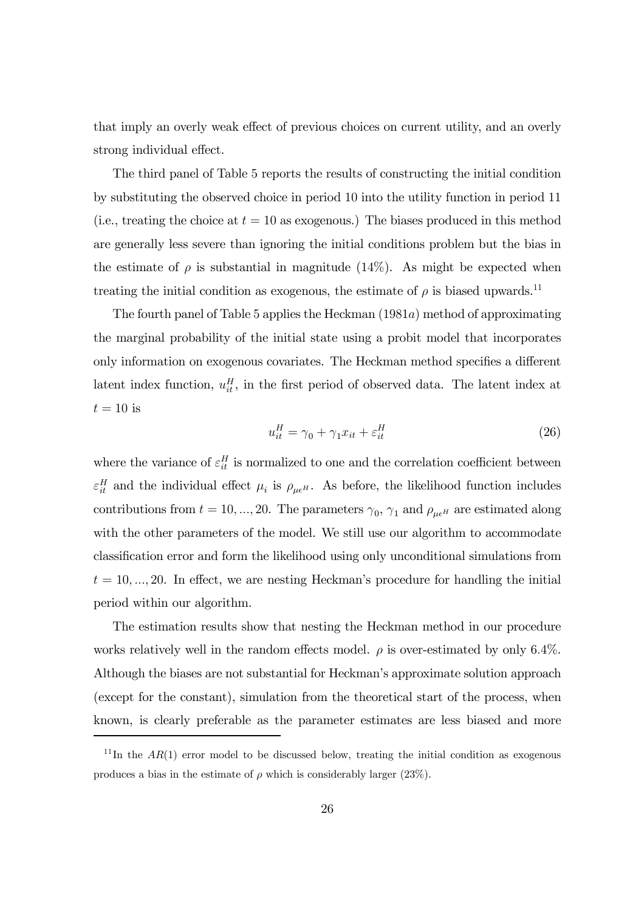that imply an overly weak effect of previous choices on current utility, and an overly strong individual effect.

The third panel of Table 5 reports the results of constructing the initial condition by substituting the observed choice in period 10 into the utility function in period 11 (i.e., treating the choice at $t = 10$ as exogenous.) The biases produced in this method are generally less severe than ignoring the initial conditions problem but the bias in the estimate of $\rho$ is substantial in magnitude (14%). As might be expected when treating the initial condition as exogenous, the estimate of $\rho$ is biased upwards.[11]

The fourth panel of Table 5 applies the Heckman (1981*a*) method of approximating the marginal probability of the initial state using a probit model that incorporates only information on exogenous covariates. The Heckman method specifies a different latent index function, $u_{it}^H$, in the first period of observed data. The latent index at $t = 10$ is

$$u_{it}^H = \gamma_0 + \gamma_1 x_{it} + \varepsilon_{it}^H \tag{26}$$

where the variance of $\varepsilon_{it}^H$ is normalized to one and the correlation coefficient between $\varepsilon_{it}^H$ and the individual effect $\mu_i$ is $\rho_{\mu\epsilon^H}$. As before, the likelihood function includes contributions from $t = 10, ..., 20$. The parameters $\gamma_0$, $\gamma_1$ and $\rho_{\mu\epsilon^H}$ are estimated along with the other parameters of the model. We still use our algorithm to accommodate classification error and form the likelihood using only unconditional simulations from $t = 10, ..., 20$. In effect, we are nesting Heckman's procedure for handling the initial period within our algorithm.

The estimation results show that nesting the Heckman method in our procedure works relatively well in the random effects model. $\rho$ is over-estimated by only 6.4%. Although the biases are not substantial for Heckman's approximate solution approach (except for the constant), simulation from the theoretical start of the process, when known, is clearly preferable as the parameter estimates are less biased and more

[11] In the $AR(1)$ error model to be discussed below, treating the initial condition as exogenous produces a bias in the estimate of $\rho$ which is considerably larger (23%).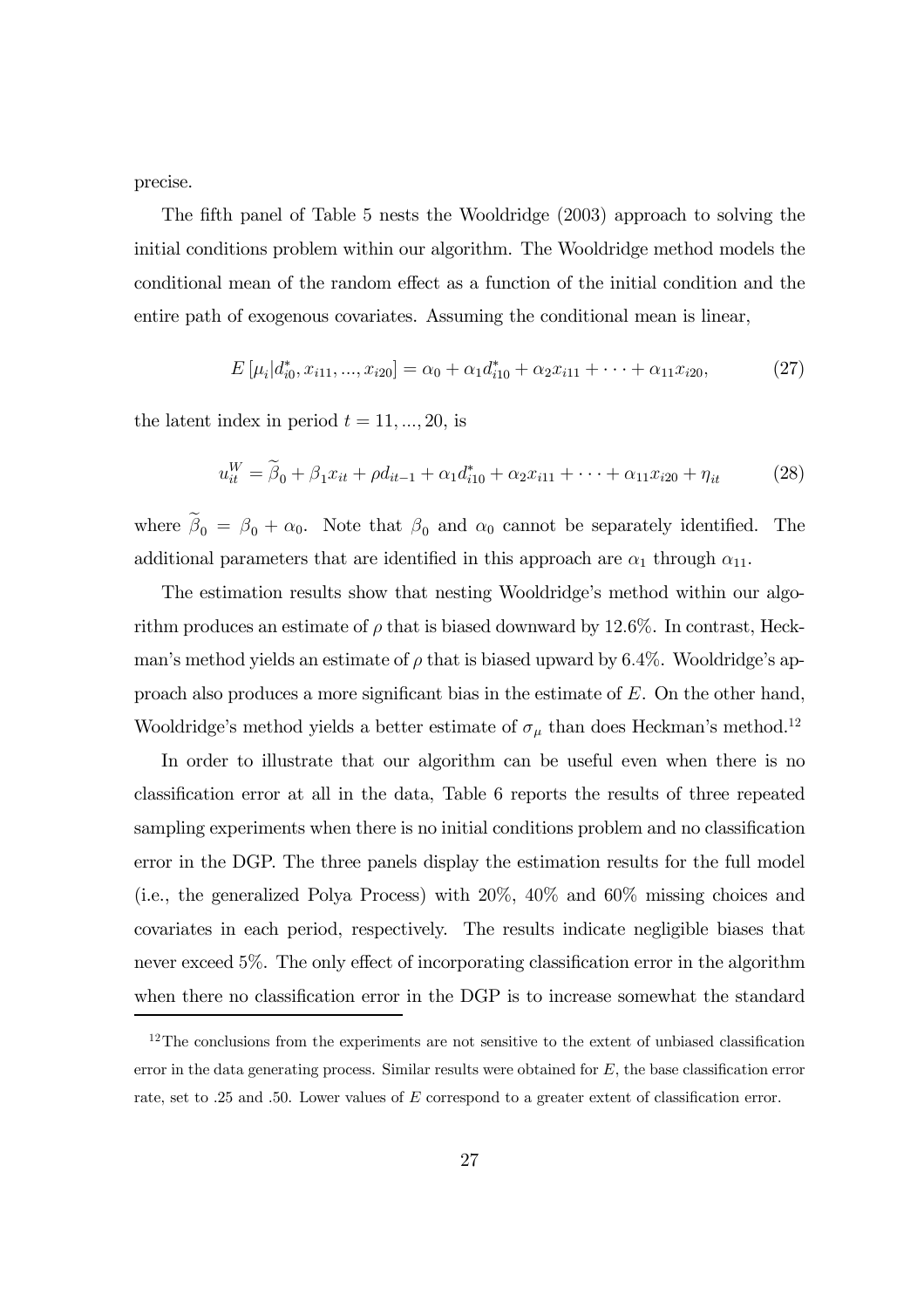precise.

The fifth panel of Table 5 nests the Wooldridge (2003) approach to solving the initial conditions problem within our algorithm. The Wooldridge method models the conditional mean of the random effect as a function of the initial condition and the entire path of exogenous covariates. Assuming the conditional mean is linear,

$$E\left[\mu_i | d^*_{i0}, x_{i11}, ..., x_{i20}\right] = \alpha_0 + \alpha_1 d^*_{i10} + \alpha_2 x_{i11} + \cdots + \alpha_{11} x_{i20}, \tag{27}$$

the latent index in period $t = 11, ..., 20$, is

$$u^W_{it} = \widetilde{\beta}_0 + \beta_1 x_{it} + \rho d_{it-1} + \alpha_1 d^*_{i10} + \alpha_2 x_{i11} + \cdots + \alpha_{11} x_{i20} + \eta_{it} \tag{28}$$

where $\widetilde{\beta}_0 = \beta_0 + \alpha_0$. Note that $\beta_0$ and $\alpha_0$ cannot be separately identified. The additional parameters that are identified in this approach are $\alpha_1$ through $\alpha_{11}$.

The estimation results show that nesting Wooldridge's method within our algorithm produces an estimate of $\rho$ that is biased downward by 12.6%. In contrast, Heckman's method yields an estimate of $\rho$ that is biased upward by 6.4%. Wooldridge's approach also produces a more significant bias in the estimate of $E$. On the other hand, Wooldridge's method yields a better estimate of $\sigma_\mu$ than does Heckman's method.[12]

In order to illustrate that our algorithm can be useful even when there is no classification error at all in the data, Table 6 reports the results of three repeated sampling experiments when there is no initial conditions problem and no classification error in the DGP. The three panels display the estimation results for the full model (i.e., the generalized Polya Process) with 20%, 40% and 60% missing choices and covariates in each period, respectively. The results indicate negligible biases that never exceed 5%. The only effect of incorporating classification error in the algorithm when there no classification error in the DGP is to increase somewhat the standard

[12] The conclusions from the experiments are not sensitive to the extent of unbiased classification error in the data generating process. Similar results were obtained for $E$, the base classification error rate, set to .25 and .50. Lower values of $E$ correspond to a greater extent of classification error.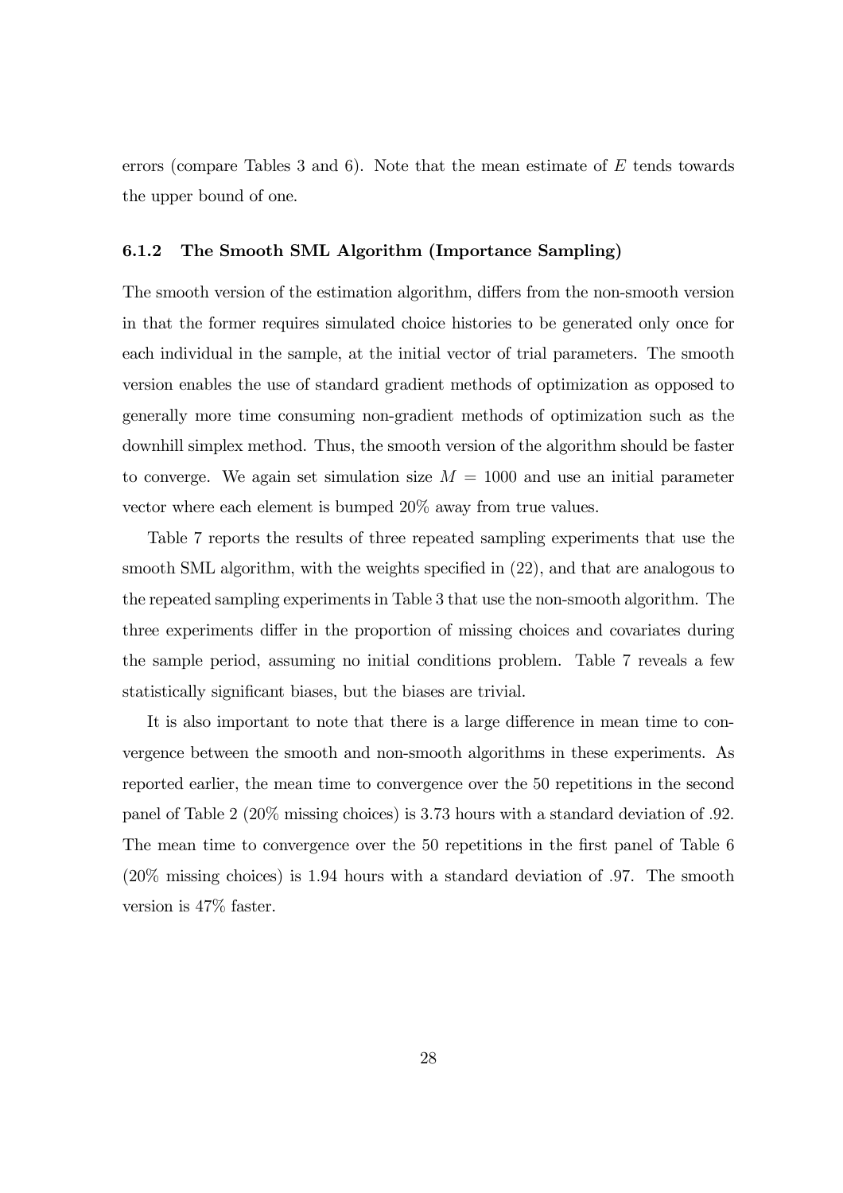errors (compare Tables 3 and 6). Note that the mean estimate of $E$ tends towards the upper bound of one.

### 6.1.2 The Smooth SML Algorithm (Importance Sampling)

The smooth version of the estimation algorithm, differs from the non-smooth version in that the former requires simulated choice histories to be generated only once for each individual in the sample, at the initial vector of trial parameters. The smooth version enables the use of standard gradient methods of optimization as opposed to generally more time consuming non-gradient methods of optimization such as the downhill simplex method. Thus, the smooth version of the algorithm should be faster to converge. We again set simulation size $M = 1000$ and use an initial parameter vector where each element is bumped 20% away from true values.

Table 7 reports the results of three repeated sampling experiments that use the smooth SML algorithm, with the weights specified in (22), and that are analogous to the repeated sampling experiments in Table 3 that use the non-smooth algorithm. The three experiments differ in the proportion of missing choices and covariates during the sample period, assuming no initial conditions problem. Table 7 reveals a few statistically significant biases, but the biases are trivial.

It is also important to note that there is a large difference in mean time to convergence between the smooth and non-smooth algorithms in these experiments. As reported earlier, the mean time to convergence over the 50 repetitions in the second panel of Table 2 (20% missing choices) is 3.73 hours with a standard deviation of .92. The mean time to convergence over the 50 repetitions in the first panel of Table 6 (20% missing choices) is 1.94 hours with a standard deviation of .97. The smooth version is 47% faster.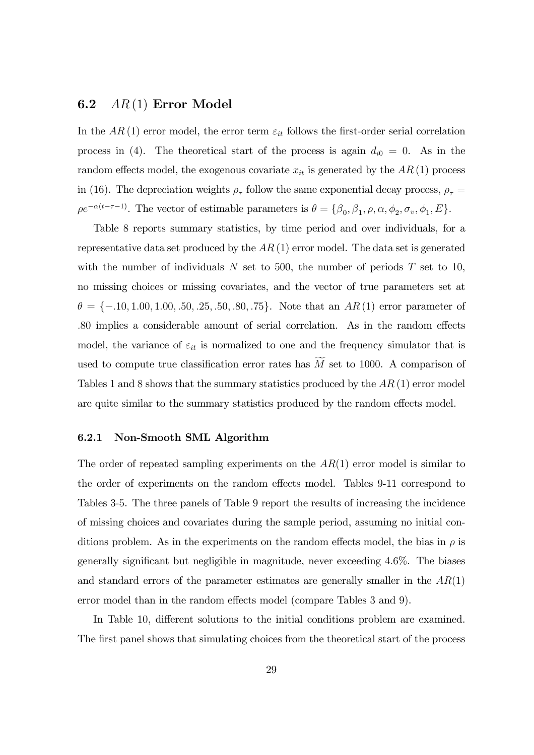## 6.2 $AR(1)$ Error Model

In the $AR(1)$ error model, the error term $\varepsilon_{it}$ follows the first-order serial correlation process in (4). The theoretical start of the process is again $d_{i0} = 0$. As in the random effects model, the exogenous covariate $x_{it}$ is generated by the $AR(1)$ process in (16). The depreciation weights $\rho_\tau$ follow the same exponential decay process, $\rho_\tau = \rho e^{-\alpha(t-\tau-1)}$. The vector of estimable parameters is $\theta = \{\beta_0, \beta_1, \rho, \alpha, \phi_2, \sigma_v, \phi_1, E\}$.

Table 8 reports summary statistics, by time period and over individuals, for a representative data set produced by the $AR(1)$ error model. The data set is generated with the number of individuals $N$ set to 500, the number of periods $T$ set to 10, no missing choices or missing covariates, and the vector of true parameters set at $\theta = \{-.10, 1.00, 1.00, .50, .25, .50, .80, .75\}$. Note that an $AR(1)$ error parameter of .80 implies a considerable amount of serial correlation. As in the random effects model, the variance of $\varepsilon_{it}$ is normalized to one and the frequency simulator that is used to compute true classification error rates has $\widetilde{M}$ set to 1000. A comparison of Tables 1 and 8 shows that the summary statistics produced by the $AR(1)$ error model are quite similar to the summary statistics produced by the random effects model.

### 6.2.1 Non-Smooth SML Algorithm

The order of repeated sampling experiments on the $AR(1)$ error model is similar to the order of experiments on the random effects model. Tables 9-11 correspond to Tables 3-5. The three panels of Table 9 report the results of increasing the incidence of missing choices and covariates during the sample period, assuming no initial conditions problem. As in the experiments on the random effects model, the bias in $\rho$ is generally significant but negligible in magnitude, never exceeding 4.6%. The biases and standard errors of the parameter estimates are generally smaller in the $AR(1)$ error model than in the random effects model (compare Tables 3 and 9).

In Table 10, different solutions to the initial conditions problem are examined. The first panel shows that simulating choices from the theoretical start of the process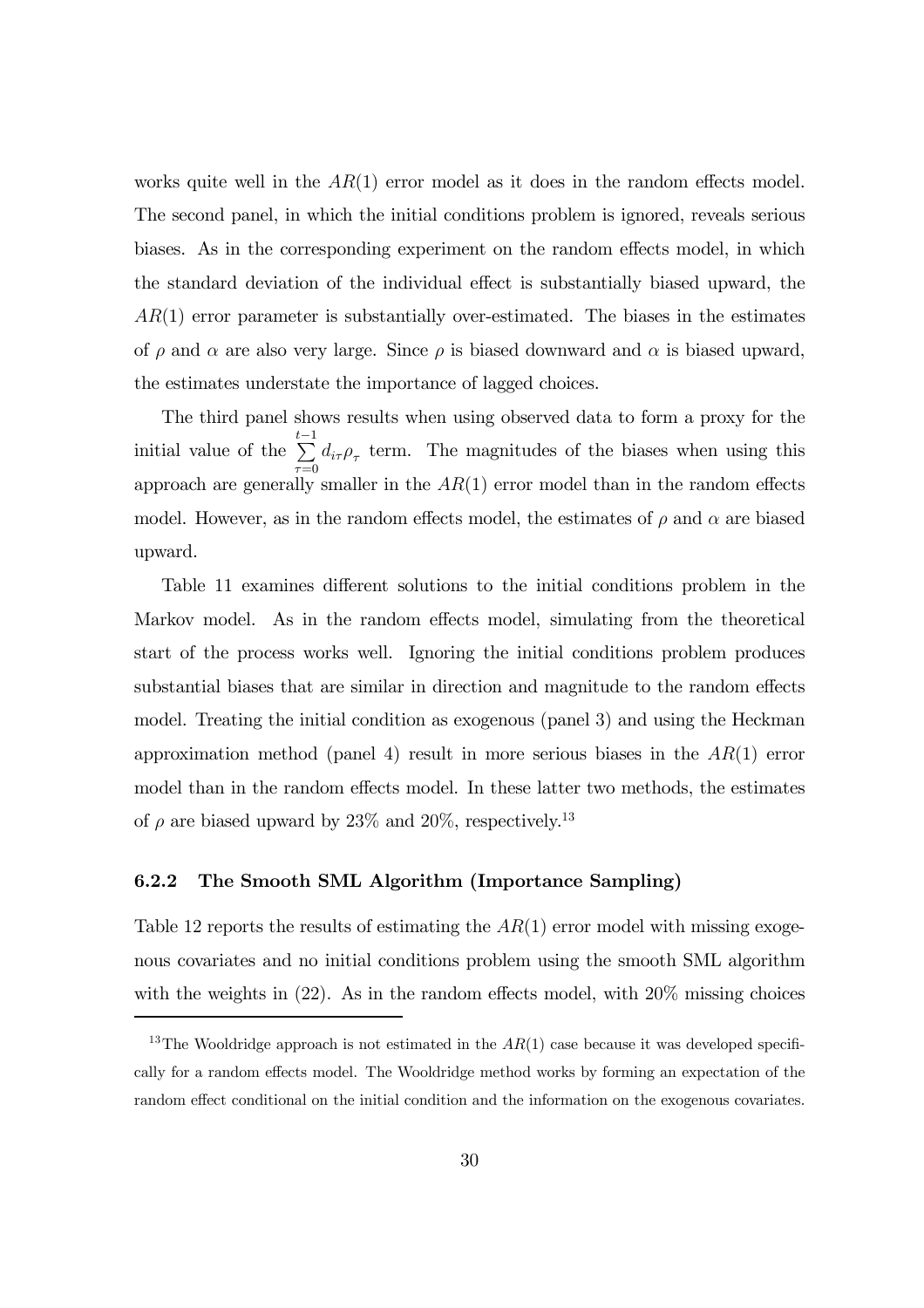works quite well in the $AR(1)$ error model as it does in the random effects model. The second panel, in which the initial conditions problem is ignored, reveals serious biases. As in the corresponding experiment on the random effects model, in which the standard deviation of the individual effect is substantially biased upward, the $AR(1)$ error parameter is substantially over-estimated. The biases in the estimates of $\rho$ and $\alpha$ are also very large. Since $\rho$ is biased downward and $\alpha$ is biased upward, the estimates understate the importance of lagged choices.

The third panel shows results when using observed data to form a proxy for the initial value of the $\sum_{\tau=0}^{t-1} d_{i\tau}\rho_{\tau}$ term. The magnitudes of the biases when using this approach are generally smaller in the $AR(1)$ error model than in the random effects model. However, as in the random effects model, the estimates of $\rho$ and $\alpha$ are biased upward.

Table 11 examines different solutions to the initial conditions problem in the Markov model. As in the random effects model, simulating from the theoretical start of the process works well. Ignoring the initial conditions problem produces substantial biases that are similar in direction and magnitude to the random effects model. Treating the initial condition as exogenous (panel 3) and using the Heckman approximation method (panel 4) result in more serious biases in the $AR(1)$ error model than in the random effects model. In these latter two methods, the estimates of $\rho$ are biased upward by 23% and 20%, respectively.[13]

### 6.2.2 The Smooth SML Algorithm (Importance Sampling)

Table 12 reports the results of estimating the $AR(1)$ error model with missing exogenous covariates and no initial conditions problem using the smooth SML algorithm with the weights in (22). As in the random effects model, with 20% missing choices

[13] The Wooldridge approach is not estimated in the $AR(1)$ case because it was developed specifically for a random effects model. The Wooldridge method works by forming an expectation of the random effect conditional on the initial condition and the information on the exogenous covariates.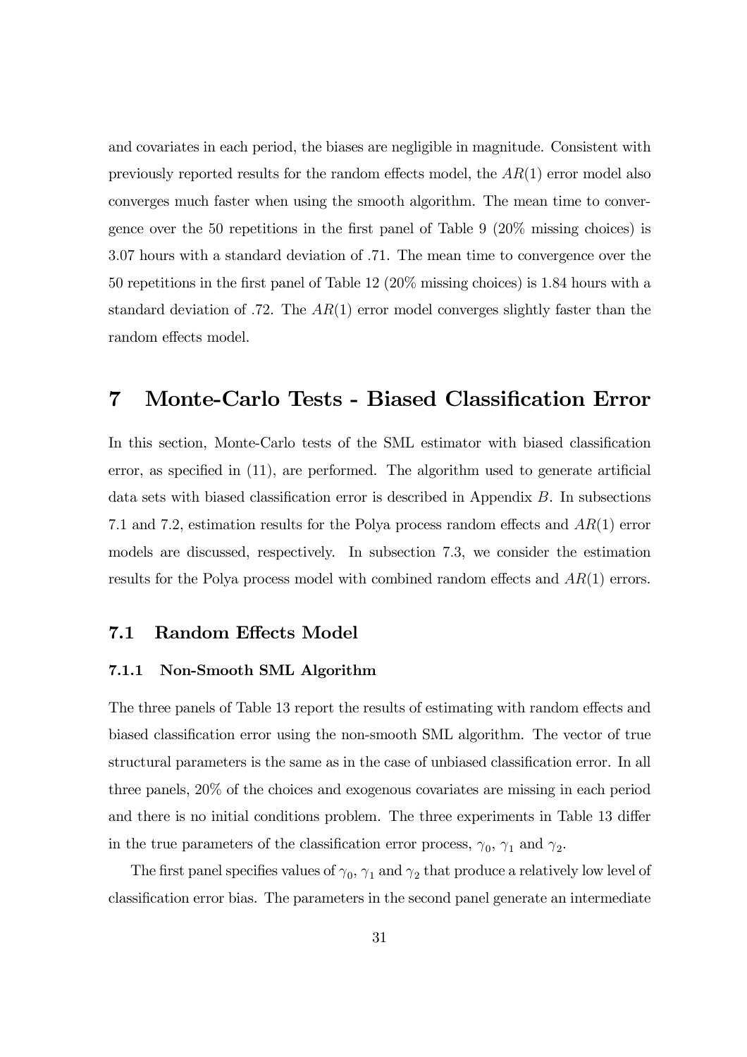and covariates in each period, the biases are negligible in magnitude. Consistent with previously reported results for the random effects model, the $AR(1)$ error model also converges much faster when using the smooth algorithm. The mean time to convergence over the 50 repetitions in the first panel of Table 9 (20% missing choices) is 3.07 hours with a standard deviation of .71. The mean time to convergence over the 50 repetitions in the first panel of Table 12 (20% missing choices) is 1.84 hours with a standard deviation of .72. The $AR(1)$ error model converges slightly faster than the random effects model.

# 7 Monte-Carlo Tests - Biased Classification Error

In this section, Monte-Carlo tests of the SML estimator with biased classification error, as specified in (11), are performed. The algorithm used to generate artificial data sets with biased classification error is described in Appendix $B$. In subsections 7.1 and 7.2, estimation results for the Polya process random effects and $AR(1)$ error models are discussed, respectively. In subsection 7.3, we consider the estimation results for the Polya process model with combined random effects and $AR(1)$ errors.

## 7.1 Random Effects Model

### 7.1.1 Non-Smooth SML Algorithm

The three panels of Table 13 report the results of estimating with random effects and biased classification error using the non-smooth SML algorithm. The vector of true structural parameters is the same as in the case of unbiased classification error. In all three panels, 20% of the choices and exogenous covariates are missing in each period and there is no initial conditions problem. The three experiments in Table 13 differ in the true parameters of the classification error process, $\gamma_0$, $\gamma_1$ and $\gamma_2$.

The first panel specifies values of $\gamma_0$, $\gamma_1$ and $\gamma_2$ that produce a relatively low level of classification error bias. The parameters in the second panel generate an intermediate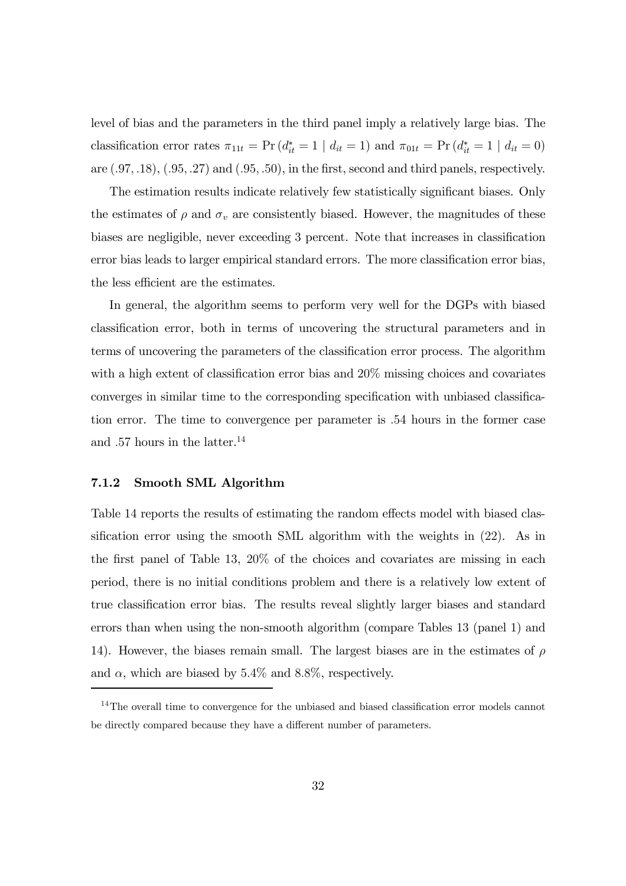level of bias and the parameters in the third panel imply a relatively large bias. The classification error rates $\pi_{11t} = \Pr(d_{it}^* = 1 \mid d_{it} = 1)$ and $\pi_{01t} = \Pr(d_{it}^* = 1 \mid d_{it} = 0)$ are $(.97, .18)$, $(.95, .27)$ and $(.95, .50)$, in the first, second and third panels, respectively.

The estimation results indicate relatively few statistically significant biases. Only the estimates of $\rho$ and $\sigma_v$ are consistently biased. However, the magnitudes of these biases are negligible, never exceeding 3 percent. Note that increases in classification error bias leads to larger empirical standard errors. The more classification error bias, the less efficient are the estimates.

In general, the algorithm seems to perform very well for the DGPs with biased classification error, both in terms of uncovering the structural parameters and in terms of uncovering the parameters of the classification error process. The algorithm with a high extent of classification error bias and 20% missing choices and covariates converges in similar time to the corresponding specification with unbiased classification error. The time to convergence per parameter is .54 hours in the former case and .57 hours in the latter.[14]

### 7.1.2 Smooth SML Algorithm

Table 14 reports the results of estimating the random effects model with biased classification error using the smooth SML algorithm with the weights in (22). As in the first panel of Table 13, 20% of the choices and covariates are missing in each period, there is no initial conditions problem and there is a relatively low extent of true classification error bias. The results reveal slightly larger biases and standard errors than when using the non-smooth algorithm (compare Tables 13 (panel 1) and 14). However, the biases remain small. The largest biases are in the estimates of $\rho$ and $\alpha$, which are biased by 5.4% and 8.8%, respectively.

[14] The overall time to convergence for the unbiased and biased classification error models cannot be directly compared because they have a different number of parameters.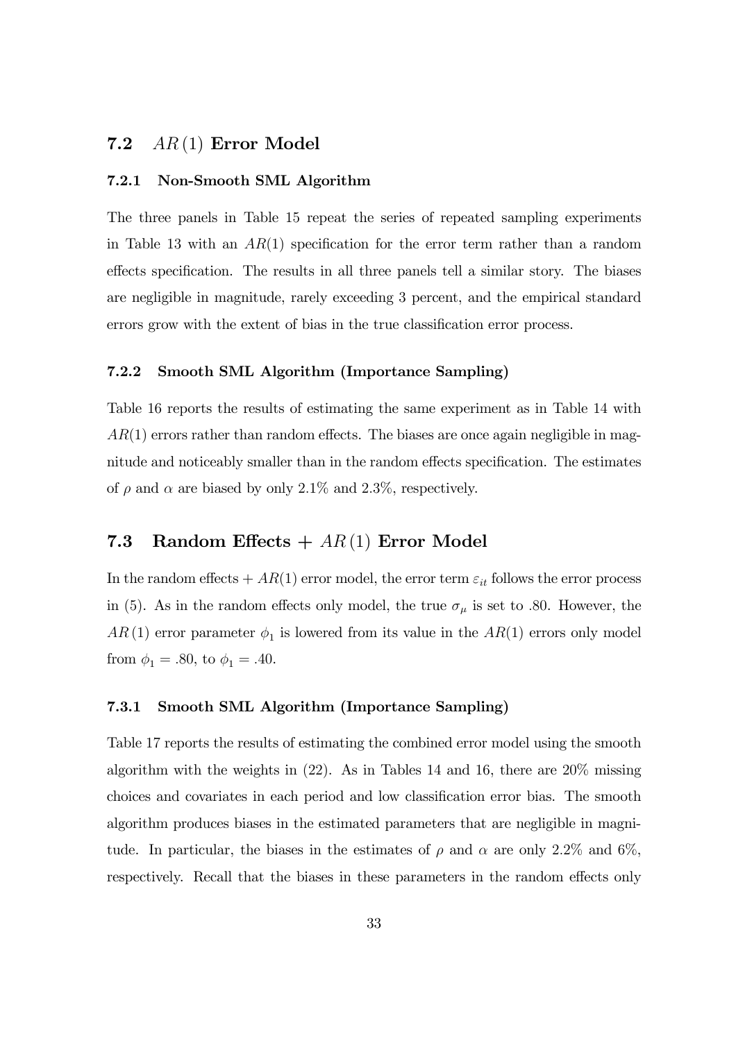## 7.2 $AR(1)$ Error Model

### 7.2.1 Non-Smooth SML Algorithm

The three panels in Table 15 repeat the series of repeated sampling experiments in Table 13 with an $AR(1)$ specification for the error term rather than a random effects specification. The results in all three panels tell a similar story. The biases are negligible in magnitude, rarely exceeding 3 percent, and the empirical standard errors grow with the extent of bias in the true classification error process.

### 7.2.2 Smooth SML Algorithm (Importance Sampling)

Table 16 reports the results of estimating the same experiment as in Table 14 with $AR(1)$ errors rather than random effects. The biases are once again negligible in magnitude and noticeably smaller than in the random effects specification. The estimates of $\rho$ and $\alpha$ are biased by only 2.1% and 2.3%, respectively.

## 7.3 Random Effects + $AR(1)$ Error Model

In the random effects + $AR(1)$ error model, the error term $\varepsilon_{it}$ follows the error process in (5). As in the random effects only model, the true $\sigma_{\mu}$ is set to .80. However, the $AR(1)$ error parameter $\phi_1$ is lowered from its value in the $AR(1)$ errors only model from $\phi_1 = .80$, to $\phi_1 = .40$.

### 7.3.1 Smooth SML Algorithm (Importance Sampling)

Table 17 reports the results of estimating the combined error model using the smooth algorithm with the weights in (22). As in Tables 14 and 16, there are 20% missing choices and covariates in each period and low classification error bias. The smooth algorithm produces biases in the estimated parameters that are negligible in magnitude. In particular, the biases in the estimates of $\rho$ and $\alpha$ are only 2.2% and 6%, respectively. Recall that the biases in these parameters in the random effects only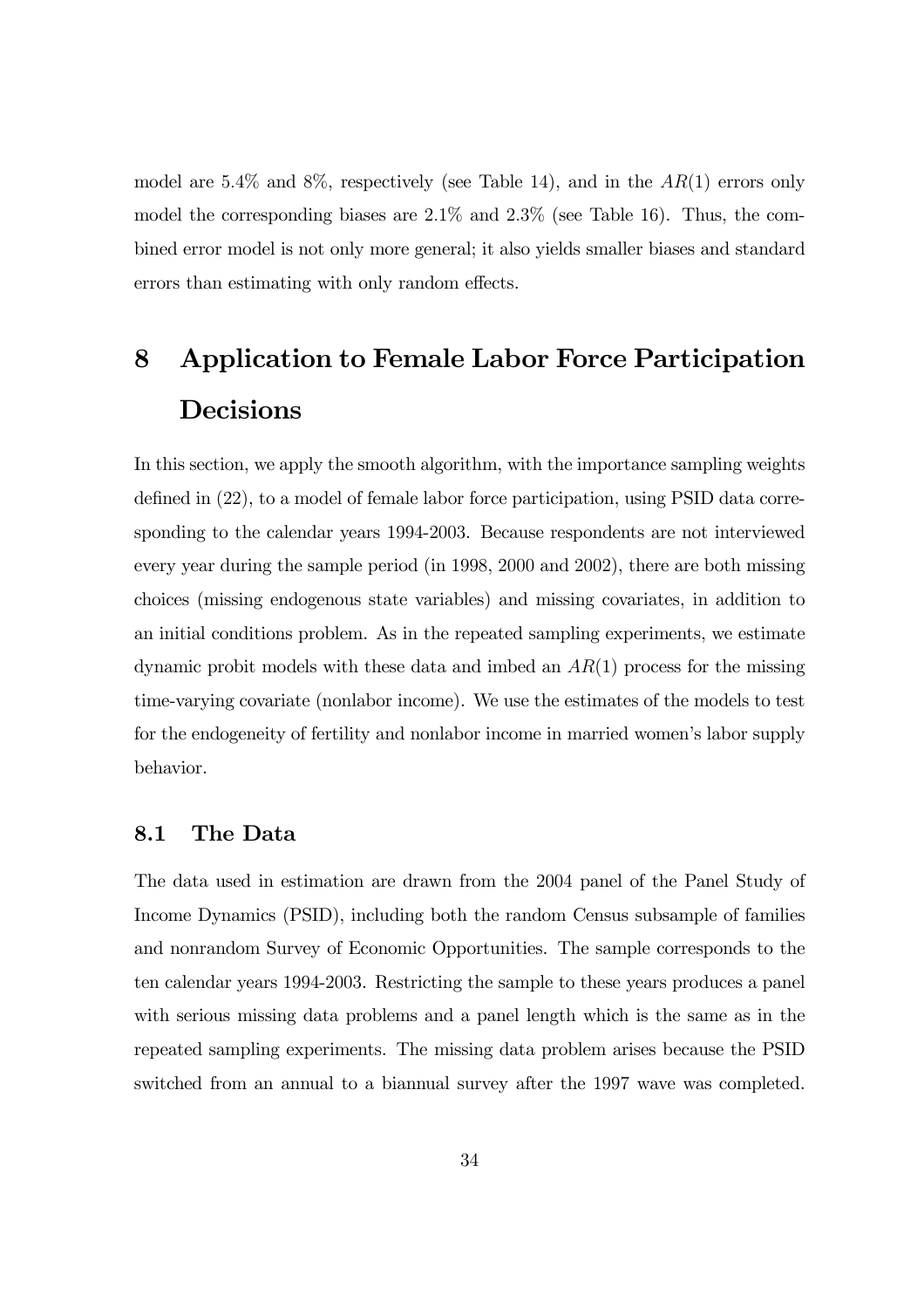model are 5.4% and 8%, respectively (see Table 14), and in the $AR(1)$ errors only model the corresponding biases are 2.1% and 2.3% (see Table 16). Thus, the combined error model is not only more general; it also yields smaller biases and standard errors than estimating with only random effects.

# 8 Application to Female Labor Force Participation Decisions

In this section, we apply the smooth algorithm, with the importance sampling weights defined in (22), to a model of female labor force participation, using PSID data corresponding to the calendar years 1994-2003. Because respondents are not interviewed every year during the sample period (in 1998, 2000 and 2002), there are both missing choices (missing endogenous state variables) and missing covariates, in addition to an initial conditions problem. As in the repeated sampling experiments, we estimate dynamic probit models with these data and imbed an $AR(1)$ process for the missing time-varying covariate (nonlabor income). We use the estimates of the models to test for the endogeneity of fertility and nonlabor income in married women's labor supply behavior.

## 8.1 The Data

The data used in estimation are drawn from the 2004 panel of the Panel Study of Income Dynamics (PSID), including both the random Census subsample of families and nonrandom Survey of Economic Opportunities. The sample corresponds to the ten calendar years 1994-2003. Restricting the sample to these years produces a panel with serious missing data problems and a panel length which is the same as in the repeated sampling experiments. The missing data problem arises because the PSID switched from an annual to a biannual survey after the 1997 wave was completed.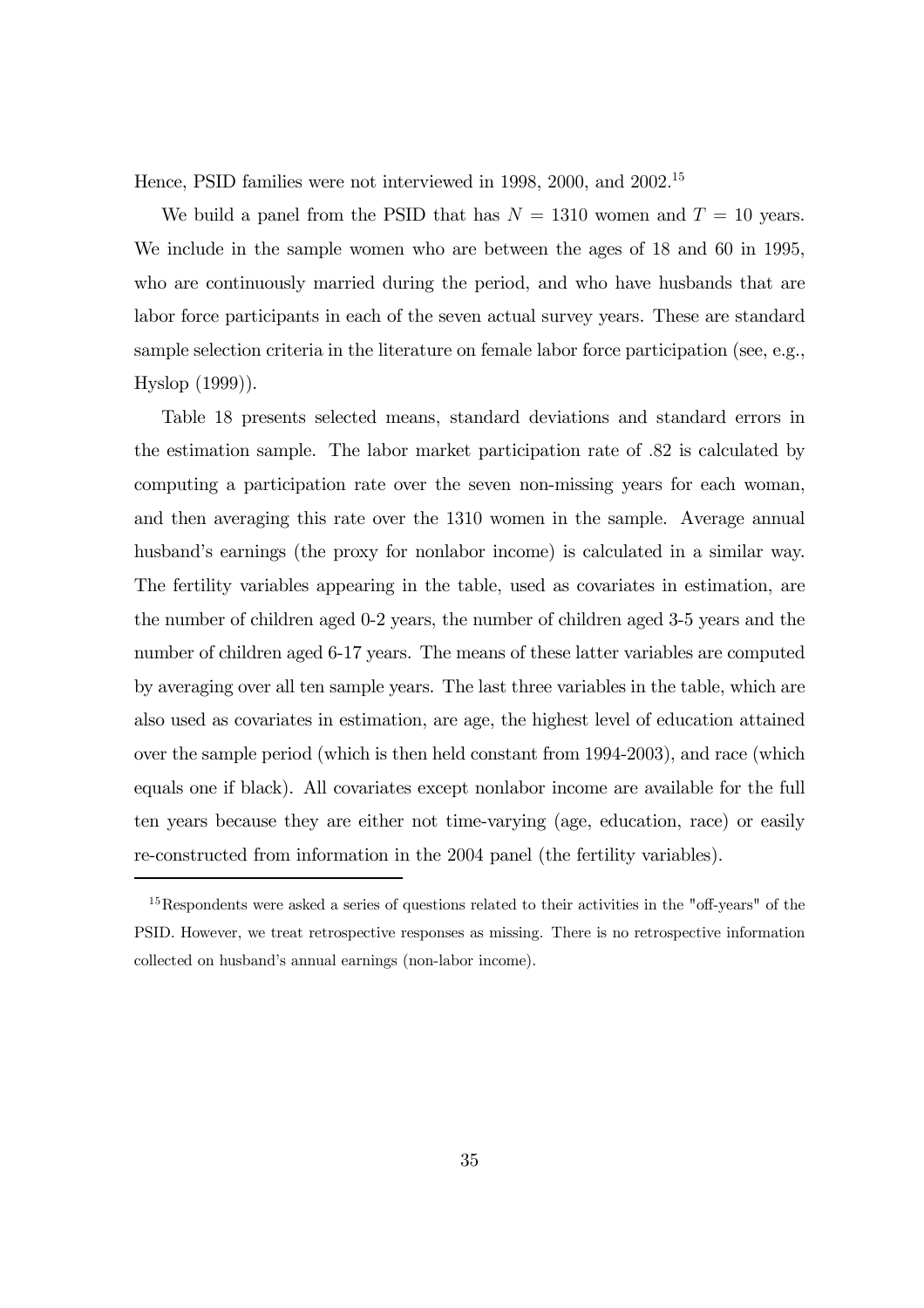Hence, PSID families were not interviewed in 1998, 2000, and 2002.[15]

We build a panel from the PSID that has $N = 1310$ women and $T = 10$ years. We include in the sample women who are between the ages of 18 and 60 in 1995, who are continuously married during the period, and who have husbands that are labor force participants in each of the seven actual survey years. These are standard sample selection criteria in the literature on female labor force participation (see, e.g., Hyslop (1999)).

Table 18 presents selected means, standard deviations and standard errors in the estimation sample. The labor market participation rate of .82 is calculated by computing a participation rate over the seven non-missing years for each woman, and then averaging this rate over the 1310 women in the sample. Average annual husband's earnings (the proxy for nonlabor income) is calculated in a similar way. The fertility variables appearing in the table, used as covariates in estimation, are the number of children aged 0-2 years, the number of children aged 3-5 years and the number of children aged 6-17 years. The means of these latter variables are computed by averaging over all ten sample years. The last three variables in the table, which are also used as covariates in estimation, are age, the highest level of education attained over the sample period (which is then held constant from 1994-2003), and race (which equals one if black). All covariates except nonlabor income are available for the full ten years because they are either not time-varying (age, education, race) or easily re-constructed from information in the 2004 panel (the fertility variables).

[15] Respondents were asked a series of questions related to their activities in the "off-years" of the PSID. However, we treat retrospective responses as missing. There is no retrospective information collected on husband's annual earnings (non-labor income).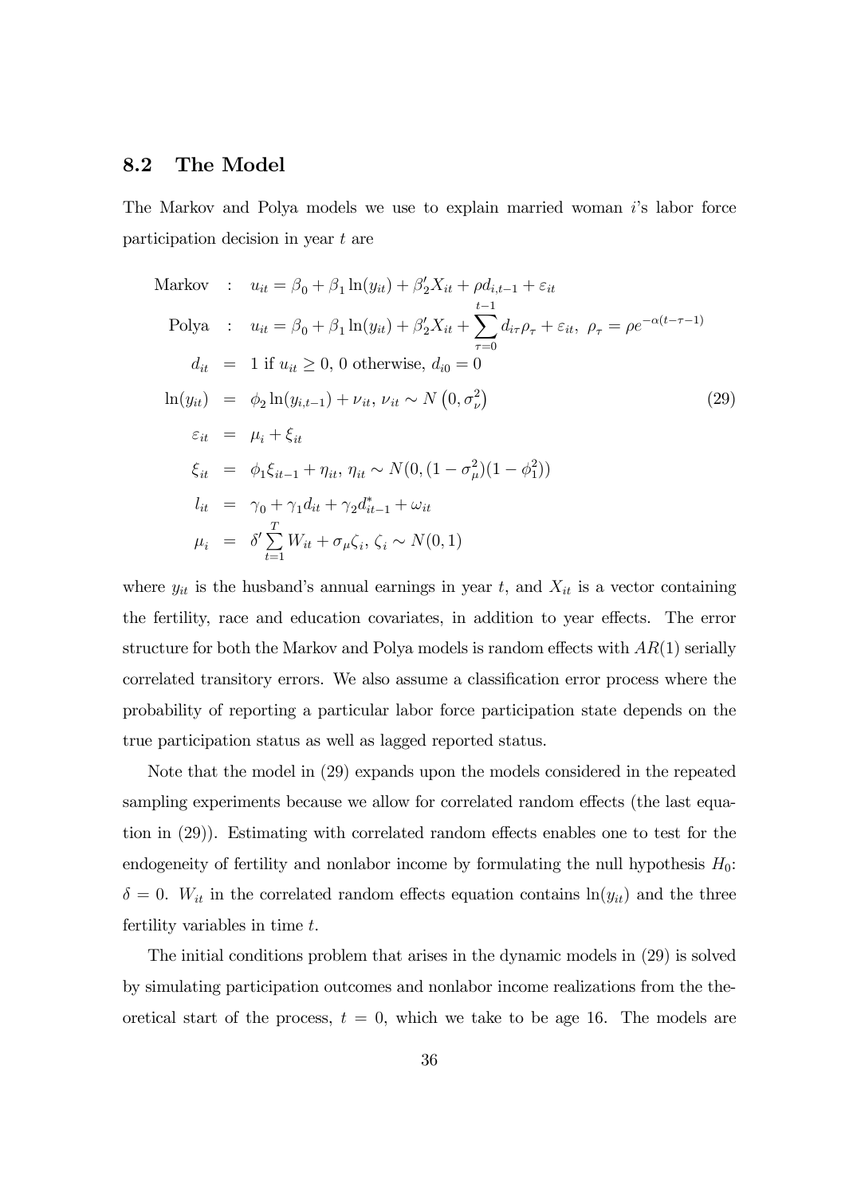## 8.2 The Model

The Markov and Polya models we use to explain married woman $i$'s labor force participation decision in year $t$ are

$$
\begin{aligned}
\text{Markov} &: \quad u_{it} = \beta_0 + \beta_1 \ln(y_{it}) + \beta_2' X_{it} + \rho d_{i,t-1} + \varepsilon_{it} \\
\text{Polya} &: \quad u_{it} = \beta_0 + \beta_1 \ln(y_{it}) + \beta_2' X_{it} + \sum_{\tau=0}^{t-1} d_{i\tau}\rho_\tau + \varepsilon_{it}, \ \rho_\tau = \rho e^{-\alpha(t-\tau-1)} \\
d_{it} &= 1 \text{ if } u_{it} \geq 0, \ 0 \text{ otherwise}, \ d_{i0} = 0 \\
\ln(y_{it}) &= \phi_2 \ln(y_{i,t-1}) + \nu_{it}, \ \nu_{it} \sim N\left(0, \sigma_\nu^2\right) \\
\varepsilon_{it} &= \mu_i + \xi_{it} \\
\xi_{it} &= \phi_1 \xi_{it-1} + \eta_{it}, \ \eta_{it} \sim N(0, (1-\sigma_\mu^2)(1-\phi_1^2)) \\
l_{it} &= \gamma_0 + \gamma_1 d_{it} + \gamma_2 d_{it-1}^* + \omega_{it} \\
\mu_i &= \delta' \sum_{t=1}^{T} W_{it} + \sigma_\mu \zeta_i, \ \zeta_i \sim N(0,1)
\end{aligned}
\tag{29}
$$

where $y_{it}$ is the husband's annual earnings in year $t$, and $X_{it}$ is a vector containing the fertility, race and education covariates, in addition to year effects. The error structure for both the Markov and Polya models is random effects with $AR(1)$ serially correlated transitory errors. We also assume a classification error process where the probability of reporting a particular labor force participation state depends on the true participation status as well as lagged reported status.

Note that the model in (29) expands upon the models considered in the repeated sampling experiments because we allow for correlated random effects (the last equation in (29)). Estimating with correlated random effects enables one to test for the endogeneity of fertility and nonlabor income by formulating the null hypothesis $H_0$: $\delta = 0$. $W_{it}$ in the correlated random effects equation contains $\ln(y_{it})$ and the three fertility variables in time $t$.

The initial conditions problem that arises in the dynamic models in (29) is solved by simulating participation outcomes and nonlabor income realizations from the theoretical start of the process, $t = 0$, which we take to be age 16. The models are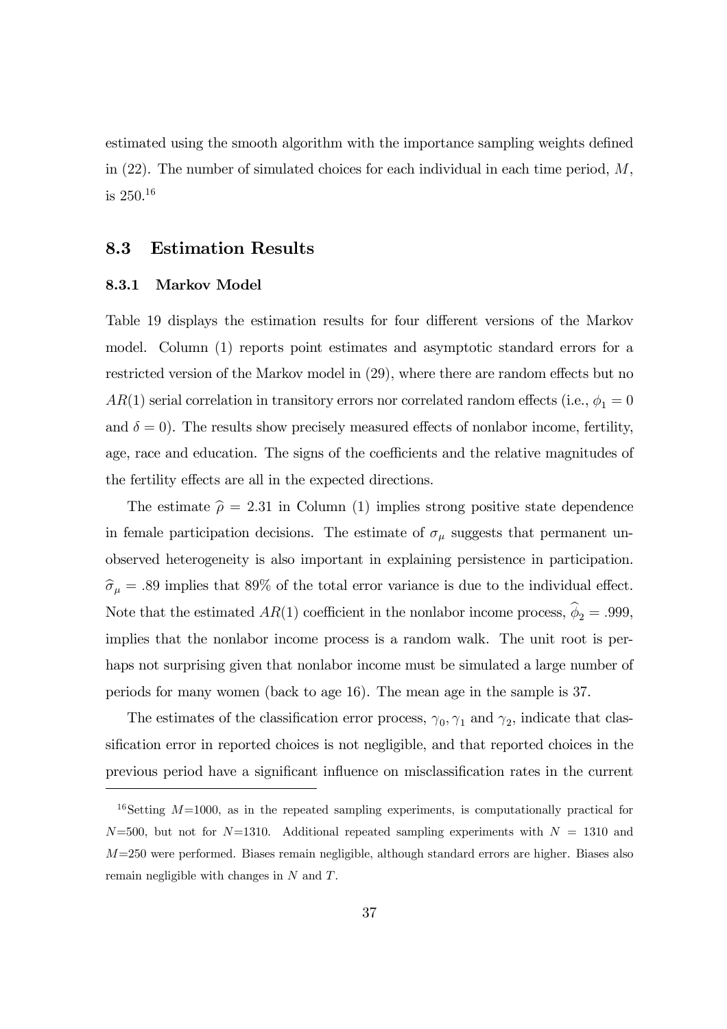estimated using the smooth algorithm with the importance sampling weights defined in (22). The number of simulated choices for each individual in each time period, $M$, is 250.[16]

## 8.3 Estimation Results

### 8.3.1 Markov Model

Table 19 displays the estimation results for four different versions of the Markov model. Column (1) reports point estimates and asymptotic standard errors for a restricted version of the Markov model in (29), where there are random effects but no $AR(1)$ serial correlation in transitory errors nor correlated random effects (i.e., $\phi_1 = 0$ and $\delta = 0$). The results show precisely measured effects of nonlabor income, fertility, age, race and education. The signs of the coefficients and the relative magnitudes of the fertility effects are all in the expected directions.

The estimate $\widehat{\rho} = 2.31$ in Column (1) implies strong positive state dependence in female participation decisions. The estimate of $\sigma_\mu$ suggests that permanent unobserved heterogeneity is also important in explaining persistence in participation. $\widehat{\sigma}_\mu = .89$ implies that 89% of the total error variance is due to the individual effect. Note that the estimated $AR(1)$ coefficient in the nonlabor income process, $\widehat{\phi}_2 = .999$, implies that the nonlabor income process is a random walk. The unit root is perhaps not surprising given that nonlabor income must be simulated a large number of periods for many women (back to age 16). The mean age in the sample is 37.

The estimates of the classification error process, $\gamma_0, \gamma_1$ and $\gamma_2$, indicate that classification error in reported choices is not negligible, and that reported choices in the previous period have a significant influence on misclassification rates in the current

[16] Setting $M$=1000, as in the repeated sampling experiments, is computationally practical for $N$=500, but not for $N$=1310. Additional repeated sampling experiments with $N$ = 1310 and $M$=250 were performed. Biases remain negligible, although standard errors are higher. Biases also remain negligible with changes in $N$ and $T$.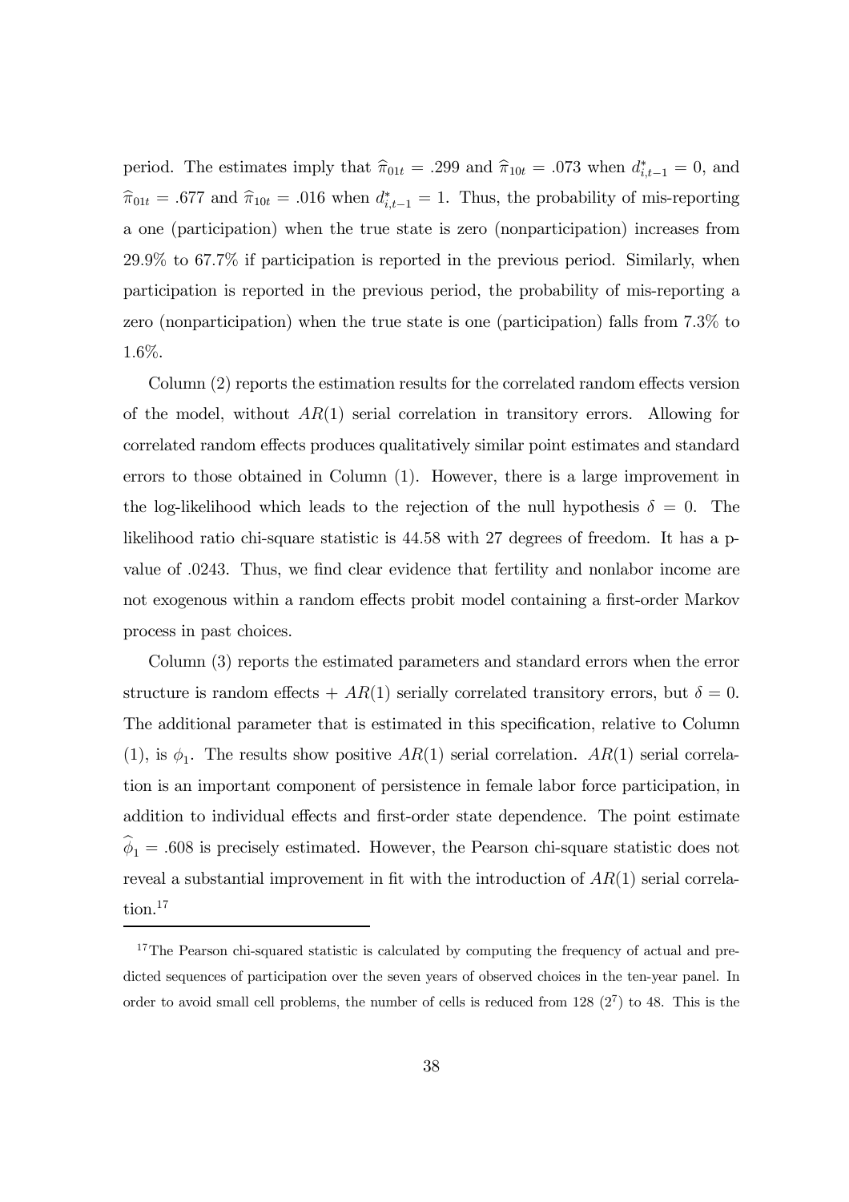period. The estimates imply that $\widehat{\pi}_{01t} = .299$ and $\widehat{\pi}_{10t} = .073$ when $d^*_{i,t-1} = 0$, and $\widehat{\pi}_{01t} = .677$ and $\widehat{\pi}_{10t} = .016$ when $d^*_{i,t-1} = 1$. Thus, the probability of mis-reporting a one (participation) when the true state is zero (nonparticipation) increases from 29.9% to 67.7% if participation is reported in the previous period. Similarly, when participation is reported in the previous period, the probability of mis-reporting a zero (nonparticipation) when the true state is one (participation) falls from 7.3% to 1.6%.

Column (2) reports the estimation results for the correlated random effects version of the model, without $AR(1)$ serial correlation in transitory errors. Allowing for correlated random effects produces qualitatively similar point estimates and standard errors to those obtained in Column (1). However, there is a large improvement in the log-likelihood which leads to the rejection of the null hypothesis $\delta = 0$. The likelihood ratio chi-square statistic is 44.58 with 27 degrees of freedom. It has a p-value of .0243. Thus, we find clear evidence that fertility and nonlabor income are not exogenous within a random effects probit model containing a first-order Markov process in past choices.

Column (3) reports the estimated parameters and standard errors when the error structure is random effects + $AR(1)$ serially correlated transitory errors, but $\delta = 0$. The additional parameter that is estimated in this specification, relative to Column (1), is $\phi_1$. The results show positive $AR(1)$ serial correlation. $AR(1)$ serial correlation is an important component of persistence in female labor force participation, in addition to individual effects and first-order state dependence. The point estimate $\widehat{\phi}_1 = .608$ is precisely estimated. However, the Pearson chi-square statistic does not reveal a substantial improvement in fit with the introduction of $AR(1)$ serial correlation.[17]

[17] The Pearson chi-squared statistic is calculated by computing the frequency of actual and predicted sequences of participation over the seven years of observed choices in the ten-year panel. In order to avoid small cell problems, the number of cells is reduced from 128 ($2^7$) to 48. This is the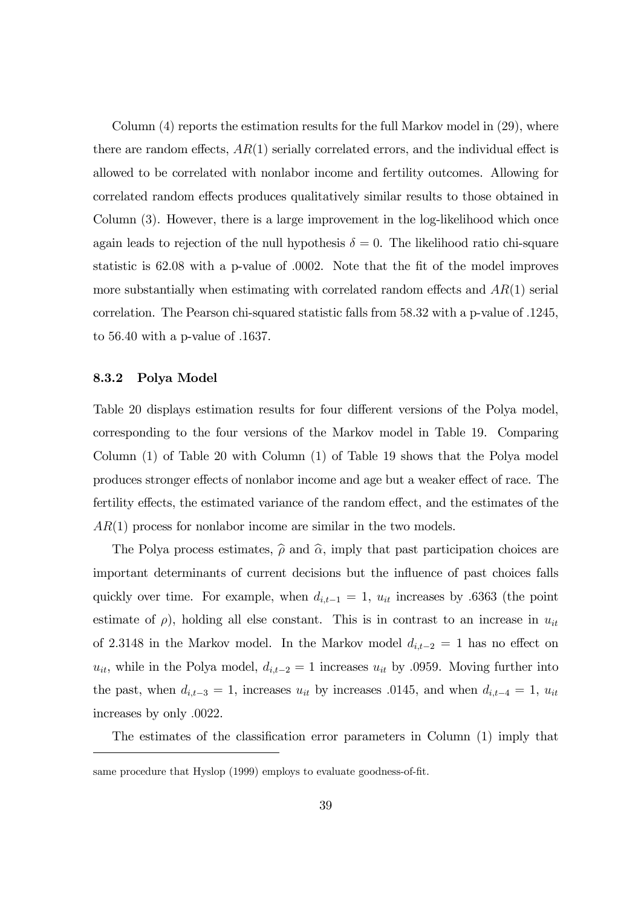Column (4) reports the estimation results for the full Markov model in (29), where there are random effects, $AR(1)$ serially correlated errors, and the individual effect is allowed to be correlated with nonlabor income and fertility outcomes. Allowing for correlated random effects produces qualitatively similar results to those obtained in Column (3). However, there is a large improvement in the log-likelihood which once again leads to rejection of the null hypothesis $\delta = 0$. The likelihood ratio chi-square statistic is 62.08 with a p-value of .0002. Note that the fit of the model improves more substantially when estimating with correlated random effects and $AR(1)$ serial correlation. The Pearson chi-squared statistic falls from 58.32 with a p-value of .1245, to 56.40 with a p-value of .1637.

### 8.3.2 Polya Model

Table 20 displays estimation results for four different versions of the Polya model, corresponding to the four versions of the Markov model in Table 19. Comparing Column (1) of Table 20 with Column (1) of Table 19 shows that the Polya model produces stronger effects of nonlabor income and age but a weaker effect of race. The fertility effects, the estimated variance of the random effect, and the estimates of the $AR(1)$ process for nonlabor income are similar in the two models.

The Polya process estimates, $\widehat{\rho}$ and $\widehat{\alpha}$, imply that past participation choices are important determinants of current decisions but the influence of past choices falls quickly over time. For example, when $d_{i,t-1} = 1$, $u_{it}$ increases by .6363 (the point estimate of $\rho$), holding all else constant. This is in contrast to an increase in $u_{it}$ of 2.3148 in the Markov model. In the Markov model $d_{i,t-2} = 1$ has no effect on $u_{it}$, while in the Polya model, $d_{i,t-2} = 1$ increases $u_{it}$ by .0959. Moving further into the past, when $d_{i,t-3} = 1$, increases $u_{it}$ by increases .0145, and when $d_{i,t-4} = 1$, $u_{it}$ increases by only .0022.

The estimates of the classification error parameters in Column (1) imply that

---

same procedure that Hyslop (1999) employs to evaluate goodness-of-fit.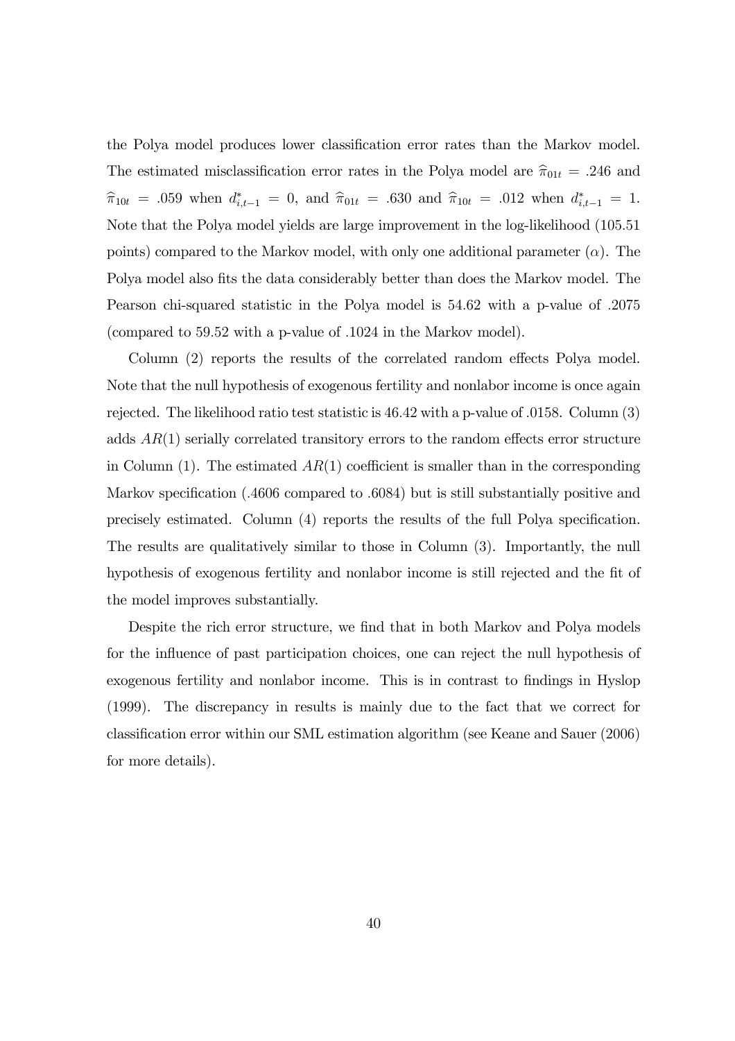the Polya model produces lower classification error rates than the Markov model. The estimated misclassification error rates in the Polya model are $\widehat{\pi}_{01t} = .246$ and $\widehat{\pi}_{10t} = .059$ when $d^*_{i,t-1} = 0$, and $\widehat{\pi}_{01t} = .630$ and $\widehat{\pi}_{10t} = .012$ when $d^*_{i,t-1} = 1$. Note that the Polya model yields are large improvement in the log-likelihood (105.51 points) compared to the Markov model, with only one additional parameter ($\alpha$). The Polya model also fits the data considerably better than does the Markov model. The Pearson chi-squared statistic in the Polya model is 54.62 with a p-value of .2075 (compared to 59.52 with a p-value of .1024 in the Markov model).

Column (2) reports the results of the correlated random effects Polya model. Note that the null hypothesis of exogenous fertility and nonlabor income is once again rejected. The likelihood ratio test statistic is 46.42 with a p-value of .0158. Column (3) adds $AR(1)$ serially correlated transitory errors to the random effects error structure in Column (1). The estimated $AR(1)$ coefficient is smaller than in the corresponding Markov specification (.4606 compared to .6084) but is still substantially positive and precisely estimated. Column (4) reports the results of the full Polya specification. The results are qualitatively similar to those in Column (3). Importantly, the null hypothesis of exogenous fertility and nonlabor income is still rejected and the fit of the model improves substantially.

Despite the rich error structure, we find that in both Markov and Polya models for the influence of past participation choices, one can reject the null hypothesis of exogenous fertility and nonlabor income. This is in contrast to findings in Hyslop (1999). The discrepancy in results is mainly due to the fact that we correct for classification error within our SML estimation algorithm (see Keane and Sauer (2006) for more details).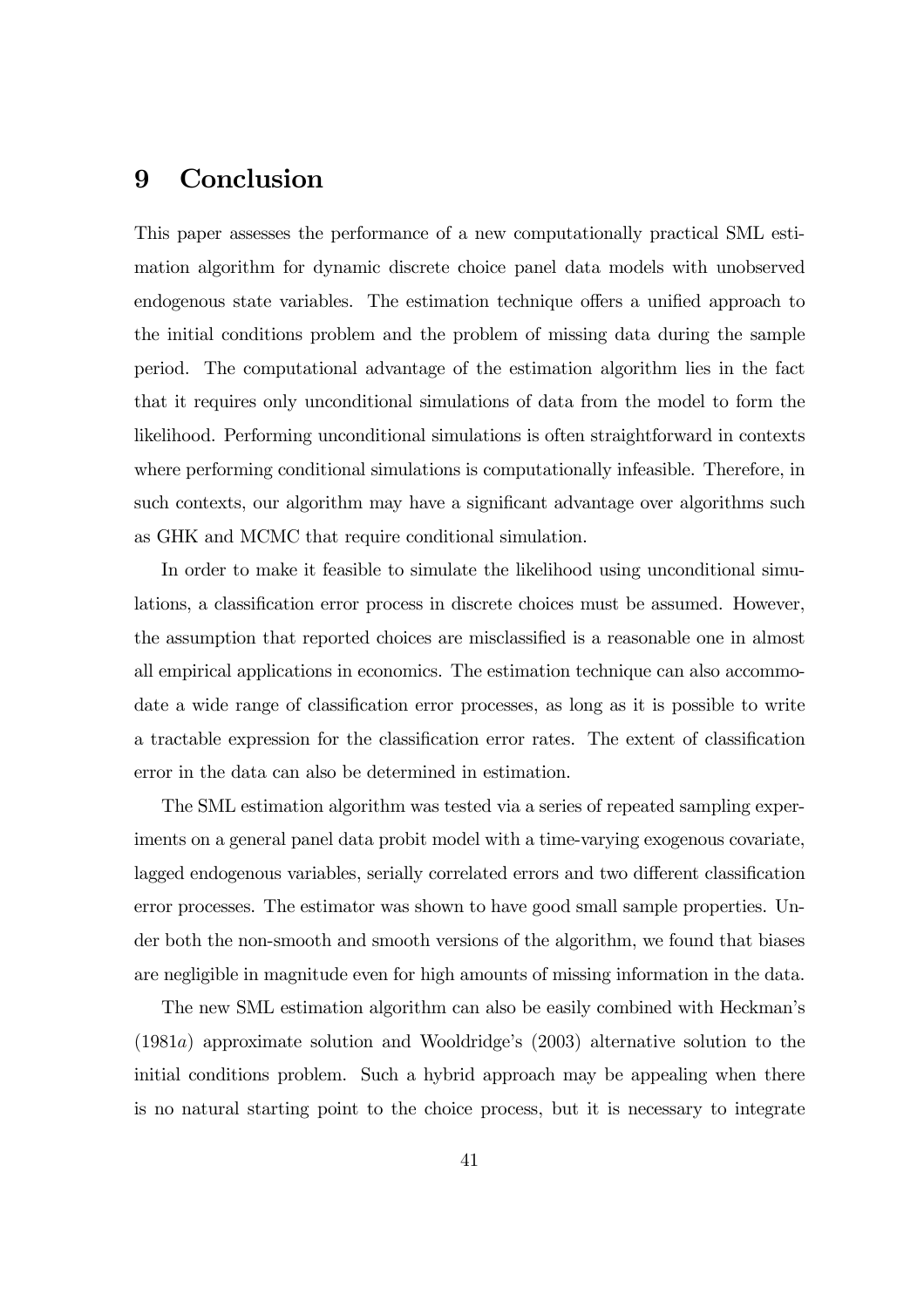# 9 Conclusion

This paper assesses the performance of a new computationally practical SML estimation algorithm for dynamic discrete choice panel data models with unobserved endogenous state variables. The estimation technique offers a unified approach to the initial conditions problem and the problem of missing data during the sample period. The computational advantage of the estimation algorithm lies in the fact that it requires only unconditional simulations of data from the model to form the likelihood. Performing unconditional simulations is often straightforward in contexts where performing conditional simulations is computationally infeasible. Therefore, in such contexts, our algorithm may have a significant advantage over algorithms such as GHK and MCMC that require conditional simulation.

In order to make it feasible to simulate the likelihood using unconditional simulations, a classification error process in discrete choices must be assumed. However, the assumption that reported choices are misclassified is a reasonable one in almost all empirical applications in economics. The estimation technique can also accommodate a wide range of classification error processes, as long as it is possible to write a tractable expression for the classification error rates. The extent of classification error in the data can also be determined in estimation.

The SML estimation algorithm was tested via a series of repeated sampling experiments on a general panel data probit model with a time-varying exogenous covariate, lagged endogenous variables, serially correlated errors and two different classification error processes. The estimator was shown to have good small sample properties. Under both the non-smooth and smooth versions of the algorithm, we found that biases are negligible in magnitude even for high amounts of missing information in the data.

The new SML estimation algorithm can also be easily combined with Heckman's (1981*a*) approximate solution and Wooldridge's (2003) alternative solution to the initial conditions problem. Such a hybrid approach may be appealing when there is no natural starting point to the choice process, but it is necessary to integrate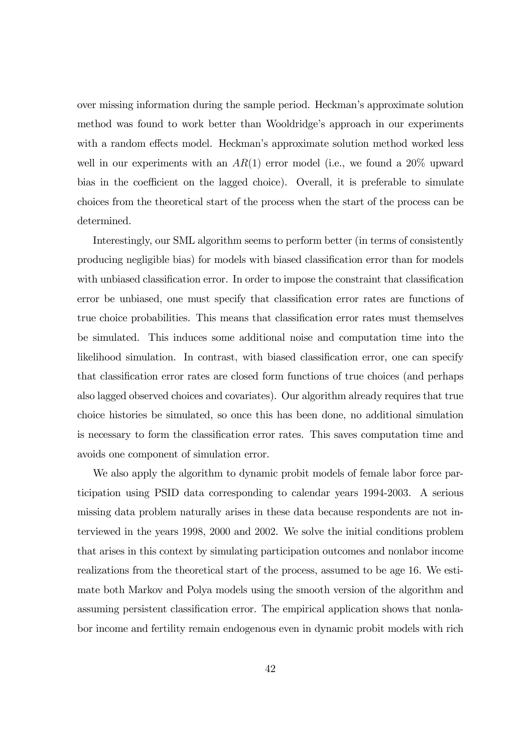over missing information during the sample period. Heckman's approximate solution method was found to work better than Wooldridge's approach in our experiments with a random effects model. Heckman's approximate solution method worked less well in our experiments with an $AR(1)$ error model (i.e., we found a 20% upward bias in the coefficient on the lagged choice). Overall, it is preferable to simulate choices from the theoretical start of the process when the start of the process can be determined.

Interestingly, our SML algorithm seems to perform better (in terms of consistently producing negligible bias) for models with biased classification error than for models with unbiased classification error. In order to impose the constraint that classification error be unbiased, one must specify that classification error rates are functions of true choice probabilities. This means that classification error rates must themselves be simulated. This induces some additional noise and computation time into the likelihood simulation. In contrast, with biased classification error, one can specify that classification error rates are closed form functions of true choices (and perhaps also lagged observed choices and covariates). Our algorithm already requires that true choice histories be simulated, so once this has been done, no additional simulation is necessary to form the classification error rates. This saves computation time and avoids one component of simulation error.

We also apply the algorithm to dynamic probit models of female labor force participation using PSID data corresponding to calendar years 1994-2003. A serious missing data problem naturally arises in these data because respondents are not interviewed in the years 1998, 2000 and 2002. We solve the initial conditions problem that arises in this context by simulating participation outcomes and nonlabor income realizations from the theoretical start of the process, assumed to be age 16. We estimate both Markov and Polya models using the smooth version of the algorithm and assuming persistent classification error. The empirical application shows that nonlabor income and fertility remain endogenous even in dynamic probit models with rich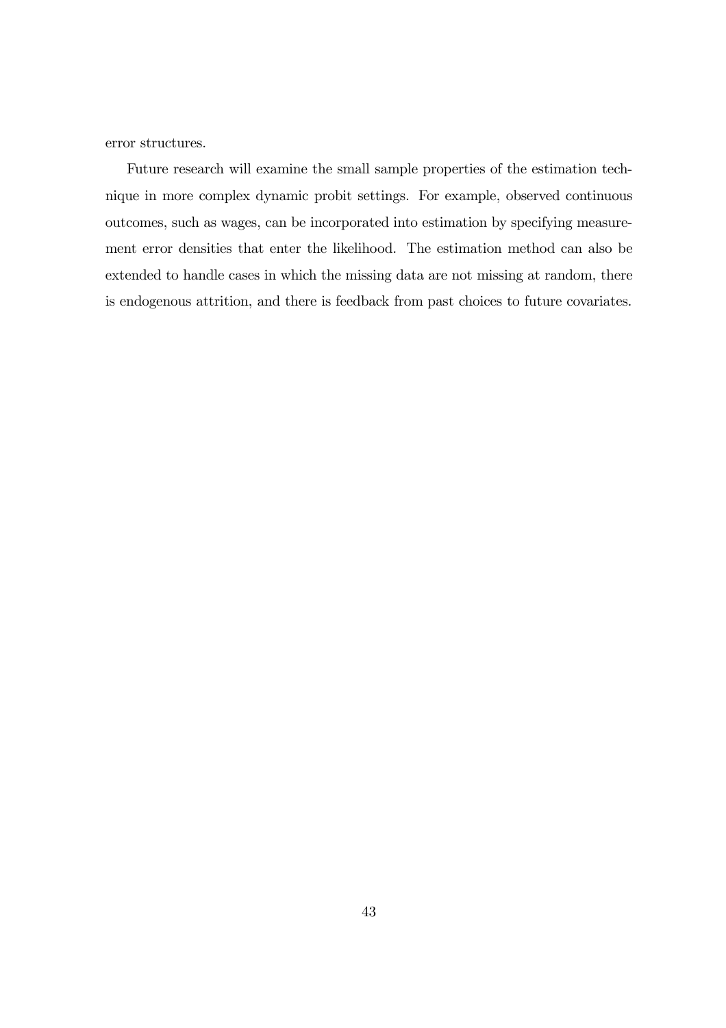error structures.

Future research will examine the small sample properties of the estimation technique in more complex dynamic probit settings. For example, observed continuous outcomes, such as wages, can be incorporated into estimation by specifying measurement error densities that enter the likelihood. The estimation method can also be extended to handle cases in which the missing data are not missing at random, there is endogenous attrition, and there is feedback from past choices to future covariates.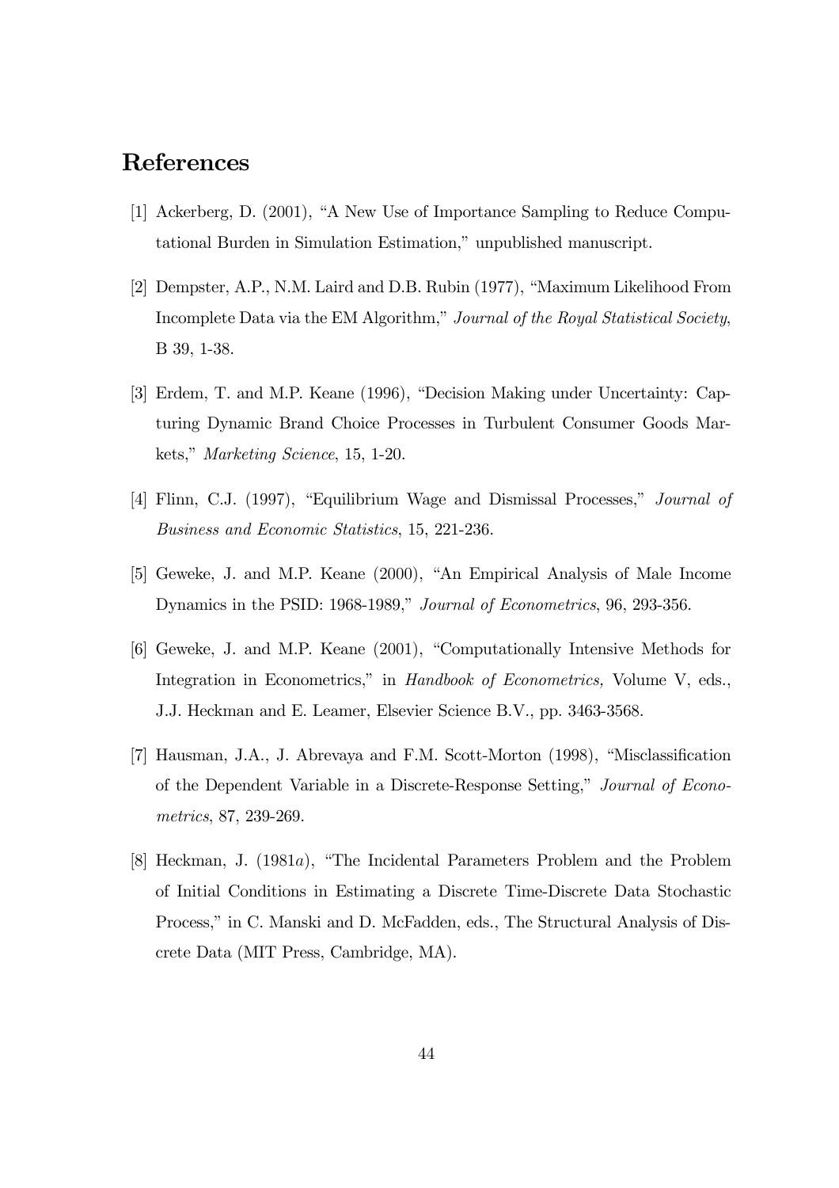## References

[1] Ackerberg, D. (2001), "A New Use of Importance Sampling to Reduce Computational Burden in Simulation Estimation," unpublished manuscript.

[2] Dempster, A.P., N.M. Laird and D.B. Rubin (1977), "Maximum Likelihood From Incomplete Data via the EM Algorithm," *Journal of the Royal Statistical Society*, B 39, 1-38.

[3] Erdem, T. and M.P. Keane (1996), "Decision Making under Uncertainty: Capturing Dynamic Brand Choice Processes in Turbulent Consumer Goods Markets," *Marketing Science*, 15, 1-20.

[4] Flinn, C.J. (1997), "Equilibrium Wage and Dismissal Processes," *Journal of Business and Economic Statistics*, 15, 221-236.

[5] Geweke, J. and M.P. Keane (2000), "An Empirical Analysis of Male Income Dynamics in the PSID: 1968-1989," *Journal of Econometrics*, 96, 293-356.

[6] Geweke, J. and M.P. Keane (2001), "Computationally Intensive Methods for Integration in Econometrics," in *Handbook of Econometrics,* Volume V, eds., J.J. Heckman and E. Leamer, Elsevier Science B.V., pp. 3463-3568.

[7] Hausman, J.A., J. Abrevaya and F.M. Scott-Morton (1998), "Misclassification of the Dependent Variable in a Discrete-Response Setting," *Journal of Econometrics*, 87, 239-269.

[8] Heckman, J. (1981*a*), "The Incidental Parameters Problem and the Problem of Initial Conditions in Estimating a Discrete Time-Discrete Data Stochastic Process," in C. Manski and D. McFadden, eds., The Structural Analysis of Discrete Data (MIT Press, Cambridge, MA).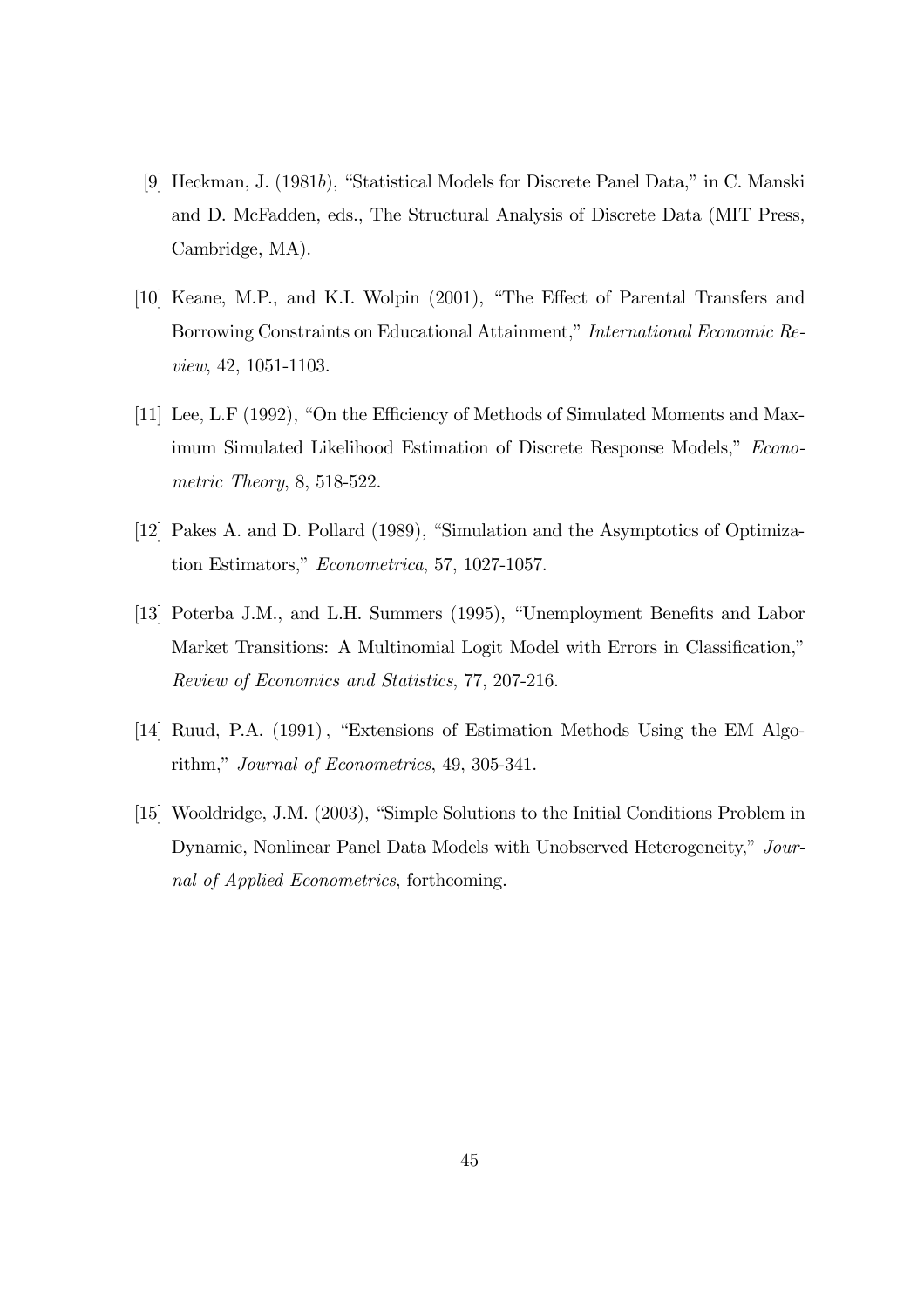[9] Heckman, J. (1981*b*), "Statistical Models for Discrete Panel Data," in C. Manski and D. McFadden, eds., The Structural Analysis of Discrete Data (MIT Press, Cambridge, MA).

[10] Keane, M.P., and K.I. Wolpin (2001), "The Effect of Parental Transfers and Borrowing Constraints on Educational Attainment," *International Economic Review*, 42, 1051-1103.

[11] Lee, L.F (1992), "On the Efficiency of Methods of Simulated Moments and Maximum Simulated Likelihood Estimation of Discrete Response Models," *Econometric Theory*, 8, 518-522.

[12] Pakes A. and D. Pollard (1989), "Simulation and the Asymptotics of Optimization Estimators," *Econometrica*, 57, 1027-1057.

[13] Poterba J.M., and L.H. Summers (1995), "Unemployment Benefits and Labor Market Transitions: A Multinomial Logit Model with Errors in Classification," *Review of Economics and Statistics*, 77, 207-216.

[14] Ruud, P.A. (1991) , "Extensions of Estimation Methods Using the EM Algorithm," *Journal of Econometrics*, 49, 305-341.

[15] Wooldridge, J.M. (2003), "Simple Solutions to the Initial Conditions Problem in Dynamic, Nonlinear Panel Data Models with Unobserved Heterogeneity," *Journal of Applied Econometrics*, forthcoming.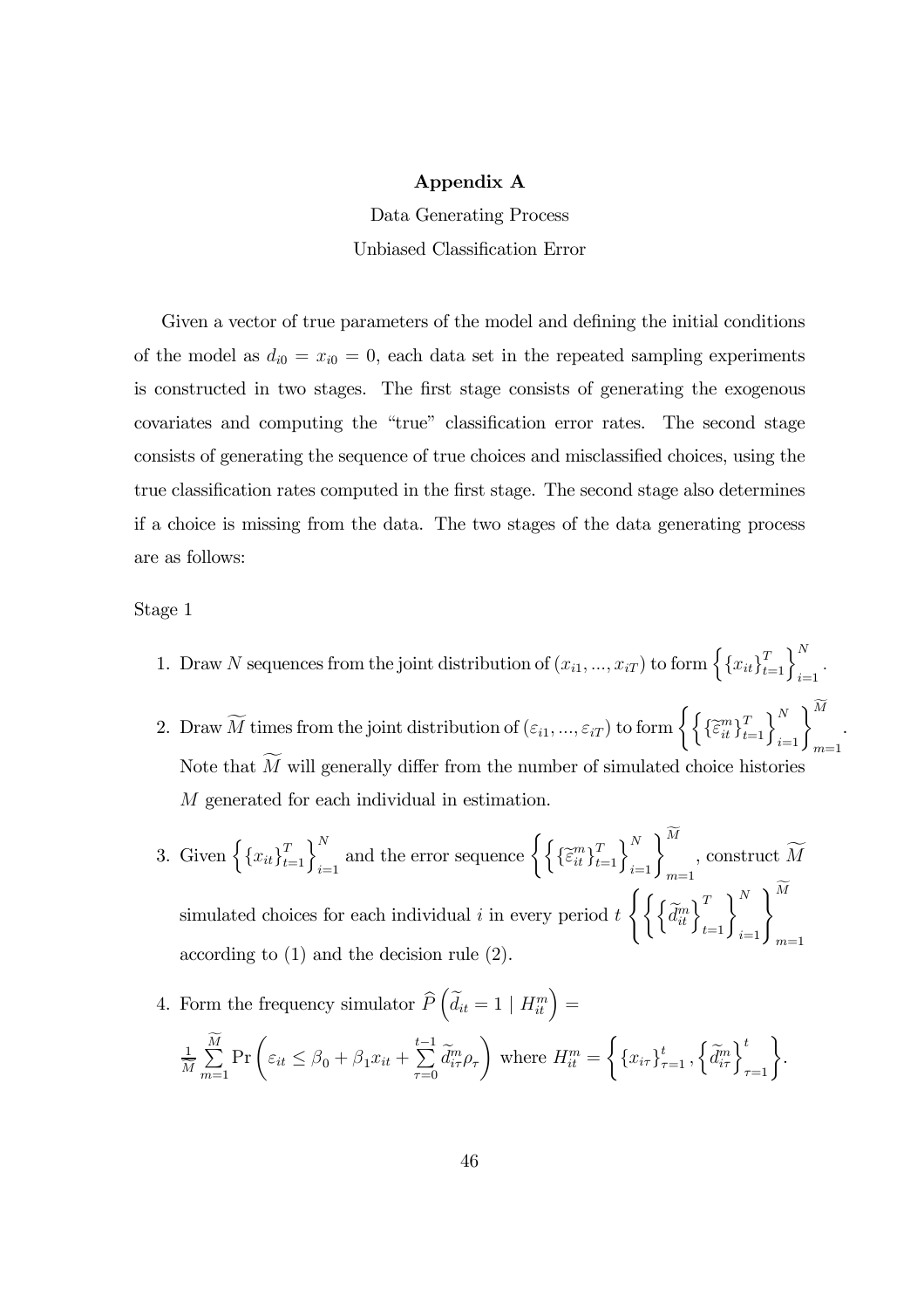# Appendix A

Data Generating Process

Unbiased Classification Error

Given a vector of true parameters of the model and defining the initial conditions of the model as $d_{i0} = x_{i0} = 0$, each data set in the repeated sampling experiments is constructed in two stages. The first stage consists of generating the exogenous covariates and computing the "true" classification error rates. The second stage consists of generating the sequence of true choices and misclassified choices, using the true classification rates computed in the first stage. The second stage also determines if a choice is missing from the data. The two stages of the data generating process are as follows:

Stage 1

1. Draw $N$ sequences from the joint distribution of $(x_{i1}, ..., x_{iT})$ to form $\left\{ \{x_{it}\}_{t=1}^{T} \right\}_{i=1}^{N}$.

2. Draw $\widetilde{M}$ times from the joint distribution of $(\varepsilon_{i1}, ..., \varepsilon_{iT})$ to form $\left\{ \left\{ \{\widetilde{\varepsilon}_{it}^{m}\}_{t=1}^{T} \right\}_{i=1}^{N} \right\}_{m=1}^{\widetilde{M}}$. Note that $\widetilde{M}$ will generally differ from the number of simulated choice histories $M$ generated for each individual in estimation.

3. Given $\left\{ \{x_{it}\}_{t=1}^{T} \right\}_{i=1}^{N}$ and the error sequence $\left\{ \left\{ \{\widetilde{\varepsilon}_{it}^{m}\}_{t=1}^{T} \right\}_{i=1}^{N} \right\}_{m=1}^{\widetilde{M}}$, construct $\widetilde{M}$ simulated choices for each individual $i$ in every period $t$ $\left\{ \left\{ \left\{ \widetilde{d}_{it}^{m} \right\}_{t=1}^{T} \right\}_{i=1}^{N} \right\}_{m=1}^{\widetilde{M}}$ according to (1) and the decision rule (2).

4. Form the frequency simulator $\widehat{P}\left( \widetilde{d}_{it} = 1 \mid H_{it}^{m} \right) =$
$\frac{1}{\widetilde{M}} \sum_{m=1}^{\widetilde{M}} \Pr\left( \varepsilon_{it} \leq \beta_0 + \beta_1 x_{it} + \sum_{\tau=0}^{t-1} \widetilde{d}_{i\tau}^{m} \rho_{\tau} \right)$ where $H_{it}^{m} = \left\{ \{x_{i\tau}\}_{\tau=1}^{t}, \left\{ \widetilde{d}_{i\tau}^{m} \right\}_{\tau=1}^{t} \right\}$.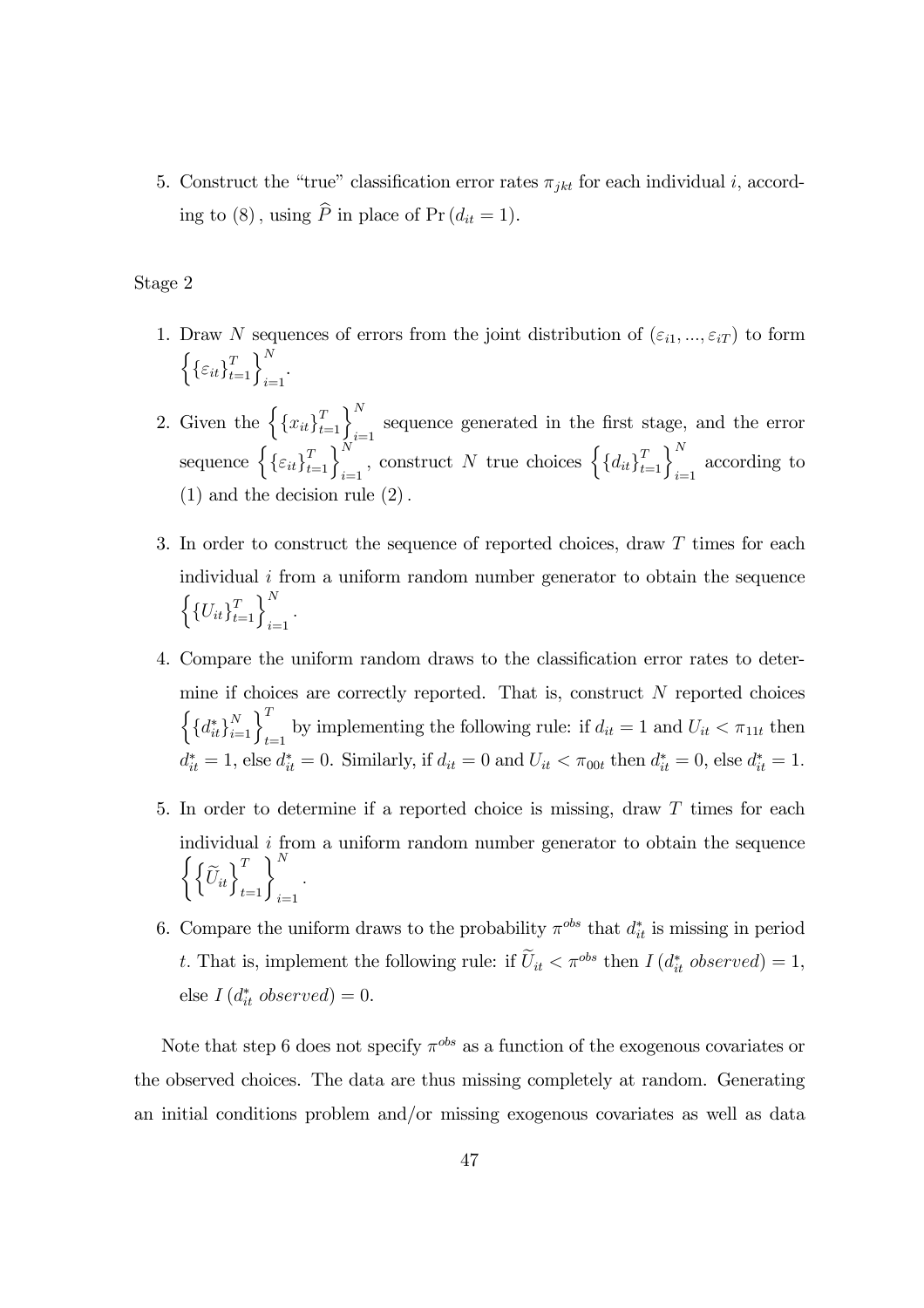5. Construct the "true" classification error rates $\pi_{jkt}$ for each individual $i$, according to $(8)$, using $\widehat{P}$ in place of $\Pr(d_{it}=1)$.

Stage 2

1. Draw $N$ sequences of errors from the joint distribution of $(\varepsilon_{i1},...,\varepsilon_{iT})$ to form $\left\{\{\varepsilon_{it}\}_{t=1}^{T}\right\}_{i=1}^{N}$.

2. Given the $\left\{\{x_{it}\}_{t=1}^{T}\right\}_{i=1}^{N}$ sequence generated in the first stage, and the error sequence $\left\{\{\varepsilon_{it}\}_{t=1}^{T}\right\}_{i=1}^{N}$, construct $N$ true choices $\left\{\{d_{it}\}_{t=1}^{T}\right\}_{i=1}^{N}$ according to $(1)$ and the decision rule $(2)$.

3. In order to construct the sequence of reported choices, draw $T$ times for each individual $i$ from a uniform random number generator to obtain the sequence $\left\{\{U_{it}\}_{t=1}^{T}\right\}_{i=1}^{N}$.

4. Compare the uniform random draws to the classification error rates to determine if choices are correctly reported. That is, construct $N$ reported choices $\left\{\{d_{it}^{*}\}_{i=1}^{N}\right\}_{t=1}^{T}$ by implementing the following rule: if $d_{it}=1$ and $U_{it}<\pi_{11t}$ then $d_{it}^{*}=1$, else $d_{it}^{*}=0$. Similarly, if $d_{it}=0$ and $U_{it}<\pi_{00t}$ then $d_{it}^{*}=0$, else $d_{it}^{*}=1$.

5. In order to determine if a reported choice is missing, draw $T$ times for each individual $i$ from a uniform random number generator to obtain the sequence $\left\{\left\{\widetilde{U}_{it}\right\}_{t=1}^{T}\right\}_{i=1}^{N}$.

6. Compare the uniform draws to the probability $\pi^{obs}$ that $d_{it}^{*}$ is missing in period $t$. That is, implement the following rule: if $\widetilde{U}_{it}<\pi^{obs}$ then $I\left(d_{it}^{*}\ observed\right)=1$, else $I\left(d_{it}^{*}\ observed\right)=0$.

Note that step 6 does not specify $\pi^{obs}$ as a function of the exogenous covariates or the observed choices. The data are thus missing completely at random. Generating an initial conditions problem and/or missing exogenous covariates as well as data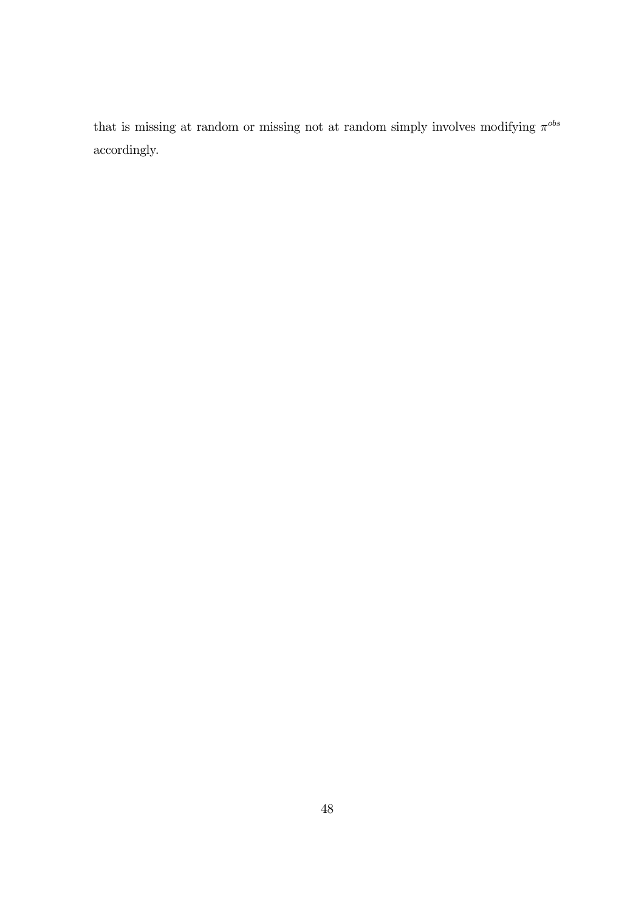that is missing at random or missing not at random simply involves modifying $\pi^{obs}$ accordingly.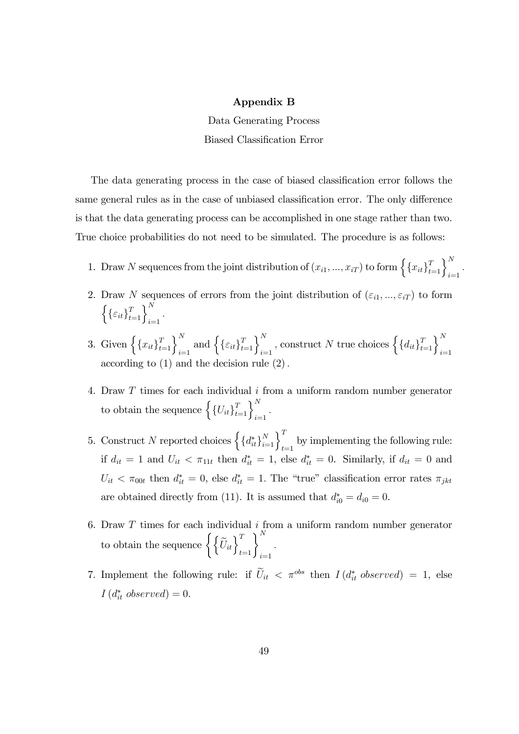# Appendix B

Data Generating Process

Biased Classification Error

The data generating process in the case of biased classification error follows the same general rules as in the case of unbiased classification error. The only difference is that the data generating process can be accomplished in one stage rather than two. True choice probabilities do not need to be simulated. The procedure is as follows:

1. Draw $N$ sequences from the joint distribution of $(x_{i1}, ..., x_{iT})$ to form $\left\{\{x_{it}\}_{t=1}^{T}\right\}_{i=1}^{N}$.
2. Draw $N$ sequences of errors from the joint distribution of $(\varepsilon_{i1}, ..., \varepsilon_{iT})$ to form $\left\{\{\varepsilon_{it}\}_{t=1}^{T}\right\}_{i=1}^{N}$.
3. Given $\left\{\{x_{it}\}_{t=1}^{T}\right\}_{i=1}^{N}$ and $\left\{\{\varepsilon_{it}\}_{t=1}^{T}\right\}_{i=1}^{N}$, construct $N$ true choices $\left\{\{d_{it}\}_{t=1}^{T}\right\}_{i=1}^{N}$ according to (1) and the decision rule (2).
4. Draw $T$ times for each individual $i$ from a uniform random number generator to obtain the sequence $\left\{\{U_{it}\}_{t=1}^{T}\right\}_{i=1}^{N}$.
5. Construct $N$ reported choices $\left\{\{d_{it}^{*}\}_{i=1}^{N}\right\}_{t=1}^{T}$ by implementing the following rule: if $d_{it} = 1$ and $U_{it} < \pi_{11t}$ then $d_{it}^{*} = 1$, else $d_{it}^{*} = 0$. Similarly, if $d_{it} = 0$ and $U_{it} < \pi_{00t}$ then $d_{it}^{*} = 0$, else $d_{it}^{*} = 1$. The "true" classification error rates $\pi_{jkt}$ are obtained directly from (11). It is assumed that $d_{i0}^{*} = d_{i0} = 0$.
6. Draw $T$ times for each individual $i$ from a uniform random number generator to obtain the sequence $\left\{\left\{\widetilde{U}_{it}\right\}_{t=1}^{T}\right\}_{i=1}^{N}$.
7. Implement the following rule: if $\widetilde{U}_{it} < \pi^{obs}$ then $I\left(d_{it}^{*}\ observed\right) = 1$, else $I\left(d_{it}^{*}\ observed\right) = 0$.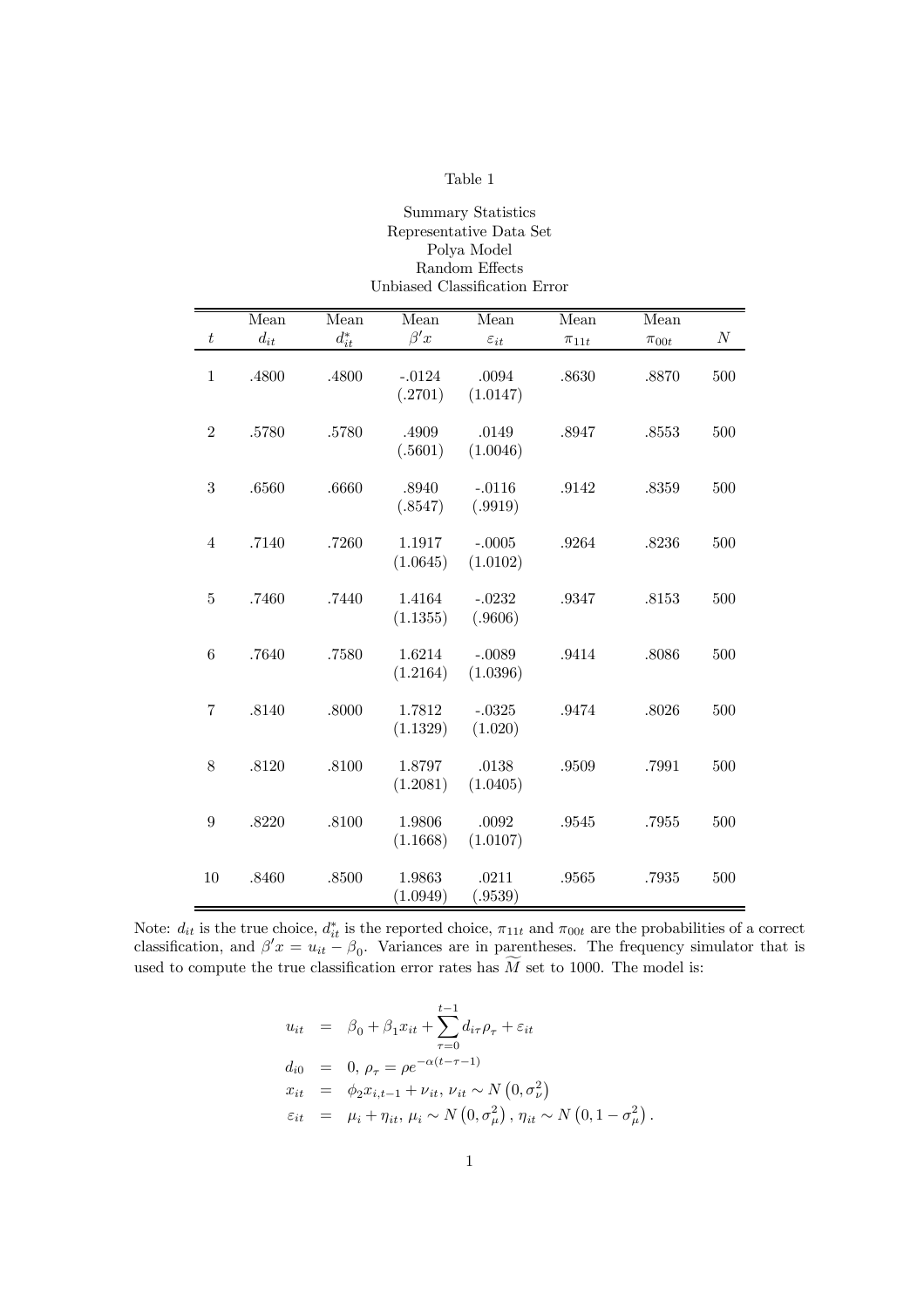Table 1

Summary Statistics
Representative Data Set
Polya Model
Random Effects
Unbiased Classification Error

| $t$ | Mean $d_{it}$ | Mean $d_{it}^*$ | Mean $\beta' x$ | Mean $\varepsilon_{it}$ | Mean $\pi_{11t}$ | Mean $\pi_{00t}$ | $N$ |
|---|---|---|---|---|---|---|---|
| 1 | .4800 | .4800 | -.0124 (.2701) | .0094 (1.0147) | .8630 | .8870 | 500 |
| 2 | .5780 | .5780 | .4909 (.5601) | .0149 (1.0046) | .8947 | .8553 | 500 |
| 3 | .6560 | .6660 | .8940 (.8547) | -.0116 (.9919) | .9142 | .8359 | 500 |
| 4 | .7140 | .7260 | 1.1917 (1.0645) | -.0005 (1.0102) | .9264 | .8236 | 500 |
| 5 | .7460 | .7440 | 1.4164 (1.1355) | -.0232 (.9606) | .9347 | .8153 | 500 |
| 6 | .7640 | .7580 | 1.6214 (1.2164) | -.0089 (1.0396) | .9414 | .8086 | 500 |
| 7 | .8140 | .8000 | 1.7812 (1.1329) | -.0325 (1.020) | .9474 | .8026 | 500 |
| 8 | .8120 | .8100 | 1.8797 (1.2081) | .0138 (1.0405) | .9509 | .7991 | 500 |
| 9 | .8220 | .8100 | 1.9806 (1.1668) | .0092 (1.0107) | .9545 | .7955 | 500 |
| 10 | .8460 | .8500 | 1.9863 (1.0949) | .0211 (.9539) | .9565 | .7935 | 500 |

Note: $d_{it}$ is the true choice, $d_{it}^*$ is the reported choice, $\pi_{11t}$ and $\pi_{00t}$ are the probabilities of a correct classification, and $\beta' x = u_{it} - \beta_0$. Variances are in parentheses. The frequency simulator that is used to compute the true classification error rates has $\widetilde{M}$ set to 1000. The model is:

$$
\begin{aligned}
u_{it} &= \beta_0 + \beta_1 x_{it} + \sum_{\tau=0}^{t-1} d_{i\tau}\rho_\tau + \varepsilon_{it} \\
d_{i0} &= 0,\ \rho_\tau = \rho e^{-\alpha(t-\tau-1)} \\
x_{it} &= \phi_2 x_{i,t-1} + \nu_{it},\ \nu_{it} \sim N\left(0, \sigma_\nu^2\right) \\
\varepsilon_{it} &= \mu_i + \eta_{it},\ \mu_i \sim N\left(0, \sigma_\mu^2\right),\ \eta_{it} \sim N\left(0, 1 - \sigma_\mu^2\right).
\end{aligned}
$$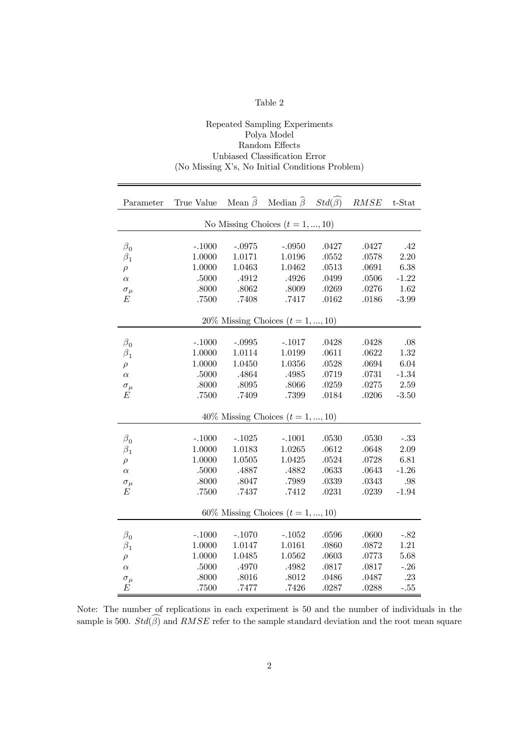Table 2

Repeated Sampling Experiments
Polya Model
Random Effects
Unbiased Classification Error
(No Missing X's, No Initial Conditions Problem)

| Parameter | True Value | Mean $\widehat{\beta}$ | Median $\widehat{\beta}$ | $Std(\widehat{\beta})$ | $RMSE$ | t-Stat |
|---|---|---|---|---|---|---|
| | | No Missing Choices ($t = 1, ..., 10$) | | | | |
| $\beta_0$ | -.1000 | -.0975 | -.0950 | .0427 | .0427 | .42 |
| $\beta_1$ | 1.0000 | 1.0171 | 1.0196 | .0552 | .0578 | 2.20 |
| $\rho$ | 1.0000 | 1.0463 | 1.0462 | .0513 | .0691 | 6.38 |
| $\alpha$ | .5000 | .4912 | .4926 | .0499 | .0506 | -1.22 |
| $\sigma_\mu$ | .8000 | .8062 | .8009 | .0269 | .0276 | 1.62 |
| $E$ | .7500 | .7408 | .7417 | .0162 | .0186 | -3.99 |
| | | 20% Missing Choices ($t = 1, ..., 10$) | | | | |
| $\beta_0$ | -.1000 | -.0995 | -.1017 | .0428 | .0428 | .08 |
| $\beta_1$ | 1.0000 | 1.0114 | 1.0199 | .0611 | .0622 | 1.32 |
| $\rho$ | 1.0000 | 1.0450 | 1.0356 | .0528 | .0694 | 6.04 |
| $\alpha$ | .5000 | .4864 | .4985 | .0719 | .0731 | -1.34 |
| $\sigma_\mu$ | .8000 | .8095 | .8066 | .0259 | .0275 | 2.59 |
| $E$ | .7500 | .7409 | .7399 | .0184 | .0206 | -3.50 |
| | | 40% Missing Choices ($t = 1, ..., 10$) | | | | |
| $\beta_0$ | -.1000 | -.1025 | -.1001 | .0530 | .0530 | -.33 |
| $\beta_1$ | 1.0000 | 1.0183 | 1.0265 | .0612 | .0648 | 2.09 |
| $\rho$ | 1.0000 | 1.0505 | 1.0425 | .0524 | .0728 | 6.81 |
| $\alpha$ | .5000 | .4887 | .4882 | .0633 | .0643 | -1.26 |
| $\sigma_\mu$ | .8000 | .8047 | .7989 | .0339 | .0343 | .98 |
| $E$ | .7500 | .7437 | .7412 | .0231 | .0239 | -1.94 |
| | | 60% Missing Choices ($t = 1, ..., 10$) | | | | |
| $\beta_0$ | -.1000 | -.1070 | -.1052 | .0596 | .0600 | -.82 |
| $\beta_1$ | 1.0000 | 1.0147 | 1.0161 | .0860 | .0872 | 1.21 |
| $\rho$ | 1.0000 | 1.0485 | 1.0562 | .0603 | .0773 | 5.68 |
| $\alpha$ | .5000 | .4970 | .4982 | .0817 | .0817 | -.26 |
| $\sigma_\mu$ | .8000 | .8016 | .8012 | .0486 | .0487 | .23 |
| $E$ | .7500 | .7477 | .7426 | .0287 | .0288 | -.55 |

Note: The number of replications in each experiment is 50 and the number of individuals in the sample is 500. $Std(\widehat{\beta})$ and $RMSE$ refer to the sample standard deviation and the root mean square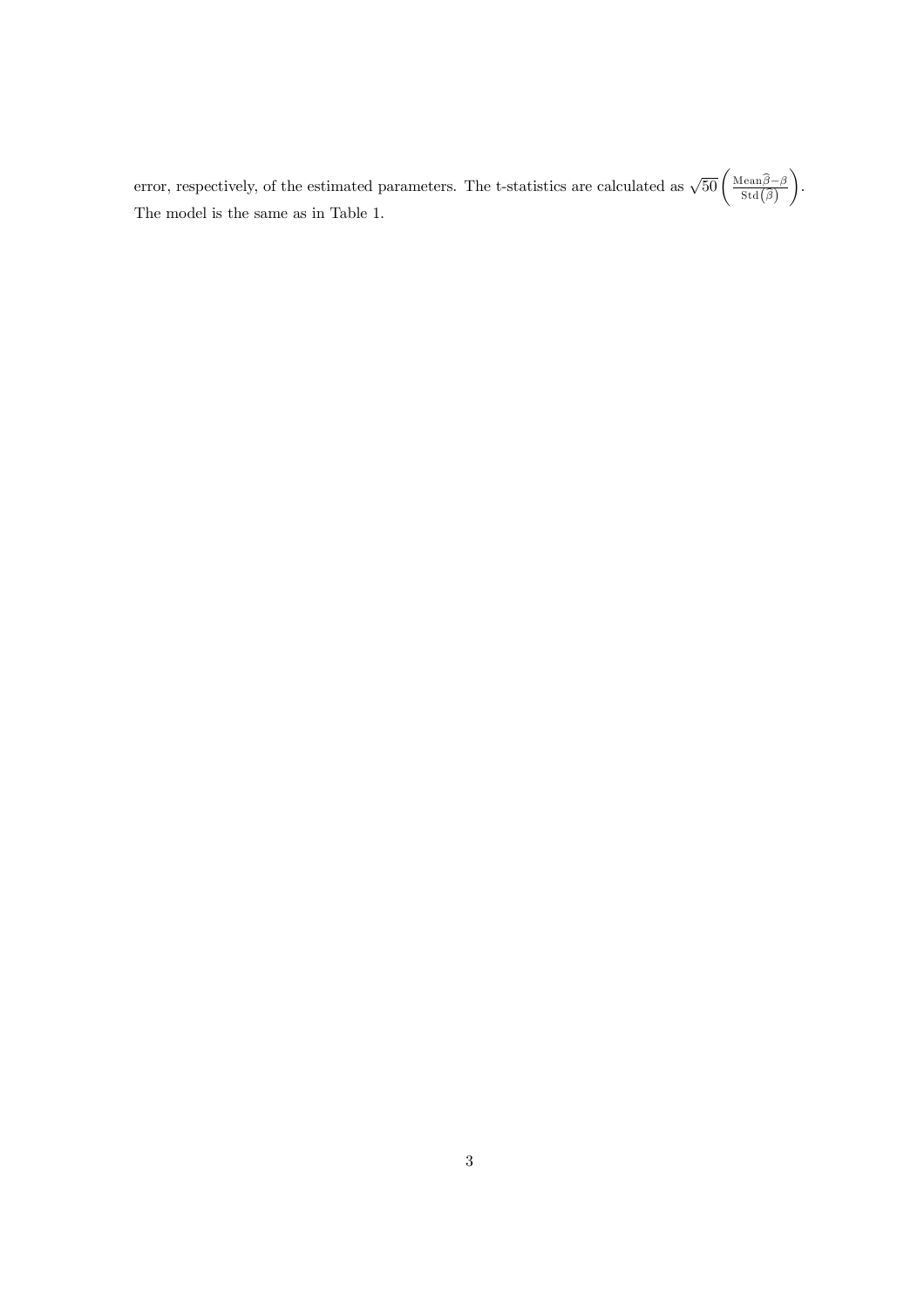error, respectively, of the estimated parameters. The t-statistics are calculated as $\sqrt{50}\left(\frac{\text{Mean}\widehat{\beta}-\beta}{\text{Std}\left(\widehat{\beta}\right)}\right)$. The model is the same as in Table 1.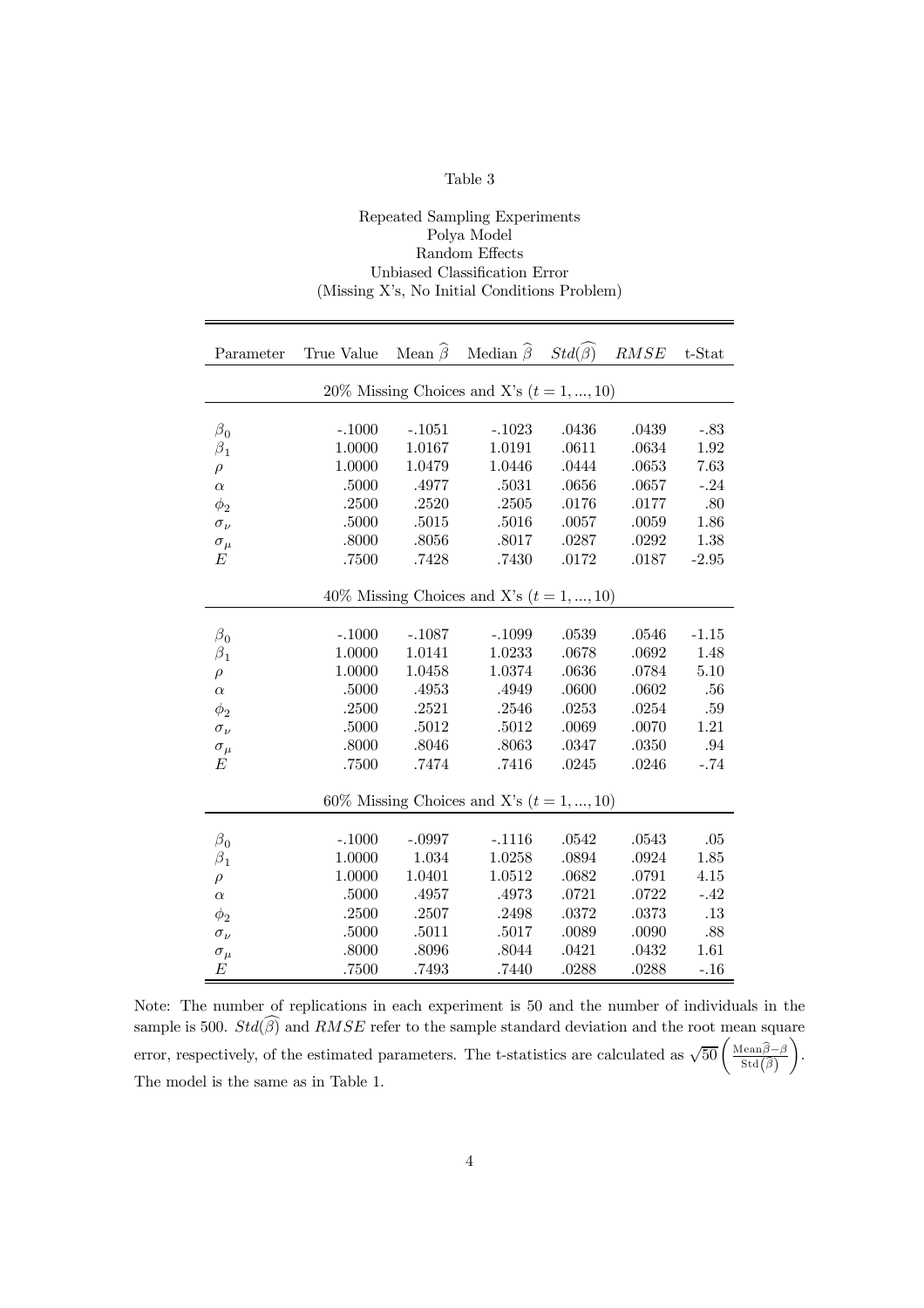Table 3

Repeated Sampling Experiments
Polya Model
Random Effects
Unbiased Classification Error
(Missing X's, No Initial Conditions Problem)

| Parameter | True Value | Mean $\widehat{\beta}$ | Median $\widehat{\beta}$ | $Std(\widehat{\beta})$ | $RMSE$ | t-Stat |
|---|---|---|---|---|---|---|
| 20% Missing Choices and X's ($t = 1, ..., 10$) | | | | | | |
| $\beta_0$ | -.1000 | -.1051 | -.1023 | .0436 | .0439 | -.83 |
| $\beta_1$ | 1.0000 | 1.0167 | 1.0191 | .0611 | .0634 | 1.92 |
| $\rho$ | 1.0000 | 1.0479 | 1.0446 | .0444 | .0653 | 7.63 |
| $\alpha$ | .5000 | .4977 | .5031 | .0656 | .0657 | -.24 |
| $\phi_2$ | .2500 | .2520 | .2505 | .0176 | .0177 | .80 |
| $\sigma_\nu$ | .5000 | .5015 | .5016 | .0057 | .0059 | 1.86 |
| $\sigma_\mu$ | .8000 | .8056 | .8017 | .0287 | .0292 | 1.38 |
| $E$ | .7500 | .7428 | .7430 | .0172 | .0187 | -2.95 |
| 40% Missing Choices and X's ($t = 1, ..., 10$) | | | | | | |
| $\beta_0$ | -.1000 | -.1087 | -.1099 | .0539 | .0546 | -1.15 |
| $\beta_1$ | 1.0000 | 1.0141 | 1.0233 | .0678 | .0692 | 1.48 |
| $\rho$ | 1.0000 | 1.0458 | 1.0374 | .0636 | .0784 | 5.10 |
| $\alpha$ | .5000 | .4953 | .4949 | .0600 | .0602 | .56 |
| $\phi_2$ | .2500 | .2521 | .2546 | .0253 | .0254 | .59 |
| $\sigma_\nu$ | .5000 | .5012 | .5012 | .0069 | .0070 | 1.21 |
| $\sigma_\mu$ | .8000 | .8046 | .8063 | .0347 | .0350 | .94 |
| $E$ | .7500 | .7474 | .7416 | .0245 | .0246 | -.74 |
| 60% Missing Choices and X's ($t = 1, ..., 10$) | | | | | | |
| $\beta_0$ | -.1000 | -.0997 | -.1116 | .0542 | .0543 | .05 |
| $\beta_1$ | 1.0000 | 1.034 | 1.0258 | .0894 | .0924 | 1.85 |
| $\rho$ | 1.0000 | 1.0401 | 1.0512 | .0682 | .0791 | 4.15 |
| $\alpha$ | .5000 | .4957 | .4973 | .0721 | .0722 | -.42 |
| $\phi_2$ | .2500 | .2507 | .2498 | .0372 | .0373 | .13 |
| $\sigma_\nu$ | .5000 | .5011 | .5017 | .0089 | .0090 | .88 |
| $\sigma_\mu$ | .8000 | .8096 | .8044 | .0421 | .0432 | 1.61 |
| $E$ | .7500 | .7493 | .7440 | .0288 | .0288 | -.16 |

Note: The number of replications in each experiment is 50 and the number of individuals in the sample is 500. $Std(\widehat{\beta})$ and $RMSE$ refer to the sample standard deviation and the root mean square error, respectively, of the estimated parameters. The t-statistics are calculated as $\sqrt{50}\left(\frac{\text{Mean}\widehat{\beta}-\beta}{\text{Std}(\widehat{\beta})}\right)$. The model is the same as in Table 1.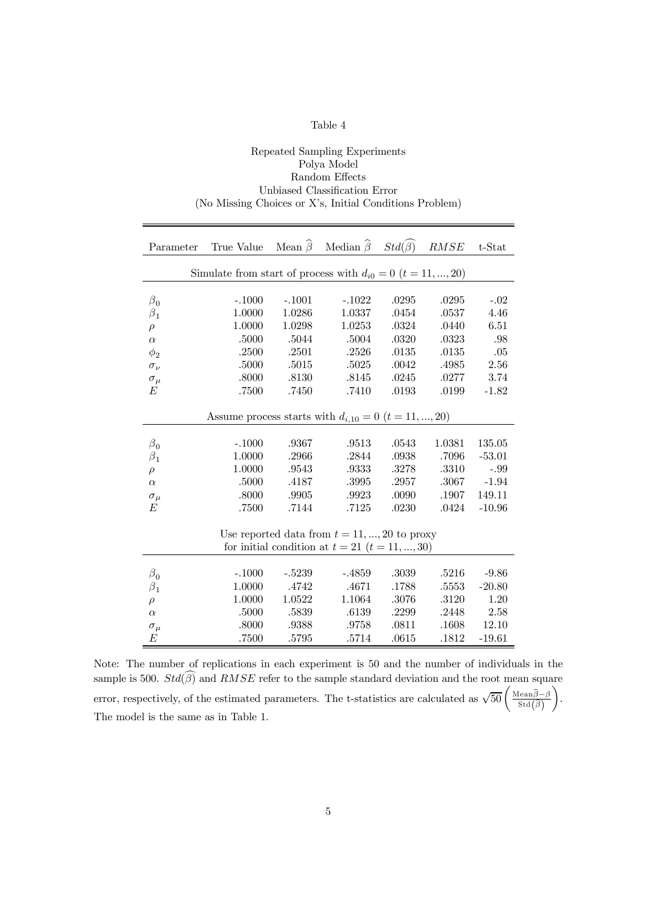Table 4

Repeated Sampling Experiments
Polya Model
Random Effects
Unbiased Classification Error
(No Missing Choices or X's, Initial Conditions Problem)

| Parameter | True Value | Mean $\widehat{\beta}$ | Median $\widehat{\beta}$ | $Std(\widehat{\beta})$ | $RMSE$ | t-Stat |
|---|---|---|---|---|---|---|
| Simulate from start of process with $d_{i0} = 0$ $(t = 11, ..., 20)$ | | | | | | |
| $\beta_0$ | -.1000 | -.1001 | -.1022 | .0295 | .0295 | -.02 |
| $\beta_1$ | 1.0000 | 1.0286 | 1.0337 | .0454 | .0537 | 4.46 |
| $\rho$ | 1.0000 | 1.0298 | 1.0253 | .0324 | .0440 | 6.51 |
| $\alpha$ | .5000 | .5044 | .5004 | .0320 | .0323 | .98 |
| $\phi_2$ | .2500 | .2501 | .2526 | .0135 | .0135 | .05 |
| $\sigma_\nu$ | .5000 | .5015 | .5025 | .0042 | .4985 | 2.56 |
| $\sigma_\mu$ | .8000 | .8130 | .8145 | .0245 | .0277 | 3.74 |
| $E$ | .7500 | .7450 | .7410 | .0193 | .0199 | -1.82 |
| Assume process starts with $d_{i,10} = 0$ $(t = 11, ..., 20)$ | | | | | | |
| $\beta_0$ | -.1000 | .9367 | .9513 | .0543 | 1.0381 | 135.05 |
| $\beta_1$ | 1.0000 | .2966 | .2844 | .0938 | .7096 | -53.01 |
| $\rho$ | 1.0000 | .9543 | .9333 | .3278 | .3310 | -.99 |
| $\alpha$ | .5000 | .4187 | .3995 | .2957 | .3067 | -1.94 |
| $\sigma_\mu$ | .8000 | .9905 | .9923 | .0090 | .1907 | 149.11 |
| $E$ | .7500 | .7144 | .7125 | .0230 | .0424 | -10.96 |
| Use reported data from $t = 11, ..., 20$ to proxy for initial condition at $t = 21$ $(t = 11, ..., 30)$ | | | | | | |
| $\beta_0$ | -.1000 | -.5239 | -.4859 | .3039 | .5216 | -9.86 |
| $\beta_1$ | 1.0000 | .4742 | .4671 | .1788 | .5553 | -20.80 |
| $\rho$ | 1.0000 | 1.0522 | 1.1064 | .3076 | .3120 | 1.20 |
| $\alpha$ | .5000 | .5839 | .6139 | .2299 | .2448 | 2.58 |
| $\sigma_\mu$ | .8000 | .9388 | .9758 | .0811 | .1608 | 12.10 |
| $E$ | .7500 | .5795 | .5714 | .0615 | .1812 | -19.61 |

Note: The number of replications in each experiment is 50 and the number of individuals in the sample is 500. $Std(\widehat{\beta})$ and $RMSE$ refer to the sample standard deviation and the root mean square error, respectively, of the estimated parameters. The t-statistics are calculated as $\sqrt{50}\left(\frac{\text{Mean}\widehat{\beta}-\beta}{\text{Std}(\widehat{\beta})}\right)$. The model is the same as in Table 1.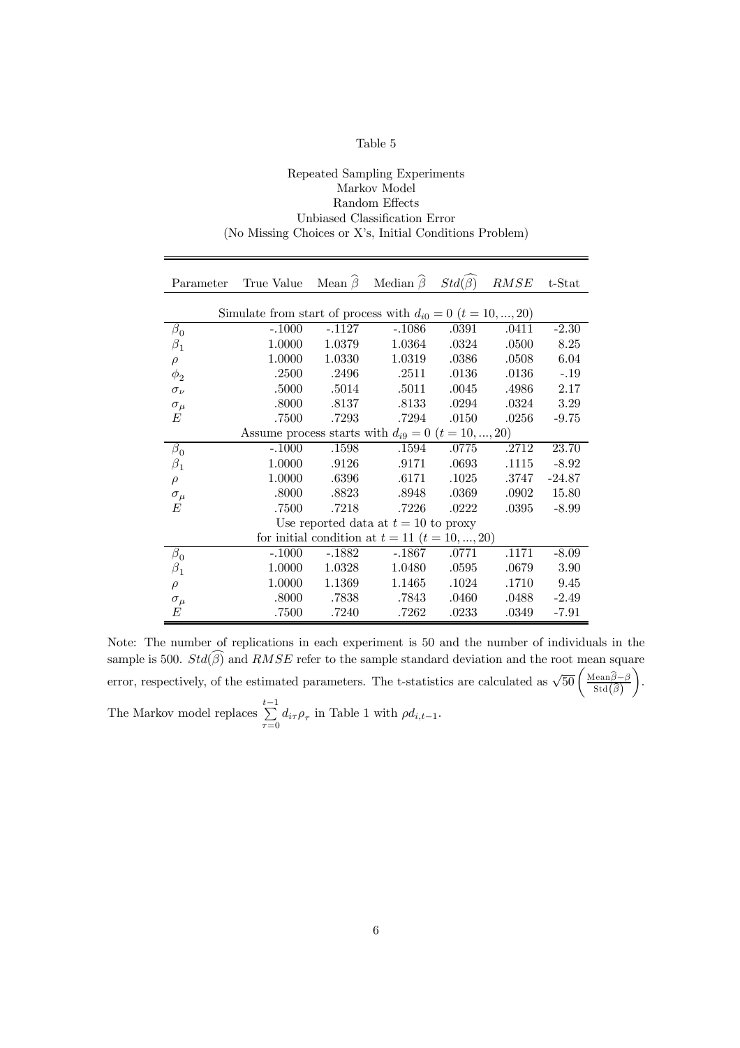Table 5

Repeated Sampling Experiments
Markov Model
Random Effects
Unbiased Classification Error
(No Missing Choices or X's, Initial Conditions Problem)

| Parameter | True Value | Mean $\widehat{\beta}$ | Median $\widehat{\beta}$ | $Std(\widehat{\beta})$ | $RMSE$ | t-Stat |
|---|---|---|---|---|---|---|
| Simulate from start of process with $d_{i0} = 0$ $(t = 10, ..., 20)$ | | | | | | |
| $\beta_0$ | -.1000 | -.1127 | -.1086 | .0391 | .0411 | -2.30 |
| $\beta_1$ | 1.0000 | 1.0379 | 1.0364 | .0324 | .0500 | 8.25 |
| $\rho$ | 1.0000 | 1.0330 | 1.0319 | .0386 | .0508 | 6.04 |
| $\phi_2$ | .2500 | .2496 | .2511 | .0136 | .0136 | -.19 |
| $\sigma_\nu$ | .5000 | .5014 | .5011 | .0045 | .4986 | 2.17 |
| $\sigma_\mu$ | .8000 | .8137 | .8133 | .0294 | .0324 | 3.29 |
| $E$ | .7500 | .7293 | .7294 | .0150 | .0256 | -9.75 |
| Assume process starts with $d_{i9} = 0$ $(t = 10, ..., 20)$ | | | | | | |
| $\beta_0$ | -.1000 | .1598 | .1594 | .0775 | .2712 | 23.70 |
| $\beta_1$ | 1.0000 | .9126 | .9171 | .0693 | .1115 | -8.92 |
| $\rho$ | 1.0000 | .6396 | .6171 | .1025 | .3747 | -24.87 |
| $\sigma_\mu$ | .8000 | .8823 | .8948 | .0369 | .0902 | 15.80 |
| $E$ | .7500 | .7218 | .7226 | .0222 | .0395 | -8.99 |
| Use reported data at $t = 10$ to proxy for initial condition at $t = 11$ $(t = 10, ..., 20)$ | | | | | | |
| $\beta_0$ | -.1000 | -.1882 | -.1867 | .0771 | .1171 | -8.09 |
| $\beta_1$ | 1.0000 | 1.0328 | 1.0480 | .0595 | .0679 | 3.90 |
| $\rho$ | 1.0000 | 1.1369 | 1.1465 | .1024 | .1710 | 9.45 |
| $\sigma_\mu$ | .8000 | .7838 | .7843 | .0460 | .0488 | -2.49 |
| $E$ | .7500 | .7240 | .7262 | .0233 | .0349 | -7.91 |

Note: The number of replications in each experiment is 50 and the number of individuals in the sample is 500. $Std(\widehat{\beta})$ and $RMSE$ refer to the sample standard deviation and the root mean square error, respectively, of the estimated parameters. The t-statistics are calculated as $\sqrt{50}\left(\frac{\text{Mean}\widehat{\beta}-\beta}{\text{Std}(\widehat{\beta})}\right)$.
The Markov model replaces $\sum_{\tau=0}^{t-1} d_{i\tau}\rho_\tau$ in Table 1 with $\rho d_{i,t-1}$.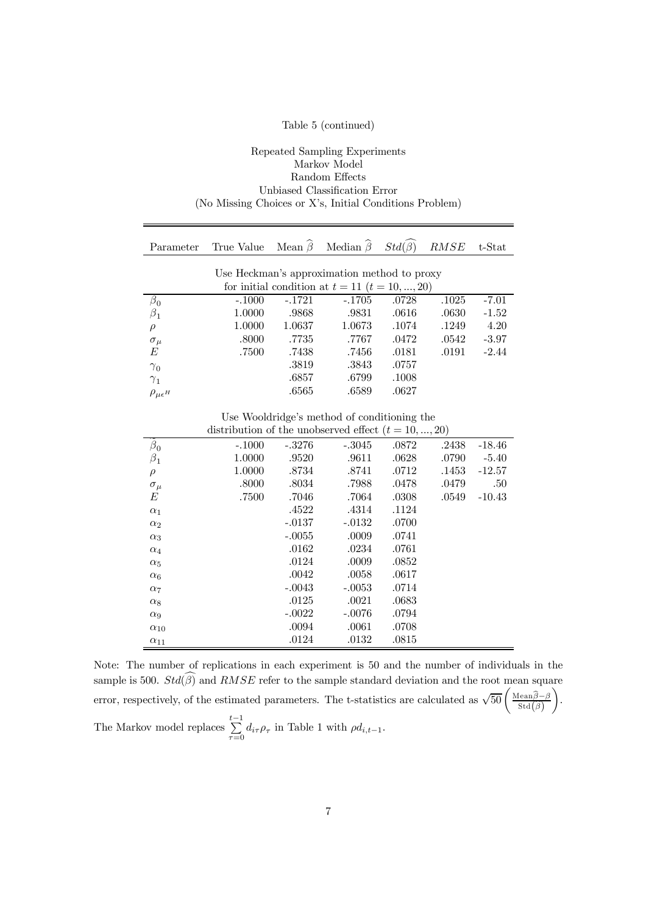Table 5 (continued)

Repeated Sampling Experiments
Markov Model
Random Effects
Unbiased Classification Error
(No Missing Choices or X's, Initial Conditions Problem)

| Parameter | True Value | Mean $\widehat{\beta}$ | Median $\widehat{\beta}$ | $Std(\widehat{\beta})$ | $RMSE$ | t-Stat |
|---|---|---|---|---|---|---|
| Use Heckman's approximation method to proxy for initial condition at $t = 11$ $(t = 10, ..., 20)$ | | | | | | |
| $\beta_0$ | -.1000 | -.1721 | -.1705 | .0728 | .1025 | -7.01 |
| $\beta_1$ | 1.0000 | .9868 | .9831 | .0616 | .0630 | -1.52 |
| $\rho$ | 1.0000 | 1.0637 | 1.0673 | .1074 | .1249 | 4.20 |
| $\sigma_\mu$ | .8000 | .7735 | .7767 | .0472 | .0542 | -3.97 |
| $E$ | .7500 | .7438 | .7456 | .0181 | .0191 | -2.44 |
| $\gamma_0$ | | .3819 | .3843 | .0757 | | |
| $\gamma_1$ | | .6857 | .6799 | .1008 | | |
| $\rho_{\mu\epsilon^H}$ | | .6565 | .6589 | .0627 | | |
| Use Wooldridge's method of conditioning the distribution of the unobserved effect $(t = 10, ..., 20)$ | | | | | | |
| $\beta_0$ | -.1000 | -.3276 | -.3045 | .0872 | .2438 | -18.46 |
| $\beta_1$ | 1.0000 | .9520 | .9611 | .0628 | .0790 | -5.40 |
| $\rho$ | 1.0000 | .8734 | .8741 | .0712 | .1453 | -12.57 |
| $\sigma_\mu$ | .8000 | .8034 | .7988 | .0478 | .0479 | .50 |
| $E$ | .7500 | .7046 | .7064 | .0308 | .0549 | -10.43 |
| $\alpha_1$ | | .4522 | .4314 | .1124 | | |
| $\alpha_2$ | | -.0137 | -.0132 | .0700 | | |
| $\alpha_3$ | | -.0055 | .0009 | .0741 | | |
| $\alpha_4$ | | .0162 | .0234 | .0761 | | |
| $\alpha_5$ | | .0124 | .0009 | .0852 | | |
| $\alpha_6$ | | .0042 | .0058 | .0617 | | |
| $\alpha_7$ | | -.0043 | -.0053 | .0714 | | |
| $\alpha_8$ | | .0125 | .0021 | .0683 | | |
| $\alpha_9$ | | -.0022 | -.0076 | .0794 | | |
| $\alpha_{10}$ | | .0094 | .0061 | .0708 | | |
| $\alpha_{11}$ | | .0124 | .0132 | .0815 | | |

Note: The number of replications in each experiment is 50 and the number of individuals in the sample is 500. $Std(\widehat{\beta})$ and $RMSE$ refer to the sample standard deviation and the root mean square error, respectively, of the estimated parameters. The t-statistics are calculated as $\sqrt{50}\left(\frac{\text{Mean}\widehat{\beta}-\beta}{\text{Std}(\widehat{\beta})}\right)$.
The Markov model replaces $\sum_{\tau=0}^{t-1} d_{i\tau}\rho_\tau$ in Table 1 with $\rho d_{i,t-1}$.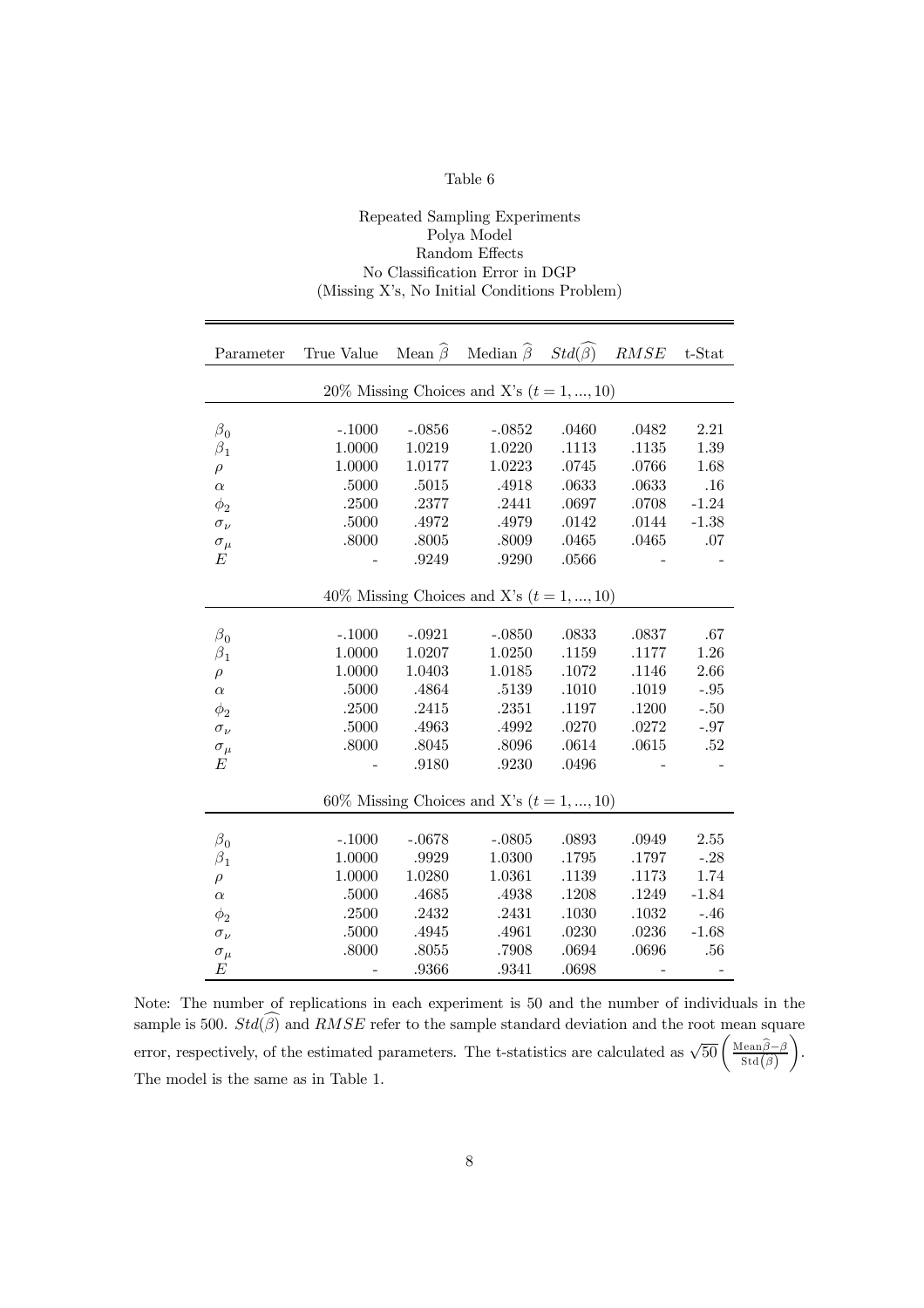Table 6

Repeated Sampling Experiments
Polya Model
Random Effects
No Classification Error in DGP
(Missing X's, No Initial Conditions Problem)

| Parameter | True Value | Mean $\widehat{\beta}$ | Median $\widehat{\beta}$ | $Std(\widehat{\beta})$ | $RMSE$ | t-Stat |
|---|---|---|---|---|---|---|
| 20% Missing Choices and X's ($t = 1, ..., 10$) | | | | | | |
| $\beta_0$ | -.1000 | -.0856 | -.0852 | .0460 | .0482 | 2.21 |
| $\beta_1$ | 1.0000 | 1.0219 | 1.0220 | .1113 | .1135 | 1.39 |
| $\rho$ | 1.0000 | 1.0177 | 1.0223 | .0745 | .0766 | 1.68 |
| $\alpha$ | .5000 | .5015 | .4918 | .0633 | .0633 | .16 |
| $\phi_2$ | .2500 | .2377 | .2441 | .0697 | .0708 | -1.24 |
| $\sigma_\nu$ | .5000 | .4972 | .4979 | .0142 | .0144 | -1.38 |
| $\sigma_\mu$ | .8000 | .8005 | .8009 | .0465 | .0465 | .07 |
| $E$ | - | .9249 | .9290 | .0566 | - | - |
| 40% Missing Choices and X's ($t = 1, ..., 10$) | | | | | | |
| $\beta_0$ | -.1000 | -.0921 | -.0850 | .0833 | .0837 | .67 |
| $\beta_1$ | 1.0000 | 1.0207 | 1.0250 | .1159 | .1177 | 1.26 |
| $\rho$ | 1.0000 | 1.0403 | 1.0185 | .1072 | .1146 | 2.66 |
| $\alpha$ | .5000 | .4864 | .5139 | .1010 | .1019 | -.95 |
| $\phi_2$ | .2500 | .2415 | .2351 | .1197 | .1200 | -.50 |
| $\sigma_\nu$ | .5000 | .4963 | .4992 | .0270 | .0272 | -.97 |
| $\sigma_\mu$ | .8000 | .8045 | .8096 | .0614 | .0615 | .52 |
| $E$ | - | .9180 | .9230 | .0496 | - | - |
| 60% Missing Choices and X's ($t = 1, ..., 10$) | | | | | | |
| $\beta_0$ | -.1000 | -.0678 | -.0805 | .0893 | .0949 | 2.55 |
| $\beta_1$ | 1.0000 | .9929 | 1.0300 | .1795 | .1797 | -.28 |
| $\rho$ | 1.0000 | 1.0280 | 1.0361 | .1139 | .1173 | 1.74 |
| $\alpha$ | .5000 | .4685 | .4938 | .1208 | .1249 | -1.84 |
| $\phi_2$ | .2500 | .2432 | .2431 | .1030 | .1032 | -.46 |
| $\sigma_\nu$ | .5000 | .4945 | .4961 | .0230 | .0236 | -1.68 |
| $\sigma_\mu$ | .8000 | .8055 | .7908 | .0694 | .0696 | .56 |
| $E$ | - | .9366 | .9341 | .0698 | - | - |

Note: The number of replications in each experiment is 50 and the number of individuals in the sample is 500. $Std(\widehat{\beta})$ and $RMSE$ refer to the sample standard deviation and the root mean square error, respectively, of the estimated parameters. The t-statistics are calculated as $\sqrt{50}\left(\frac{\text{Mean}\widehat{\beta}-\beta}{\text{Std}(\widehat{\beta})}\right)$. The model is the same as in Table 1.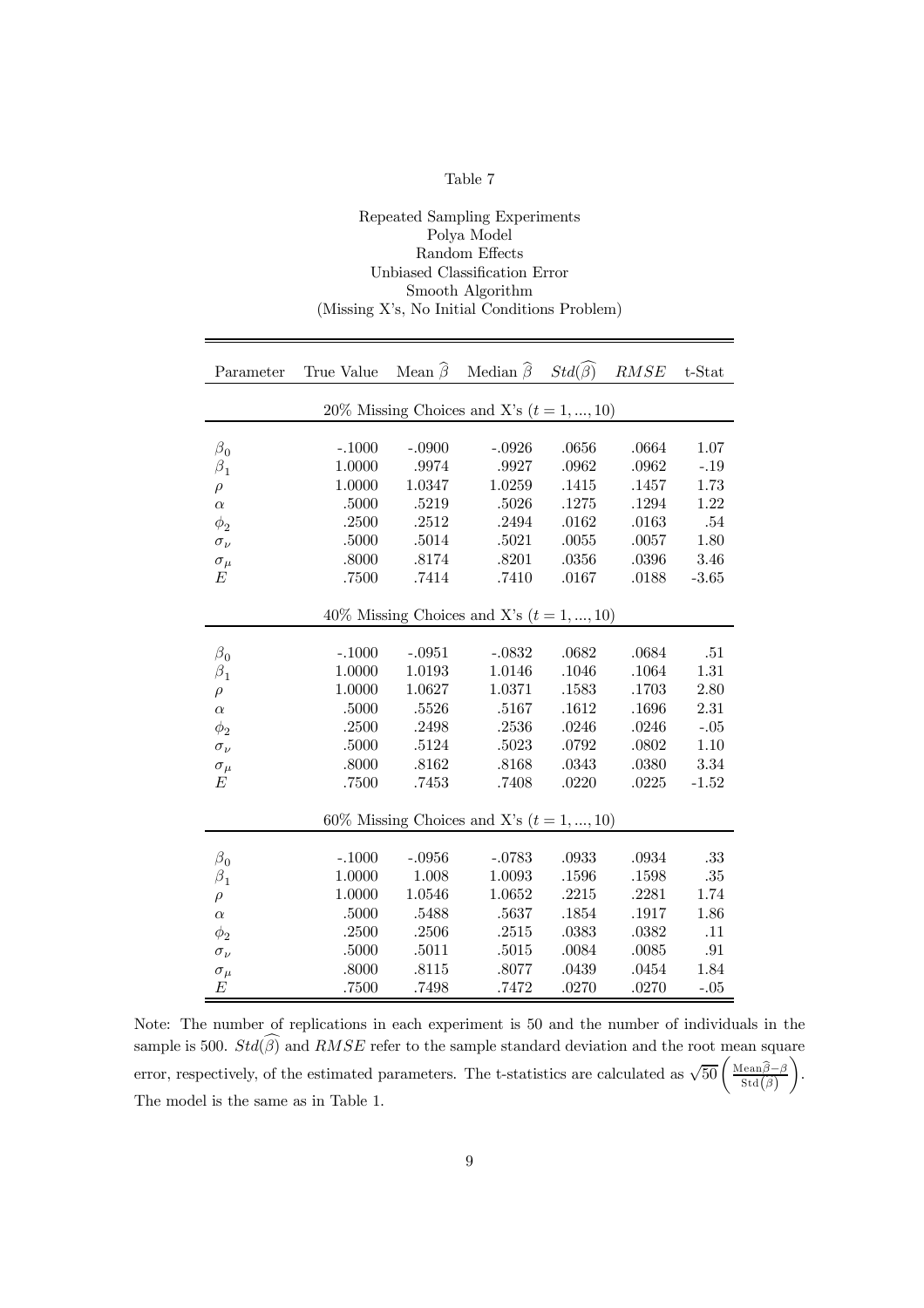Table 7

Repeated Sampling Experiments
Polya Model
Random Effects
Unbiased Classification Error
Smooth Algorithm
(Missing X's, No Initial Conditions Problem)

| Parameter | True Value | Mean $\widehat{\beta}$ | Median $\widehat{\beta}$ | $Std(\widehat{\beta})$ | $RMSE$ | t-Stat |
|---|---|---|---|---|---|---|
| 20% Missing Choices and X's ($t = 1, ..., 10$) | | | | | | |
| $\beta_0$ | -.1000 | -.0900 | -.0926 | .0656 | .0664 | 1.07 |
| $\beta_1$ | 1.0000 | .9974 | .9927 | .0962 | .0962 | -.19 |
| $\rho$ | 1.0000 | 1.0347 | 1.0259 | .1415 | .1457 | 1.73 |
| $\alpha$ | .5000 | .5219 | .5026 | .1275 | .1294 | 1.22 |
| $\phi_2$ | .2500 | .2512 | .2494 | .0162 | .0163 | .54 |
| $\sigma_\nu$ | .5000 | .5014 | .5021 | .0055 | .0057 | 1.80 |
| $\sigma_\mu$ | .8000 | .8174 | .8201 | .0356 | .0396 | 3.46 |
| $E$ | .7500 | .7414 | .7410 | .0167 | .0188 | -3.65 |
| 40% Missing Choices and X's ($t = 1, ..., 10$) | | | | | | |
| $\beta_0$ | -.1000 | -.0951 | -.0832 | .0682 | .0684 | .51 |
| $\beta_1$ | 1.0000 | 1.0193 | 1.0146 | .1046 | .1064 | 1.31 |
| $\rho$ | 1.0000 | 1.0627 | 1.0371 | .1583 | .1703 | 2.80 |
| $\alpha$ | .5000 | .5526 | .5167 | .1612 | .1696 | 2.31 |
| $\phi_2$ | .2500 | .2498 | .2536 | .0246 | .0246 | -.05 |
| $\sigma_\nu$ | .5000 | .5124 | .5023 | .0792 | .0802 | 1.10 |
| $\sigma_\mu$ | .8000 | .8162 | .8168 | .0343 | .0380 | 3.34 |
| $E$ | .7500 | .7453 | .7408 | .0220 | .0225 | -1.52 |
| 60% Missing Choices and X's ($t = 1, ..., 10$) | | | | | | |
| $\beta_0$ | -.1000 | -.0956 | -.0783 | .0933 | .0934 | .33 |
| $\beta_1$ | 1.0000 | 1.008 | 1.0093 | .1596 | .1598 | .35 |
| $\rho$ | 1.0000 | 1.0546 | 1.0652 | .2215 | .2281 | 1.74 |
| $\alpha$ | .5000 | .5488 | .5637 | .1854 | .1917 | 1.86 |
| $\phi_2$ | .2500 | .2506 | .2515 | .0383 | .0382 | .11 |
| $\sigma_\nu$ | .5000 | .5011 | .5015 | .0084 | .0085 | .91 |
| $\sigma_\mu$ | .8000 | .8115 | .8077 | .0439 | .0454 | 1.84 |
| $E$ | .7500 | .7498 | .7472 | .0270 | .0270 | -.05 |

Note: The number of replications in each experiment is 50 and the number of individuals in the sample is 500. $Std(\widehat{\beta})$ and $RMSE$ refer to the sample standard deviation and the root mean square error, respectively, of the estimated parameters. The t-statistics are calculated as $\sqrt{50}\left(\frac{\text{Mean}\widehat{\beta}-\beta}{\text{Std}(\widehat{\beta})}\right)$. The model is the same as in Table 1.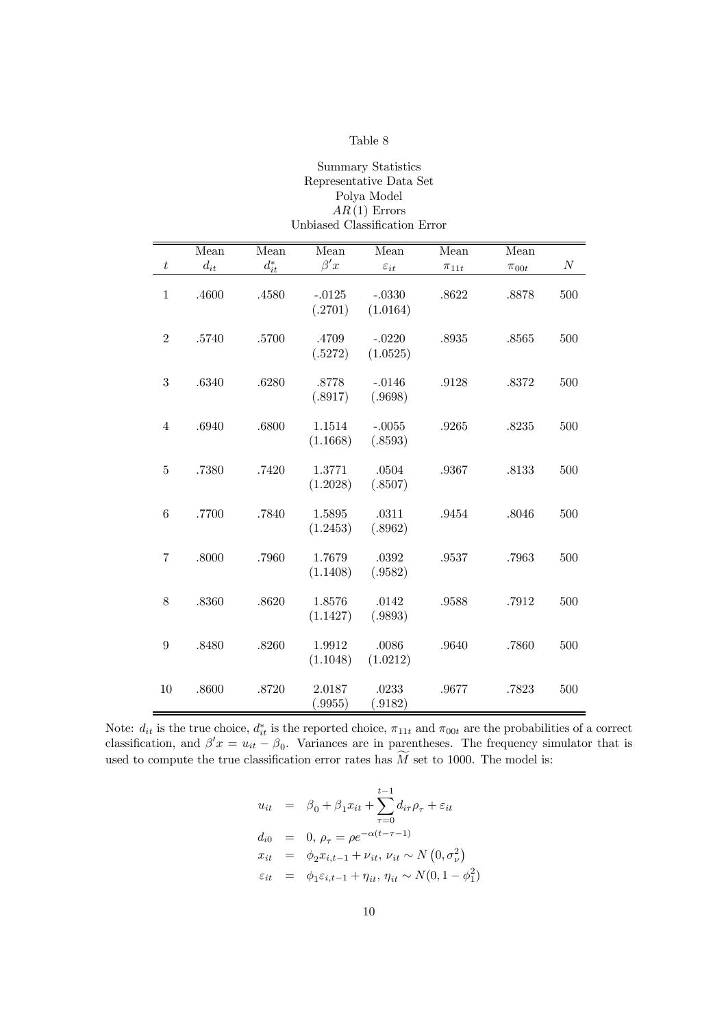Table 8

Summary Statistics
Representative Data Set
Polya Model
$AR(1)$ Errors
Unbiased Classification Error

| $t$ | Mean $d_{it}$ | Mean $d_{it}^*$ | Mean $\beta' x$ | Mean $\varepsilon_{it}$ | Mean $\pi_{11t}$ | Mean $\pi_{00t}$ | $N$ |
|---|---|---|---|---|---|---|---|
| 1 | .4600 | .4580 | -.0125 (.2701) | -.0330 (1.0164) | .8622 | .8878 | 500 |
| 2 | .5740 | .5700 | .4709 (.5272) | -.0220 (1.0525) | .8935 | .8565 | 500 |
| 3 | .6340 | .6280 | .8778 (.8917) | -.0146 (.9698) | .9128 | .8372 | 500 |
| 4 | .6940 | .6800 | 1.1514 (1.1668) | -.0055 (.8593) | .9265 | .8235 | 500 |
| 5 | .7380 | .7420 | 1.3771 (1.2028) | .0504 (.8507) | .9367 | .8133 | 500 |
| 6 | .7700 | .7840 | 1.5895 (1.2453) | .0311 (.8962) | .9454 | .8046 | 500 |
| 7 | .8000 | .7960 | 1.7679 (1.1408) | .0392 (.9582) | .9537 | .7963 | 500 |
| 8 | .8360 | .8620 | 1.8576 (1.1427) | .0142 (.9893) | .9588 | .7912 | 500 |
| 9 | .8480 | .8260 | 1.9912 (1.1048) | .0086 (1.0212) | .9640 | .7860 | 500 |
| 10 | .8600 | .8720 | 2.0187 (.9955) | .0233 (.9182) | .9677 | .7823 | 500 |

Note: $d_{it}$ is the true choice, $d_{it}^*$ is the reported choice, $\pi_{11t}$ and $\pi_{00t}$ are the probabilities of a correct classification, and $\beta' x = u_{it} - \beta_0$. Variances are in parentheses. The frequency simulator that is used to compute the true classification error rates has $\widetilde{M}$ set to 1000. The model is:

$$
\begin{aligned}
u_{it} &= \beta_0 + \beta_1 x_{it} + \sum_{\tau=0}^{t-1} d_{i\tau}\rho_\tau + \varepsilon_{it} \\
d_{i0} &= 0,\ \rho_\tau = \rho e^{-\alpha(t-\tau-1)} \\
x_{it} &= \phi_2 x_{i,t-1} + \nu_{it},\ \nu_{it} \sim N\left(0, \sigma_\nu^2\right) \\
\varepsilon_{it} &= \phi_1 \varepsilon_{i,t-1} + \eta_{it},\ \eta_{it} \sim N(0, 1-\phi_1^2)
\end{aligned}
$$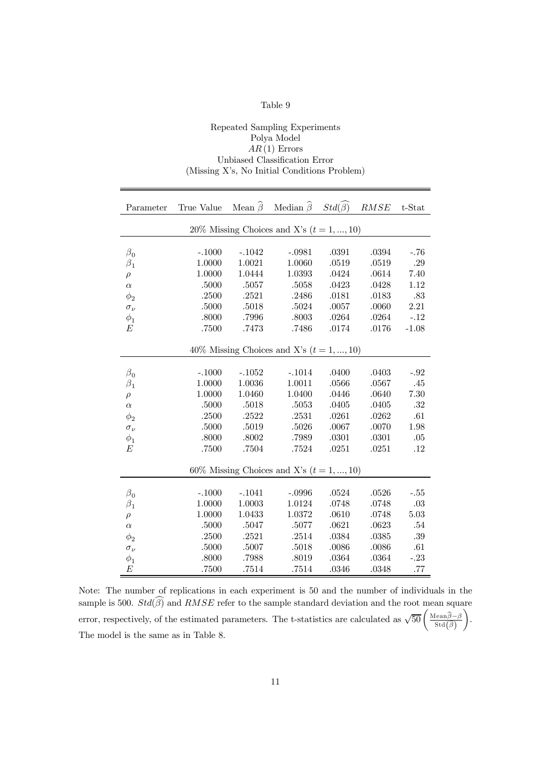Table 9

Repeated Sampling Experiments
Polya Model
$AR(1)$ Errors
Unbiased Classification Error
(Missing X's, No Initial Conditions Problem)

| Parameter | True Value | Mean $\widehat{\beta}$ | Median $\widehat{\beta}$ | $Std(\widehat{\beta})$ | $RMSE$ | t-Stat |
|---|---|---|---|---|---|---|
| 20% Missing Choices and X's $(t = 1, ..., 10)$ | | | | | | |
| $\beta_0$ | -.1000 | -.1042 | -.0981 | .0391 | .0394 | -.76 |
| $\beta_1$ | 1.0000 | 1.0021 | 1.0060 | .0519 | .0519 | .29 |
| $\rho$ | 1.0000 | 1.0444 | 1.0393 | .0424 | .0614 | 7.40 |
| $\alpha$ | .5000 | .5057 | .5058 | .0423 | .0428 | 1.12 |
| $\phi_2$ | .2500 | .2521 | .2486 | .0181 | .0183 | .83 |
| $\sigma_\nu$ | .5000 | .5018 | .5024 | .0057 | .0060 | 2.21 |
| $\phi_1$ | .8000 | .7996 | .8003 | .0264 | .0264 | -.12 |
| $E$ | .7500 | .7473 | .7486 | .0174 | .0176 | -1.08 |
| 40% Missing Choices and X's $(t = 1, ..., 10)$ | | | | | | |
| $\beta_0$ | -.1000 | -.1052 | -.1014 | .0400 | .0403 | -.92 |
| $\beta_1$ | 1.0000 | 1.0036 | 1.0011 | .0566 | .0567 | .45 |
| $\rho$ | 1.0000 | 1.0460 | 1.0400 | .0446 | .0640 | 7.30 |
| $\alpha$ | .5000 | .5018 | .5053 | .0405 | .0405 | .32 |
| $\phi_2$ | .2500 | .2522 | .2531 | .0261 | .0262 | .61 |
| $\sigma_\nu$ | .5000 | .5019 | .5026 | .0067 | .0070 | 1.98 |
| $\phi_1$ | .8000 | .8002 | .7989 | .0301 | .0301 | .05 |
| $E$ | .7500 | .7504 | .7524 | .0251 | .0251 | .12 |
| 60% Missing Choices and X's $(t = 1, ..., 10)$ | | | | | | |
| $\beta_0$ | -.1000 | -.1041 | -.0996 | .0524 | .0526 | -.55 |
| $\beta_1$ | 1.0000 | 1.0003 | 1.0124 | .0748 | .0748 | .03 |
| $\rho$ | 1.0000 | 1.0433 | 1.0372 | .0610 | .0748 | 5.03 |
| $\alpha$ | .5000 | .5047 | .5077 | .0621 | .0623 | .54 |
| $\phi_2$ | .2500 | .2521 | .2514 | .0384 | .0385 | .39 |
| $\sigma_\nu$ | .5000 | .5007 | .5018 | .0086 | .0086 | .61 |
| $\phi_1$ | .8000 | .7988 | .8019 | .0364 | .0364 | -.23 |
| $E$ | .7500 | .7514 | .7514 | .0346 | .0348 | .77 |

Note: The number of replications in each experiment is 50 and the number of individuals in the sample is 500. $Std(\widehat{\beta})$ and $RMSE$ refer to the sample standard deviation and the root mean square error, respectively, of the estimated parameters. The t-statistics are calculated as $\sqrt{50}\left(\frac{\text{Mean}\widehat{\beta}-\beta}{\text{Std}(\widehat{\beta})}\right)$. The model is the same as in Table 8.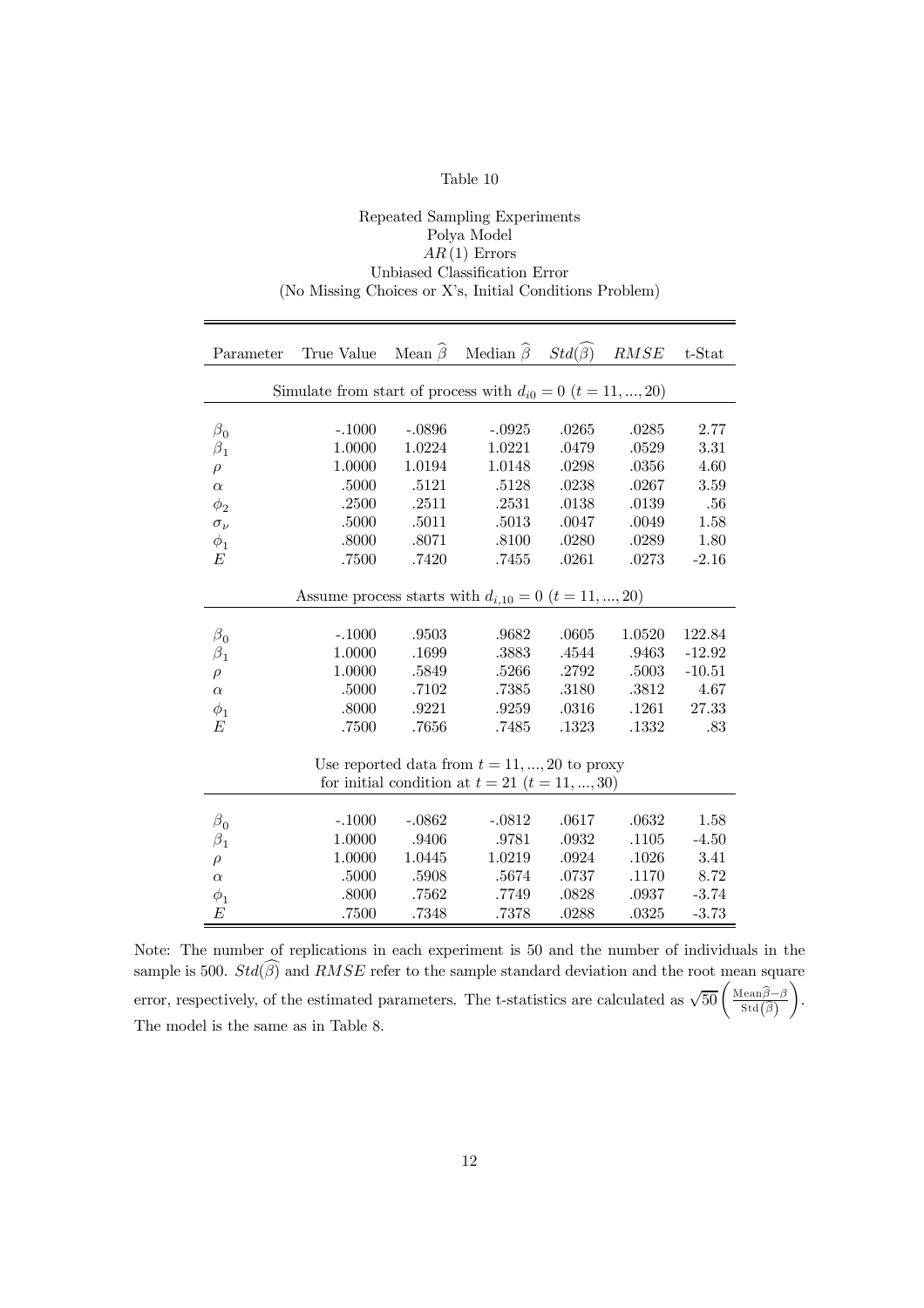Table 10

Repeated Sampling Experiments
Polya Model
$AR(1)$ Errors
Unbiased Classification Error
(No Missing Choices or X's, Initial Conditions Problem)

| Parameter | True Value | Mean $\widehat{\beta}$ | Median $\widehat{\beta}$ | $Std(\widehat{\beta})$ | $RMSE$ | t-Stat |
|---|---|---|---|---|---|---|
| Simulate from start of process with $d_{i0} = 0$ $(t = 11, ..., 20)$ | | | | | | |
| $\beta_0$ | -.1000 | -.0896 | -.0925 | .0265 | .0285 | 2.77 |
| $\beta_1$ | 1.0000 | 1.0224 | 1.0221 | .0479 | .0529 | 3.31 |
| $\rho$ | 1.0000 | 1.0194 | 1.0148 | .0298 | .0356 | 4.60 |
| $\alpha$ | .5000 | .5121 | .5128 | .0238 | .0267 | 3.59 |
| $\phi_2$ | .2500 | .2511 | .2531 | .0138 | .0139 | .56 |
| $\sigma_\nu$ | .5000 | .5011 | .5013 | .0047 | .0049 | 1.58 |
| $\phi_1$ | .8000 | .8071 | .8100 | .0280 | .0289 | 1.80 |
| $E$ | .7500 | .7420 | .7455 | .0261 | .0273 | -2.16 |
| Assume process starts with $d_{i,10} = 0$ $(t = 11, ..., 20)$ | | | | | | |
| $\beta_0$ | -.1000 | .9503 | .9682 | .0605 | 1.0520 | 122.84 |
| $\beta_1$ | 1.0000 | .1699 | .3883 | .4544 | .9463 | -12.92 |
| $\rho$ | 1.0000 | .5849 | .5266 | .2792 | .5003 | -10.51 |
| $\alpha$ | .5000 | .7102 | .7385 | .3180 | .3812 | 4.67 |
| $\phi_1$ | .8000 | .9221 | .9259 | .0316 | .1261 | 27.33 |
| $E$ | .7500 | .7656 | .7485 | .1323 | .1332 | .83 |
| Use reported data from $t = 11, ..., 20$ to proxy for initial condition at $t = 21$ $(t = 11, ..., 30)$ | | | | | | |
| $\beta_0$ | -.1000 | -.0862 | -.0812 | .0617 | .0632 | 1.58 |
| $\beta_1$ | 1.0000 | .9406 | .9781 | .0932 | .1105 | -4.50 |
| $\rho$ | 1.0000 | 1.0445 | 1.0219 | .0924 | .1026 | 3.41 |
| $\alpha$ | .5000 | .5908 | .5674 | .0737 | .1170 | 8.72 |
| $\phi_1$ | .8000 | .7562 | .7749 | .0828 | .0937 | -3.74 |
| $E$ | .7500 | .7348 | .7378 | .0288 | .0325 | -3.73 |

Note: The number of replications in each experiment is 50 and the number of individuals in the sample is 500. $Std(\widehat{\beta})$ and $RMSE$ refer to the sample standard deviation and the root mean square error, respectively, of the estimated parameters. The t-statistics are calculated as $\sqrt{50}\left(\frac{\text{Mean}\widehat{\beta}-\beta}{\text{Std}(\widehat{\beta})}\right)$. The model is the same as in Table 8.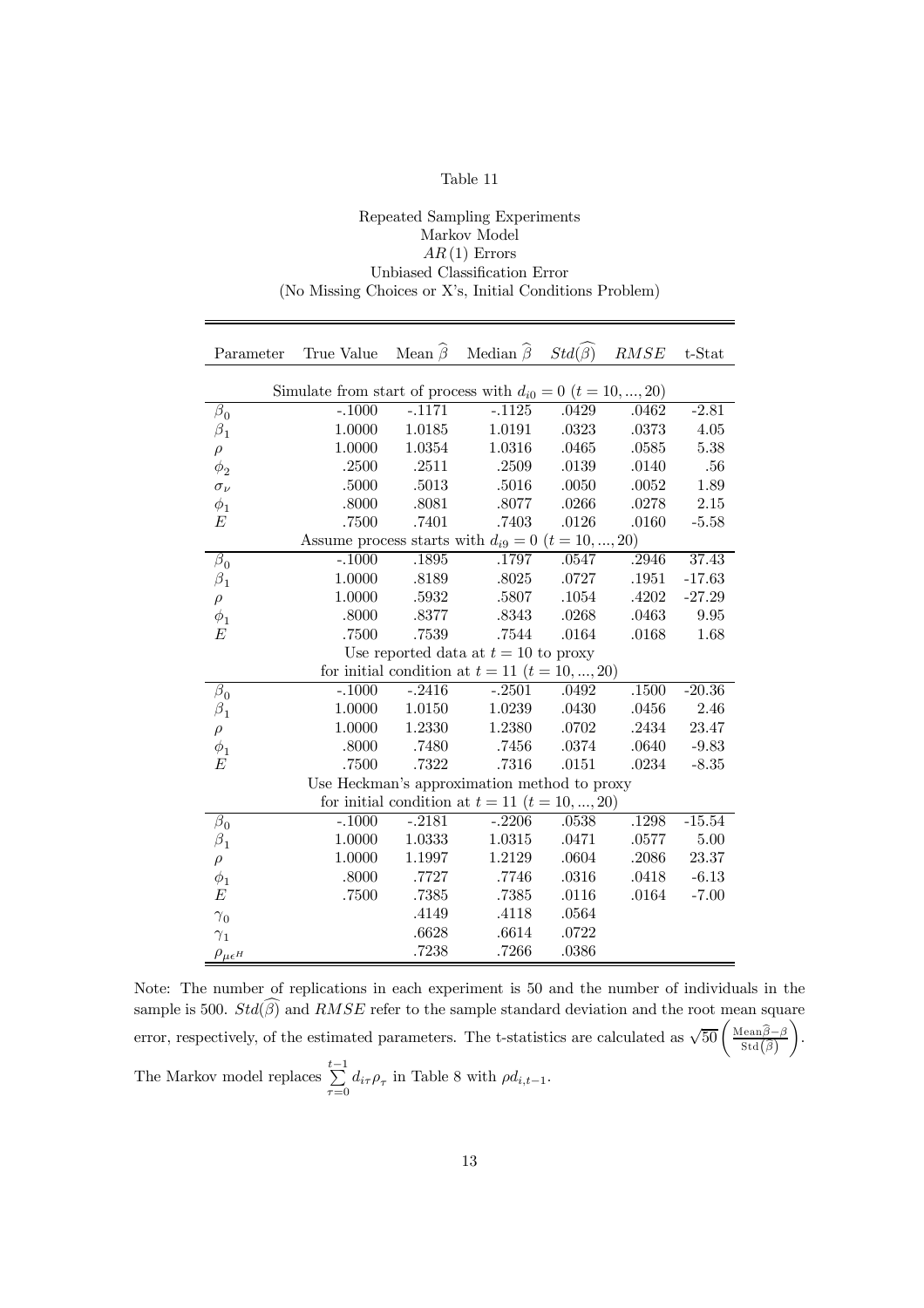Table 11

Repeated Sampling Experiments
Markov Model
$AR(1)$ Errors
Unbiased Classification Error
(No Missing Choices or X's, Initial Conditions Problem)

| Parameter | True Value | Mean $\widehat{\beta}$ | Median $\widehat{\beta}$ | $Std(\widehat{\beta})$ | $RMSE$ | t-Stat |
|---|---|---|---|---|---|---|
| Simulate from start of process with $d_{i0} = 0$ $(t = 10, ..., 20)$ | | | | | | |
| $\beta_0$ | -.1000 | -.1171 | -.1125 | .0429 | .0462 | -2.81 |
| $\beta_1$ | 1.0000 | 1.0185 | 1.0191 | .0323 | .0373 | 4.05 |
| $\rho$ | 1.0000 | 1.0354 | 1.0316 | .0465 | .0585 | 5.38 |
| $\phi_2$ | .2500 | .2511 | .2509 | .0139 | .0140 | .56 |
| $\sigma_\nu$ | .5000 | .5013 | .5016 | .0050 | .0052 | 1.89 |
| $\phi_1$ | .8000 | .8081 | .8077 | .0266 | .0278 | 2.15 |
| $E$ | .7500 | .7401 | .7403 | .0126 | .0160 | -5.58 |
| Assume process starts with $d_{i9} = 0$ $(t = 10, ..., 20)$ | | | | | | |
| $\beta_0$ | -.1000 | .1895 | .1797 | .0547 | .2946 | 37.43 |
| $\beta_1$ | 1.0000 | .8189 | .8025 | .0727 | .1951 | -17.63 |
| $\rho$ | 1.0000 | .5932 | .5807 | .1054 | .4202 | -27.29 |
| $\phi_1$ | .8000 | .8377 | .8343 | .0268 | .0463 | 9.95 |
| $E$ | .7500 | .7539 | .7544 | .0164 | .0168 | 1.68 |
| Use reported data at $t = 10$ to proxy for initial condition at $t = 11$ $(t = 10, ..., 20)$ | | | | | | |
| $\beta_0$ | -.1000 | -.2416 | -.2501 | .0492 | .1500 | -20.36 |
| $\beta_1$ | 1.0000 | 1.0150 | 1.0239 | .0430 | .0456 | 2.46 |
| $\rho$ | 1.0000 | 1.2330 | 1.2380 | .0702 | .2434 | 23.47 |
| $\phi_1$ | .8000 | .7480 | .7456 | .0374 | .0640 | -9.83 |
| $E$ | .7500 | .7322 | .7316 | .0151 | .0234 | -8.35 |
| Use Heckman's approximation method to proxy for initial condition at $t = 11$ $(t = 10, ..., 20)$ | | | | | | |
| $\beta_0$ | -.1000 | -.2181 | -.2206 | .0538 | .1298 | -15.54 |
| $\beta_1$ | 1.0000 | 1.0333 | 1.0315 | .0471 | .0577 | 5.00 |
| $\rho$ | 1.0000 | 1.1997 | 1.2129 | .0604 | .2086 | 23.37 |
| $\phi_1$ | .8000 | .7727 | .7746 | .0316 | .0418 | -6.13 |
| $E$ | .7500 | .7385 | .7385 | .0116 | .0164 | -7.00 |
| $\gamma_0$ | | .4149 | .4118 | .0564 | | |
| $\gamma_1$ | | .6628 | .6614 | .0722 | | |
| $\rho_{\mu\epsilon^H}$ | | .7238 | .7266 | .0386 | | |

Note: The number of replications in each experiment is 50 and the number of individuals in the sample is 500. $Std(\widehat{\beta})$ and $RMSE$ refer to the sample standard deviation and the root mean square error, respectively, of the estimated parameters. The t-statistics are calculated as $\sqrt{50}\left(\frac{\text{Mean}\widehat{\beta}-\beta}{\text{Std}(\widehat{\beta})}\right)$.

The Markov model replaces $\sum_{\tau=0}^{t-1} d_{i\tau}\rho_\tau$ in Table 8 with $\rho d_{i,t-1}$.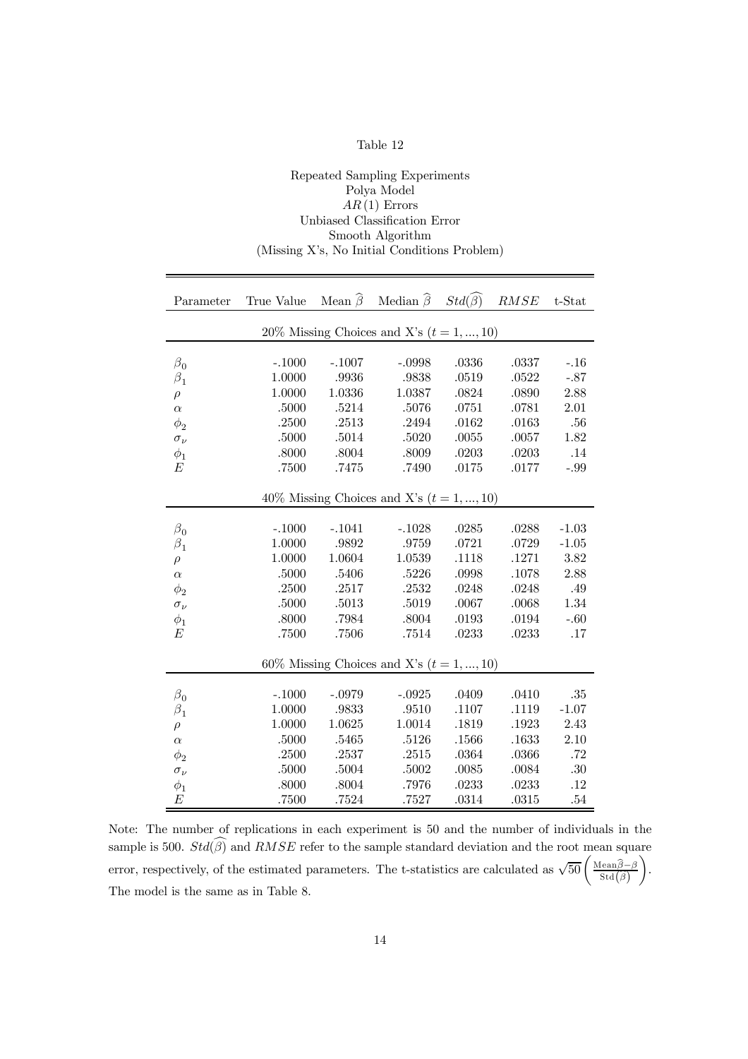Table 12

Repeated Sampling Experiments
Polya Model
$AR(1)$ Errors
Unbiased Classification Error
Smooth Algorithm
(Missing X's, No Initial Conditions Problem)

| Parameter | True Value | Mean $\widehat{\beta}$ | Median $\widehat{\beta}$ | $Std(\widehat{\beta})$ | $RMSE$ | t-Stat |
|---|---|---|---|---|---|---|
| 20% Missing Choices and X's $(t = 1, ..., 10)$ | | | | | | |
| $\beta_0$ | -.1000 | -.1007 | -.0998 | .0336 | .0337 | -.16 |
| $\beta_1$ | 1.0000 | .9936 | .9838 | .0519 | .0522 | -.87 |
| $\rho$ | 1.0000 | 1.0336 | 1.0387 | .0824 | .0890 | 2.88 |
| $\alpha$ | .5000 | .5214 | .5076 | .0751 | .0781 | 2.01 |
| $\phi_2$ | .2500 | .2513 | .2494 | .0162 | .0163 | .56 |
| $\sigma_\nu$ | .5000 | .5014 | .5020 | .0055 | .0057 | 1.82 |
| $\phi_1$ | .8000 | .8004 | .8009 | .0203 | .0203 | .14 |
| $E$ | .7500 | .7475 | .7490 | .0175 | .0177 | -.99 |
| 40% Missing Choices and X's $(t = 1, ..., 10)$ | | | | | | |
| $\beta_0$ | -.1000 | -.1041 | -.1028 | .0285 | .0288 | -1.03 |
| $\beta_1$ | 1.0000 | .9892 | .9759 | .0721 | .0729 | -1.05 |
| $\rho$ | 1.0000 | 1.0604 | 1.0539 | .1118 | .1271 | 3.82 |
| $\alpha$ | .5000 | .5406 | .5226 | .0998 | .1078 | 2.88 |
| $\phi_2$ | .2500 | .2517 | .2532 | .0248 | .0248 | .49 |
| $\sigma_\nu$ | .5000 | .5013 | .5019 | .0067 | .0068 | 1.34 |
| $\phi_1$ | .8000 | .7984 | .8004 | .0193 | .0194 | -.60 |
| $E$ | .7500 | .7506 | .7514 | .0233 | .0233 | .17 |
| 60% Missing Choices and X's $(t = 1, ..., 10)$ | | | | | | |
| $\beta_0$ | -.1000 | -.0979 | -.0925 | .0409 | .0410 | .35 |
| $\beta_1$ | 1.0000 | .9833 | .9510 | .1107 | .1119 | -1.07 |
| $\rho$ | 1.0000 | 1.0625 | 1.0014 | .1819 | .1923 | 2.43 |
| $\alpha$ | .5000 | .5465 | .5126 | .1566 | .1633 | 2.10 |
| $\phi_2$ | .2500 | .2537 | .2515 | .0364 | .0366 | .72 |
| $\sigma_\nu$ | .5000 | .5004 | .5002 | .0085 | .0084 | .30 |
| $\phi_1$ | .8000 | .8004 | .7976 | .0233 | .0233 | .12 |
| $E$ | .7500 | .7524 | .7527 | .0314 | .0315 | .54 |

Note: The number of replications in each experiment is 50 and the number of individuals in the sample is 500. $Std(\widehat{\beta})$ and $RMSE$ refer to the sample standard deviation and the root mean square error, respectively, of the estimated parameters. The t-statistics are calculated as $\sqrt{50}\left(\frac{\text{Mean}\widehat{\beta}-\beta}{\text{Std}(\widehat{\beta})}\right)$. The model is the same as in Table 8.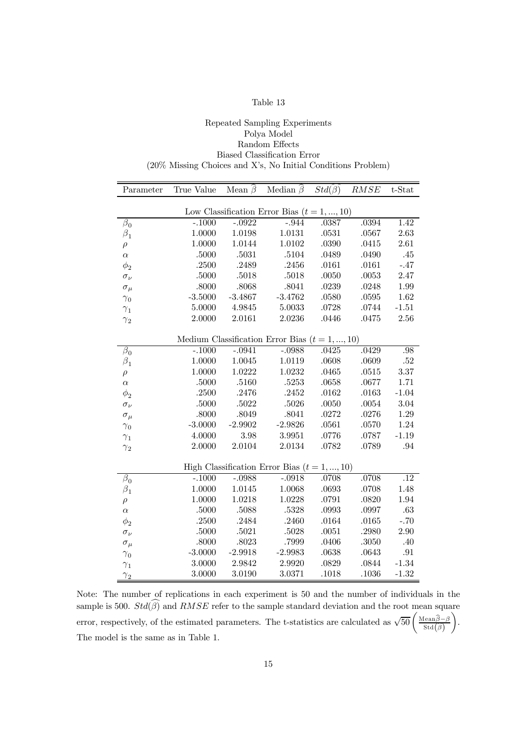Table 13

Repeated Sampling Experiments
Polya Model
Random Effects
Biased Classification Error
(20% Missing Choices and X's, No Initial Conditions Problem)

| Parameter | True Value | Mean $\widehat{\beta}$ | Median $\widehat{\beta}$ | $\widehat{Std(\beta)}$ | $RMSE$ | t-Stat |
|---|---|---|---|---|---|---|
| Low Classification Error Bias ($t = 1, ..., 10$) | | | | | | |
| $\beta_0$ | -.1000 | -.0922 | -.944 | .0387 | .0394 | 1.42 |
| $\beta_1$ | 1.0000 | 1.0198 | 1.0131 | .0531 | .0567 | 2.63 |
| $\rho$ | 1.0000 | 1.0144 | 1.0102 | .0390 | .0415 | 2.61 |
| $\alpha$ | .5000 | .5031 | .5104 | .0489 | .0490 | .45 |
| $\phi_2$ | .2500 | .2489 | .2456 | .0161 | .0161 | -.47 |
| $\sigma_\nu$ | .5000 | .5018 | .5018 | .0050 | .0053 | 2.47 |
| $\sigma_\mu$ | .8000 | .8068 | .8041 | .0239 | .0248 | 1.99 |
| $\gamma_0$ | -3.5000 | -3.4867 | -3.4762 | .0580 | .0595 | 1.62 |
| $\gamma_1$ | 5.0000 | 4.9845 | 5.0033 | .0728 | .0744 | -1.51 |
| $\gamma_2$ | 2.0000 | 2.0161 | 2.0236 | .0446 | .0475 | 2.56 |
| Medium Classification Error Bias ($t = 1, ..., 10$) | | | | | | |
| $\beta_0$ | -.1000 | -.0941 | -.0988 | .0425 | .0429 | .98 |
| $\beta_1$ | 1.0000 | 1.0045 | 1.0119 | .0608 | .0609 | .52 |
| $\rho$ | 1.0000 | 1.0222 | 1.0232 | .0465 | .0515 | 3.37 |
| $\alpha$ | .5000 | .5160 | .5253 | .0658 | .0677 | 1.71 |
| $\phi_2$ | .2500 | .2476 | .2452 | .0162 | .0163 | -1.04 |
| $\sigma_\nu$ | .5000 | .5022 | .5026 | .0050 | .0054 | 3.04 |
| $\sigma_\mu$ | .8000 | .8049 | .8041 | .0272 | .0276 | 1.29 |
| $\gamma_0$ | -3.0000 | -2.9902 | -2.9826 | .0561 | .0570 | 1.24 |
| $\gamma_1$ | 4.0000 | 3.98 | 3.9951 | .0776 | .0787 | -1.19 |
| $\gamma_2$ | 2.0000 | 2.0104 | 2.0134 | .0782 | .0789 | .94 |
| High Classification Error Bias ($t = 1, ..., 10$) | | | | | | |
| $\beta_0$ | -.1000 | -.0988 | -.0918 | .0708 | .0708 | .12 |
| $\beta_1$ | 1.0000 | 1.0145 | 1.0068 | .0693 | .0708 | 1.48 |
| $\rho$ | 1.0000 | 1.0218 | 1.0228 | .0791 | .0820 | 1.94 |
| $\alpha$ | .5000 | .5088 | .5328 | .0993 | .0997 | .63 |
| $\phi_2$ | .2500 | .2484 | .2460 | .0164 | .0165 | -.70 |
| $\sigma_\nu$ | .5000 | .5021 | .5028 | .0051 | .2980 | 2.90 |
| $\sigma_\mu$ | .8000 | .8023 | .7999 | .0406 | .3050 | .40 |
| $\gamma_0$ | -3.0000 | -2.9918 | -2.9983 | .0638 | .0643 | .91 |
| $\gamma_1$ | 3.0000 | 2.9842 | 2.9920 | .0829 | .0844 | -1.34 |
| $\gamma_2$ | 3.0000 | 3.0190 | 3.0371 | .1018 | .1036 | -1.32 |

Note: The number of replications in each experiment is 50 and the number of individuals in the sample is 500. $\widehat{Std(\beta)}$ and $RMSE$ refer to the sample standard deviation and the root mean square error, respectively, of the estimated parameters. The t-statistics are calculated as $\sqrt{50}\left(\frac{\text{Mean}\widehat{\beta}-\beta}{\widehat{\text{Std}(\beta)}}\right)$. The model is the same as in Table 1.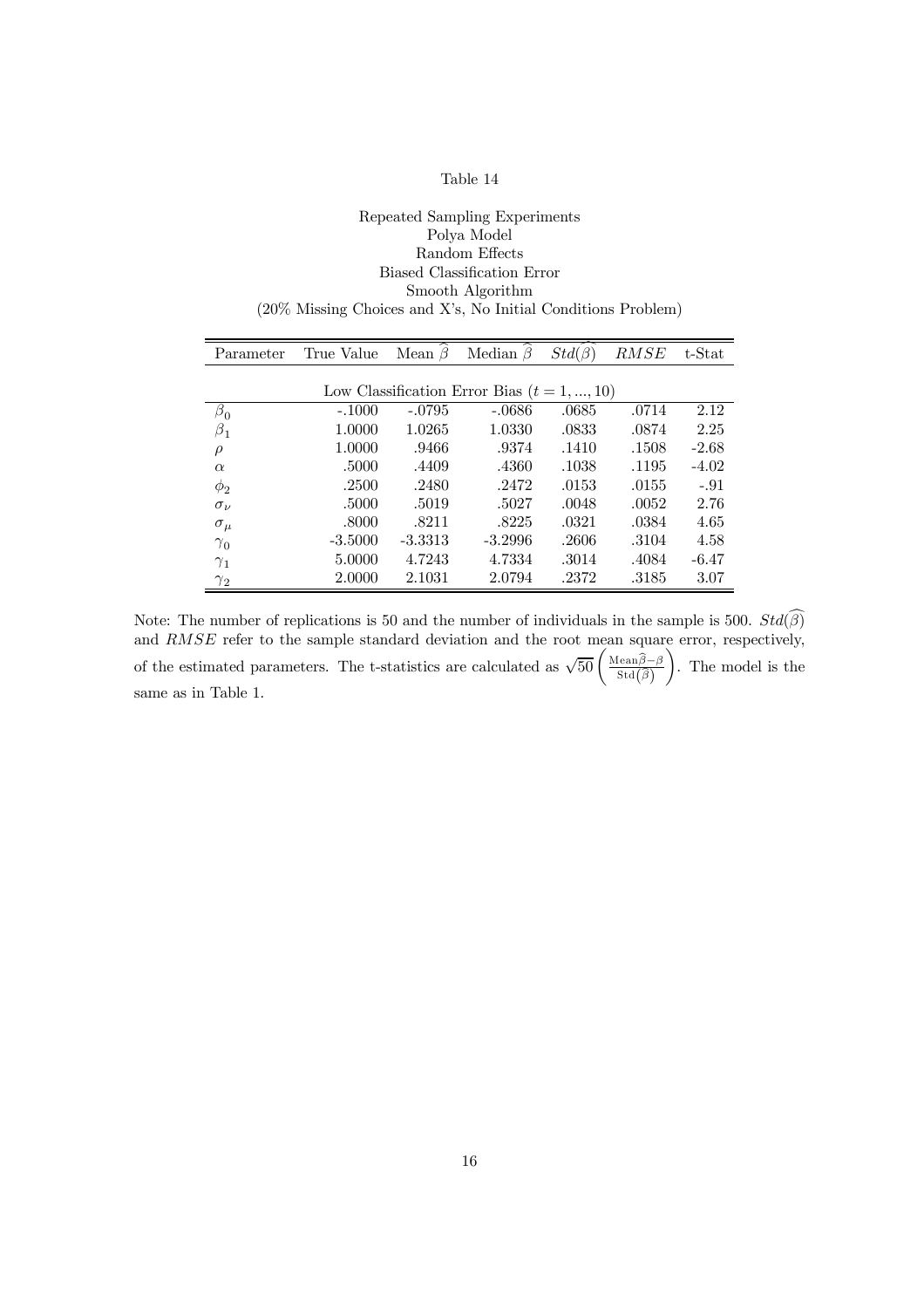Table 14

Repeated Sampling Experiments
Polya Model
Random Effects
Biased Classification Error
Smooth Algorithm
(20% Missing Choices and X's, No Initial Conditions Problem)

| Parameter | True Value | Mean $\widehat{\beta}$ | Median $\widehat{\beta}$ | $Std(\widehat{\beta})$ | $RMSE$ | t-Stat |
|---|---|---|---|---|---|---|
| Low Classification Error Bias ($t = 1, ..., 10$) | | | | | | |
| $\beta_0$ | -.1000 | -.0795 | -.0686 | .0685 | .0714 | 2.12 |
| $\beta_1$ | 1.0000 | 1.0265 | 1.0330 | .0833 | .0874 | 2.25 |
| $\rho$ | 1.0000 | .9466 | .9374 | .1410 | .1508 | -2.68 |
| $\alpha$ | .5000 | .4409 | .4360 | .1038 | .1195 | -4.02 |
| $\phi_2$ | .2500 | .2480 | .2472 | .0153 | .0155 | -.91 |
| $\sigma_\nu$ | .5000 | .5019 | .5027 | .0048 | .0052 | 2.76 |
| $\sigma_\mu$ | .8000 | .8211 | .8225 | .0321 | .0384 | 4.65 |
| $\gamma_0$ | -3.5000 | -3.3313 | -3.2996 | .2606 | .3104 | 4.58 |
| $\gamma_1$ | 5.0000 | 4.7243 | 4.7334 | .3014 | .4084 | -6.47 |
| $\gamma_2$ | 2.0000 | 2.1031 | 2.0794 | .2372 | .3185 | 3.07 |

Note: The number of replications is 50 and the number of individuals in the sample is 500. $Std(\widehat{\beta})$ and $RMSE$ refer to the sample standard deviation and the root mean square error, respectively, of the estimated parameters. The t-statistics are calculated as $\sqrt{50}\left(\frac{\text{Mean}\widehat{\beta}-\beta}{\text{Std}(\widehat{\beta})}\right)$. The model is the same as in Table 1.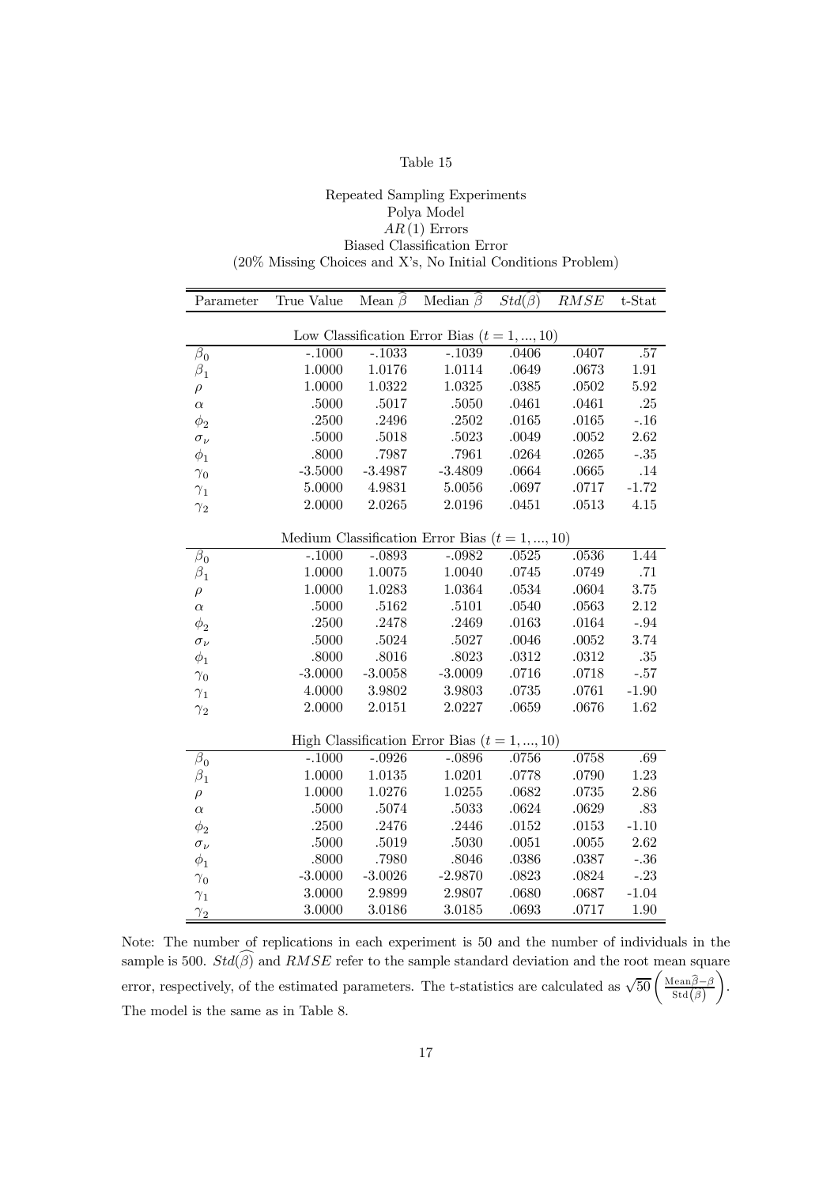Table 15

Repeated Sampling Experiments
Polya Model
$AR(1)$ Errors
Biased Classification Error
(20% Missing Choices and X's, No Initial Conditions Problem)

| Parameter | True Value | Mean $\widehat{\beta}$ | Median $\widehat{\beta}$ | $Std(\widehat{\beta})$ | $RMSE$ | t-Stat |
|---|---|---|---|---|---|---|
| Low Classification Error Bias ($t = 1, ..., 10$) | | | | | | |
| $\beta_0$ | -.1000 | -.1033 | -.1039 | .0406 | .0407 | .57 |
| $\beta_1$ | 1.0000 | 1.0176 | 1.0114 | .0649 | .0673 | 1.91 |
| $\rho$ | 1.0000 | 1.0322 | 1.0325 | .0385 | .0502 | 5.92 |
| $\alpha$ | .5000 | .5017 | .5050 | .0461 | .0461 | .25 |
| $\phi_2$ | .2500 | .2496 | .2502 | .0165 | .0165 | -.16 |
| $\sigma_\nu$ | .5000 | .5018 | .5023 | .0049 | .0052 | 2.62 |
| $\phi_1$ | .8000 | .7987 | .7961 | .0264 | .0265 | -.35 |
| $\gamma_0$ | -3.5000 | -3.4987 | -3.4809 | .0664 | .0665 | .14 |
| $\gamma_1$ | 5.0000 | 4.9831 | 5.0056 | .0697 | .0717 | -1.72 |
| $\gamma_2$ | 2.0000 | 2.0265 | 2.0196 | .0451 | .0513 | 4.15 |
| Medium Classification Error Bias ($t = 1, ..., 10$) | | | | | | |
| $\beta_0$ | -.1000 | -.0893 | -.0982 | .0525 | .0536 | 1.44 |
| $\beta_1$ | 1.0000 | 1.0075 | 1.0040 | .0745 | .0749 | .71 |
| $\rho$ | 1.0000 | 1.0283 | 1.0364 | .0534 | .0604 | 3.75 |
| $\alpha$ | .5000 | .5162 | .5101 | .0540 | .0563 | 2.12 |
| $\phi_2$ | .2500 | .2478 | .2469 | .0163 | .0164 | -.94 |
| $\sigma_\nu$ | .5000 | .5024 | .5027 | .0046 | .0052 | 3.74 |
| $\phi_1$ | .8000 | .8016 | .8023 | .0312 | .0312 | .35 |
| $\gamma_0$ | -3.0000 | -3.0058 | -3.0009 | .0716 | .0718 | -.57 |
| $\gamma_1$ | 4.0000 | 3.9802 | 3.9803 | .0735 | .0761 | -1.90 |
| $\gamma_2$ | 2.0000 | 2.0151 | 2.0227 | .0659 | .0676 | 1.62 |
| High Classification Error Bias ($t = 1, ..., 10$) | | | | | | |
| $\beta_0$ | -.1000 | -.0926 | -.0896 | .0756 | .0758 | .69 |
| $\beta_1$ | 1.0000 | 1.0135 | 1.0201 | .0778 | .0790 | 1.23 |
| $\rho$ | 1.0000 | 1.0276 | 1.0255 | .0682 | .0735 | 2.86 |
| $\alpha$ | .5000 | .5074 | .5033 | .0624 | .0629 | .83 |
| $\phi_2$ | .2500 | .2476 | .2446 | .0152 | .0153 | -1.10 |
| $\sigma_\nu$ | .5000 | .5019 | .5030 | .0051 | .0055 | 2.62 |
| $\phi_1$ | .8000 | .7980 | .8046 | .0386 | .0387 | -.36 |
| $\gamma_0$ | -3.0000 | -3.0026 | -2.9870 | .0823 | .0824 | -.23 |
| $\gamma_1$ | 3.0000 | 2.9899 | 2.9807 | .0680 | .0687 | -1.04 |
| $\gamma_2$ | 3.0000 | 3.0186 | 3.0185 | .0693 | .0717 | 1.90 |

Note: The number of replications in each experiment is 50 and the number of individuals in the sample is 500. $Std(\widehat{\beta})$ and $RMSE$ refer to the sample standard deviation and the root mean square error, respectively, of the estimated parameters. The t-statistics are calculated as $\sqrt{50}\left(\frac{\text{Mean}\widehat{\beta}-\beta}{\text{Std}(\widehat{\beta})}\right)$. The model is the same as in Table 8.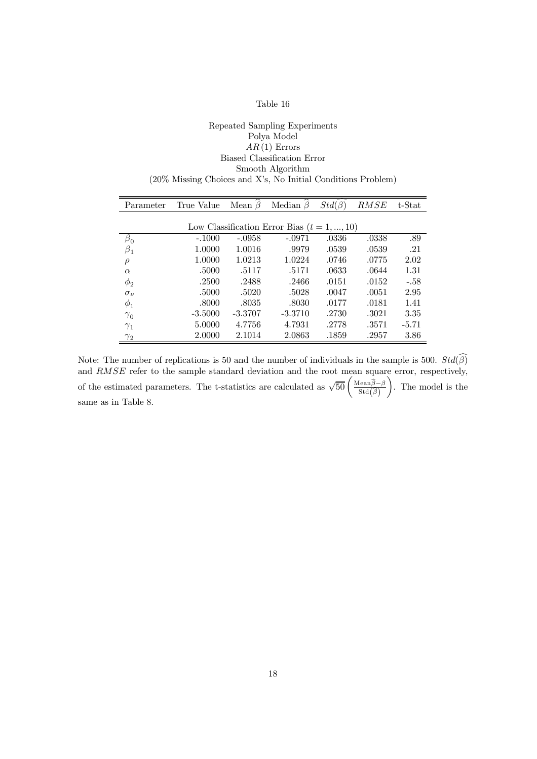Table 16

Repeated Sampling Experiments
Polya Model
$AR(1)$ Errors
Biased Classification Error
Smooth Algorithm
(20% Missing Choices and X's, No Initial Conditions Problem)

| Parameter | True Value | Mean $\widehat{\beta}$ | Median $\widehat{\beta}$ | $Std(\widehat{\beta})$ | $RMSE$ | t-Stat |
|---|---|---|---|---|---|---|
| Low Classification Error Bias ($t = 1, ..., 10$) | | | | | | |
| $\beta_0$ | -.1000 | -.0958 | -.0971 | .0336 | .0338 | .89 |
| $\beta_1$ | 1.0000 | 1.0016 | .9979 | .0539 | .0539 | .21 |
| $\rho$ | 1.0000 | 1.0213 | 1.0224 | .0746 | .0775 | 2.02 |
| $\alpha$ | .5000 | .5117 | .5171 | .0633 | .0644 | 1.31 |
| $\phi_2$ | .2500 | .2488 | .2466 | .0151 | .0152 | -.58 |
| $\sigma_\nu$ | .5000 | .5020 | .5028 | .0047 | .0051 | 2.95 |
| $\phi_1$ | .8000 | .8035 | .8030 | .0177 | .0181 | 1.41 |
| $\gamma_0$ | -3.5000 | -3.3707 | -3.3710 | .2730 | .3021 | 3.35 |
| $\gamma_1$ | 5.0000 | 4.7756 | 4.7931 | .2778 | .3571 | -5.71 |
| $\gamma_2$ | 2.0000 | 2.1014 | 2.0863 | .1859 | .2957 | 3.86 |

Note: The number of replications is 50 and the number of individuals in the sample is 500. $Std(\widehat{\beta})$ and $RMSE$ refer to the sample standard deviation and the root mean square error, respectively, of the estimated parameters. The t-statistics are calculated as $\sqrt{50}\left(\frac{\text{Mean}\widehat{\beta}-\beta}{\text{Std}(\widehat{\beta})}\right)$. The model is the same as in Table 8.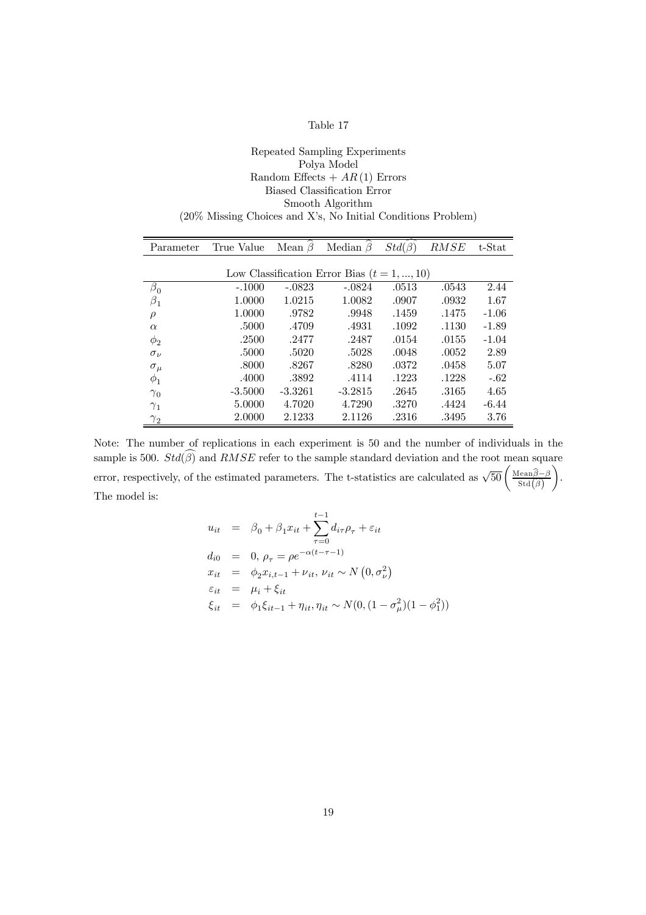Table 17

Repeated Sampling Experiments
Polya Model
Random Effects + $AR(1)$ Errors
Biased Classification Error
Smooth Algorithm
(20% Missing Choices and X's, No Initial Conditions Problem)

| Parameter | True Value | Mean $\widehat{\beta}$ | Median $\widehat{\beta}$ | $Std(\widehat{\beta})$ | $RMSE$ | t-Stat |
|---|---|---|---|---|---|---|
| | | Low Classification Error Bias ($t = 1, ..., 10$) | | | | |
| $\beta_0$ | -.1000 | -.0823 | -.0824 | .0513 | .0543 | 2.44 |
| $\beta_1$ | 1.0000 | 1.0215 | 1.0082 | .0907 | .0932 | 1.67 |
| $\rho$ | 1.0000 | .9782 | .9948 | .1459 | .1475 | -1.06 |
| $\alpha$ | .5000 | .4709 | .4931 | .1092 | .1130 | -1.89 |
| $\phi_2$ | .2500 | .2477 | .2487 | .0154 | .0155 | -1.04 |
| $\sigma_\nu$ | .5000 | .5020 | .5028 | .0048 | .0052 | 2.89 |
| $\sigma_\mu$ | .8000 | .8267 | .8280 | .0372 | .0458 | 5.07 |
| $\phi_1$ | .4000 | .3892 | .4114 | .1223 | .1228 | -.62 |
| $\gamma_0$ | -3.5000 | -3.3261 | -3.2815 | .2645 | .3165 | 4.65 |
| $\gamma_1$ | 5.0000 | 4.7020 | 4.7290 | .3270 | .4424 | -6.44 |
| $\gamma_2$ | 2.0000 | 2.1233 | 2.1126 | .2316 | .3495 | 3.76 |

Note: The number of replications in each experiment is 50 and the number of individuals in the sample is 500. $Std(\widehat{\beta})$ and $RMSE$ refer to the sample standard deviation and the root mean square error, respectively, of the estimated parameters. The t-statistics are calculated as $\sqrt{50}\left(\frac{\text{Mean}\widehat{\beta}-\beta}{\text{Std}(\widehat{\beta})}\right)$. The model is:

$$
\begin{aligned}
u_{it} &= \beta_0 + \beta_1 x_{it} + \sum_{\tau=0}^{t-1} d_{i\tau}\rho_\tau + \varepsilon_{it} \\
d_{i0} &= 0,\ \rho_\tau = \rho e^{-\alpha(t-\tau-1)} \\
x_{it} &= \phi_2 x_{i,t-1} + \nu_{it},\ \nu_{it} \sim N\left(0, \sigma_\nu^2\right) \\
\varepsilon_{it} &= \mu_i + \xi_{it} \\
\xi_{it} &= \phi_1 \xi_{it-1} + \eta_{it}, \eta_{it} \sim N(0, (1-\sigma_\mu^2)(1-\phi_1^2))
\end{aligned}
$$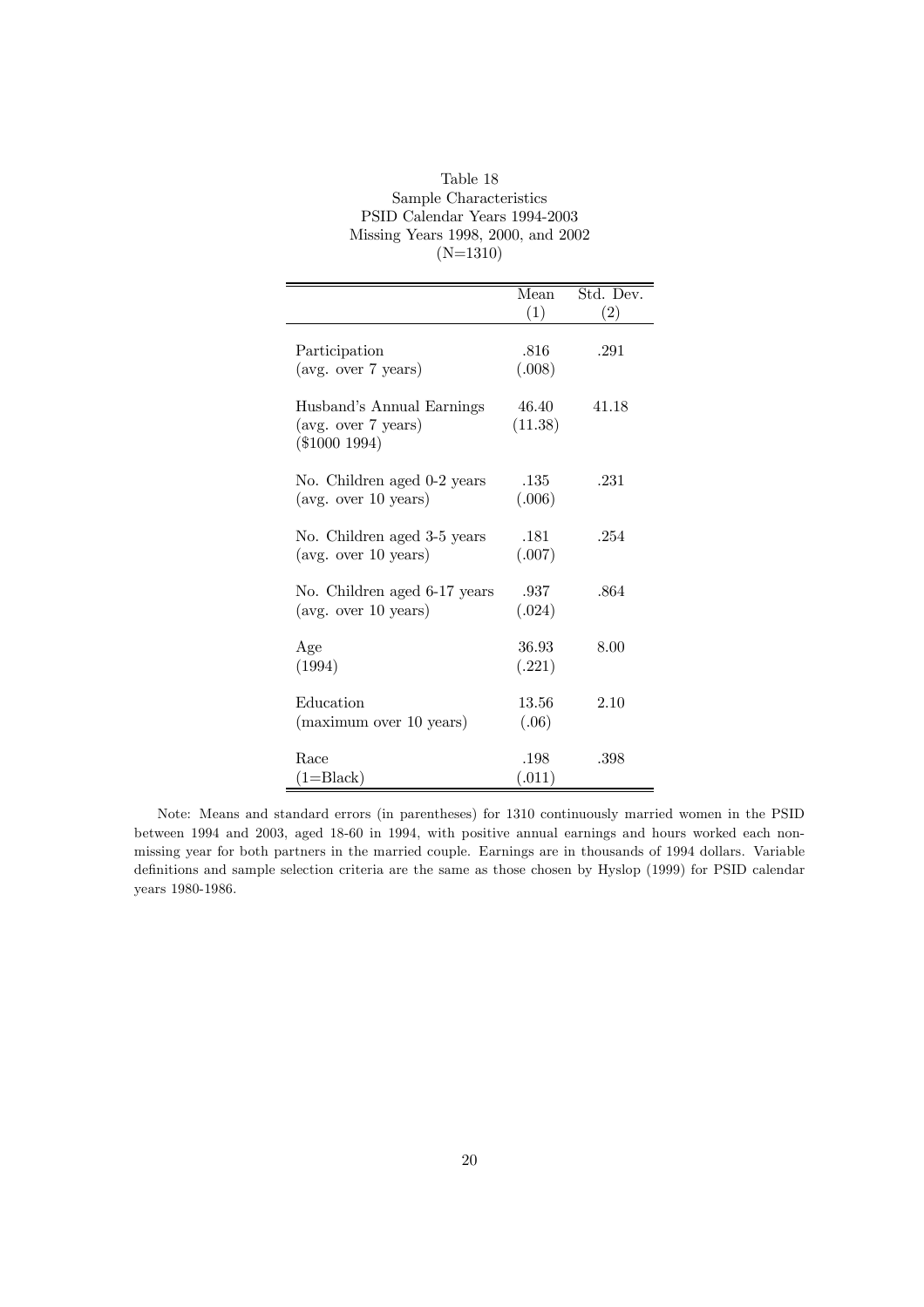Table 18
Sample Characteristics
PSID Calendar Years 1994-2003
Missing Years 1998, 2000, and 2002
(N=1310)

| | Mean (1) | Std. Dev. (2) |
|---|---|---|
| Participation (avg. over 7 years) | .816 (.008) | .291 |
| Husband's Annual Earnings (avg. over 7 years) ($1000 1994) | 46.40 (11.38) | 41.18 |
| No. Children aged 0-2 years (avg. over 10 years) | .135 (.006) | .231 |
| No. Children aged 3-5 years (avg. over 10 years) | .181 (.007) | .254 |
| No. Children aged 6-17 years (avg. over 10 years) | .937 (.024) | .864 |
| Age (1994) | 36.93 (.221) | 8.00 |
| Education (maximum over 10 years) | 13.56 (.06) | 2.10 |
| Race (1=Black) | .198 (.011) | .398 |

Note: Means and standard errors (in parentheses) for 1310 continuously married women in the PSID between 1994 and 2003, aged 18-60 in 1994, with positive annual earnings and hours worked each non-missing year for both partners in the married couple. Earnings are in thousands of 1994 dollars. Variable definitions and sample selection criteria are the same as those chosen by Hyslop (1999) for PSID calendar years 1980-1986.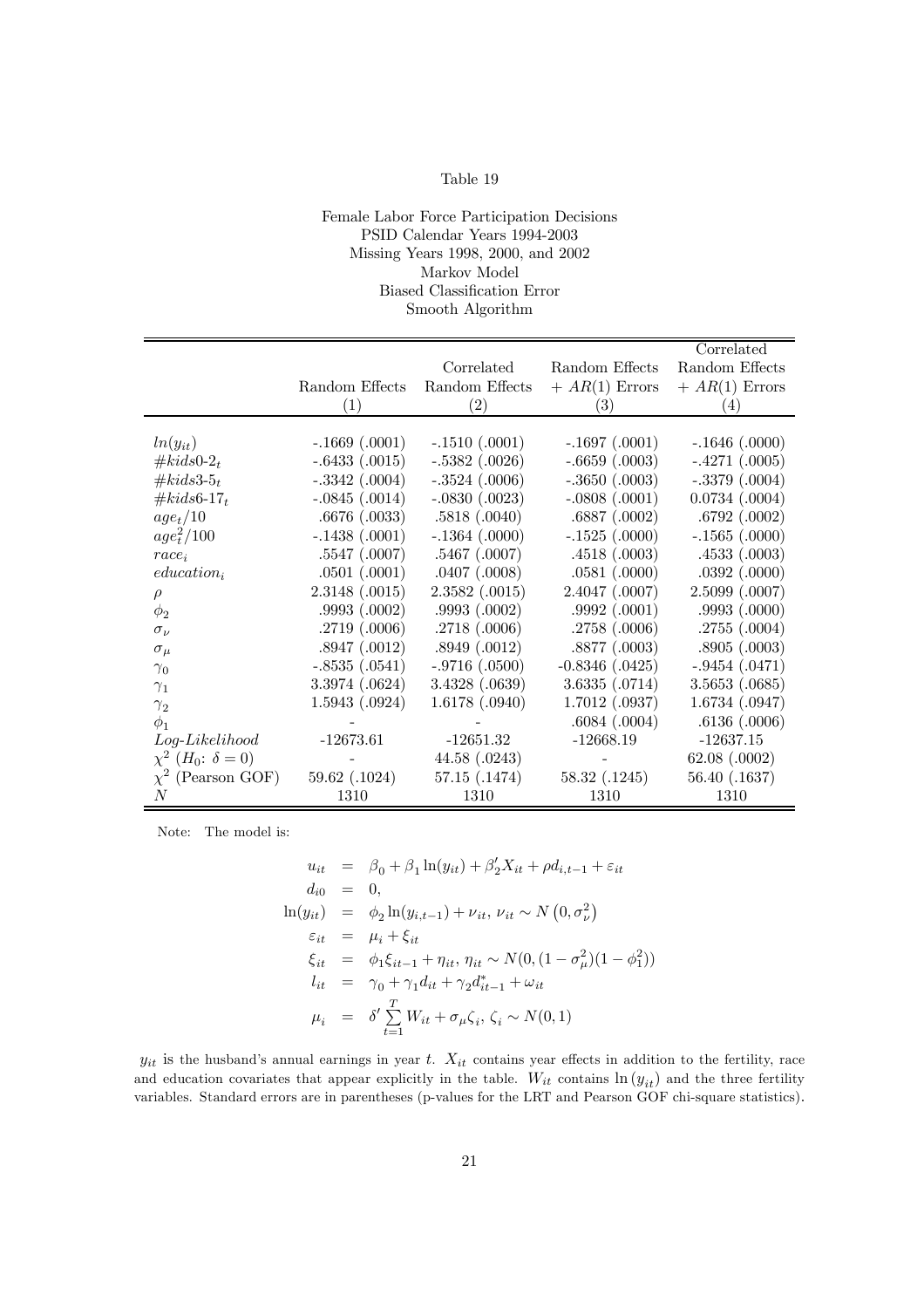Table 19

Female Labor Force Participation Decisions
PSID Calendar Years 1994-2003
Missing Years 1998, 2000, and 2002
Markov Model
Biased Classification Error
Smooth Algorithm

| | Random Effects (1) | Correlated Random Effects (2) | Random Effects + $AR(1)$ Errors (3) | Correlated Random Effects + $AR(1)$ Errors (4) |
|---|---|---|---|---|
| $ln(y_{it})$ | -.1669 (.0001) | -.1510 (.0001) | -.1697 (.0001) | -.1646 (.0000) |
| $\#kids0\text{-}2_t$ | -.6433 (.0015) | -.5382 (.0026) | -.6659 (.0003) | -.4271 (.0005) |
| $\#kids3\text{-}5_t$ | -.3342 (.0004) | -.3524 (.0006) | -.3650 (.0003) | -.3379 (.0004) |
| $\#kids6\text{-}17_t$ | -.0845 (.0014) | -.0830 (.0023) | -.0808 (.0001) | 0.0734 (.0004) |
| $age_t/10$ | .6676 (.0033) | .5818 (.0040) | .6887 (.0002) | .6792 (.0002) |
| $age_t^2/100$ | -.1438 (.0001) | -.1364 (.0000) | -.1525 (.0000) | -.1565 (.0000) |
| $race_i$ | .5547 (.0007) | .5467 (.0007) | .4518 (.0003) | .4533 (.0003) |
| $education_i$ | .0501 (.0001) | .0407 (.0008) | .0581 (.0000) | .0392 (.0000) |
| $\rho$ | 2.3148 (.0015) | 2.3582 (.0015) | 2.4047 (.0007) | 2.5099 (.0007) |
| $\phi_2$ | .9993 (.0002) | .9993 (.0002) | .9992 (.0001) | .9993 (.0000) |
| $\sigma_\nu$ | .2719 (.0006) | .2718 (.0006) | .2758 (.0006) | .2755 (.0004) |
| $\sigma_\mu$ | .8947 (.0012) | .8949 (.0012) | .8877 (.0003) | .8905 (.0003) |
| $\gamma_0$ | -.8535 (.0541) | -.9716 (.0500) | -0.8346 (.0425) | -.9454 (.0471) |
| $\gamma_1$ | 3.3974 (.0624) | 3.4328 (.0639) | 3.6335 (.0714) | 3.5653 (.0685) |
| $\gamma_2$ | 1.5943 (.0924) | 1.6178 (.0940) | 1.7012 (.0937) | 1.6734 (.0947) |
| $\phi_1$ | - | - | .6084 (.0004) | .6136 (.0006) |
| *Log-Likelihood* | -12673.61 | -12651.32 | -12668.19 | -12637.15 |
| $\chi^2$ ($H_0$: $\delta = 0$) | - | 44.58 (.0243) | - | 62.08 (.0002) |
| $\chi^2$ (Pearson GOF) | 59.62 (.1024) | 57.15 (.1474) | 58.32 (.1245) | 56.40 (.1637) |
| $N$ | 1310 | 1310 | 1310 | 1310 |

Note: The model is:

$$
\begin{aligned}
u_{it} &= \beta_0 + \beta_1 \ln(y_{it}) + \beta_2' X_{it} + \rho d_{i,t-1} + \varepsilon_{it} \\
d_{i0} &= 0, \\
\ln(y_{it}) &= \phi_2 \ln(y_{i,t-1}) + \nu_{it},\ \nu_{it} \sim N\left(0, \sigma_\nu^2\right) \\
\varepsilon_{it} &= \mu_i + \xi_{it} \\
\xi_{it} &= \phi_1 \xi_{it-1} + \eta_{it},\ \eta_{it} \sim N(0, (1-\sigma_\mu^2)(1-\phi_1^2)) \\
l_{it} &= \gamma_0 + \gamma_1 d_{it} + \gamma_2 d_{it-1}^* + \omega_{it} \\
\mu_i &= \delta' \sum_{t=1}^{T} W_{it} + \sigma_\mu \zeta_i,\ \zeta_i \sim N(0,1)
\end{aligned}
$$

$y_{it}$ is the husband's annual earnings in year $t$. $X_{it}$ contains year effects in addition to the fertility, race and education covariates that appear explicitly in the table. $W_{it}$ contains $\ln(y_{it})$ and the three fertility variables. Standard errors are in parentheses (p-values for the LRT and Pearson GOF chi-square statistics).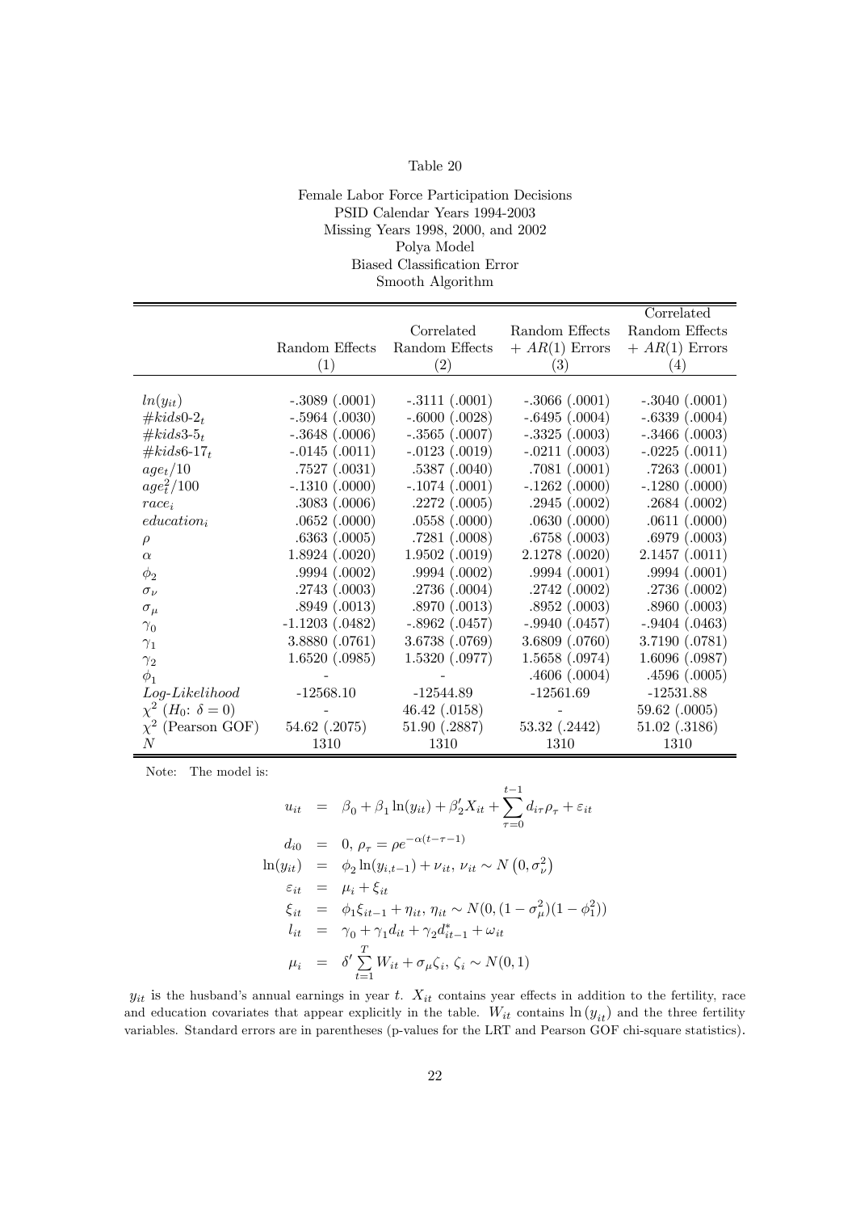Table 20

Female Labor Force Participation Decisions
PSID Calendar Years 1994-2003
Missing Years 1998, 2000, and 2002
Polya Model
Biased Classification Error
Smooth Algorithm

| | Random Effects (1) | Correlated Random Effects (2) | Random Effects + $AR(1)$ Errors (3) | Correlated Random Effects + $AR(1)$ Errors (4) |
|---|---|---|---|---|
| $ln(y_{it})$ | -.3089 (.0001) | -.3111 (.0001) | -.3066 (.0001) | -.3040 (.0001) |
| $\#kids0\text{-}2_t$ | -.5964 (.0030) | -.6000 (.0028) | -.6495 (.0004) | -.6339 (.0004) |
| $\#kids3\text{-}5_t$ | -.3648 (.0006) | -.3565 (.0007) | -.3325 (.0003) | -.3466 (.0003) |
| $\#kids6\text{-}17_t$ | -.0145 (.0011) | -.0123 (.0019) | -.0211 (.0003) | -.0225 (.0011) |
| $age_t/10$ | .7527 (.0031) | .5387 (.0040) | .7081 (.0001) | .7263 (.0001) |
| $age_t^2/100$ | -.1310 (.0000) | -.1074 (.0001) | -.1262 (.0000) | -.1280 (.0000) |
| $race_i$ | .3083 (.0006) | .2272 (.0005) | .2945 (.0002) | .2684 (.0002) |
| $education_i$ | .0652 (.0000) | .0558 (.0000) | .0630 (.0000) | .0611 (.0000) |
| $\rho$ | .6363 (.0005) | .7281 (.0008) | .6758 (.0003) | .6979 (.0003) |
| $\alpha$ | 1.8924 (.0020) | 1.9502 (.0019) | 2.1278 (.0020) | 2.1457 (.0011) |
| $\phi_2$ | .9994 (.0002) | .9994 (.0002) | .9994 (.0001) | .9994 (.0001) |
| $\sigma_\nu$ | .2743 (.0003) | .2736 (.0004) | .2742 (.0002) | .2736 (.0002) |
| $\sigma_\mu$ | .8949 (.0013) | .8970 (.0013) | .8952 (.0003) | .8960 (.0003) |
| $\gamma_0$ | -1.1203 (.0482) | -.8962 (.0457) | -.9940 (.0457) | -.9404 (.0463) |
| $\gamma_1$ | 3.8880 (.0761) | 3.6738 (.0769) | 3.6809 (.0760) | 3.7190 (.0781) |
| $\gamma_2$ | 1.6520 (.0985) | 1.5320 (.0977) | 1.5658 (.0974) | 1.6096 (.0987) |
| $\phi_1$ | - | - | .4606 (.0004) | .4596 (.0005) |
| *Log-Likelihood* | -12568.10 | -12544.89 | -12561.69 | -12531.88 |
| $\chi^2$ ($H_0$: $\delta = 0$) | - | 46.42 (.0158) | - | 59.62 (.0005) |
| $\chi^2$ (Pearson GOF) | 54.62 (.2075) | 51.90 (.2887) | 53.32 (.2442) | 51.02 (.3186) |
| $N$ | 1310 | 1310 | 1310 | 1310 |

Note: The model is:

$$
\begin{aligned}
u_{it} &= \beta_0 + \beta_1 \ln(y_{it}) + \beta_2' X_{it} + \sum_{\tau=0}^{t-1} d_{i\tau}\rho_\tau + \varepsilon_{it} \\
d_{i0} &= 0,\ \rho_\tau = \rho e^{-\alpha(t-\tau-1)} \\
\ln(y_{it}) &= \phi_2 \ln(y_{i,t-1}) + \nu_{it},\ \nu_{it} \sim N\left(0, \sigma_\nu^2\right) \\
\varepsilon_{it} &= \mu_i + \xi_{it} \\
\xi_{it} &= \phi_1 \xi_{it-1} + \eta_{it},\ \eta_{it} \sim N(0, (1-\sigma_\mu^2)(1-\phi_1^2)) \\
l_{it} &= \gamma_0 + \gamma_1 d_{it} + \gamma_2 d_{it-1}^* + \omega_{it} \\
\mu_i &= \delta' \sum_{t=1}^{T} W_{it} + \sigma_\mu \zeta_i,\ \zeta_i \sim N(0,1)
\end{aligned}
$$

$y_{it}$ is the husband's annual earnings in year $t$. $X_{it}$ contains year effects in addition to the fertility, race and education covariates that appear explicitly in the table. $W_{it}$ contains $\ln(y_{it})$ and the three fertility variables. Standard errors are in parentheses (p-values for the LRT and Pearson GOF chi-square statistics).